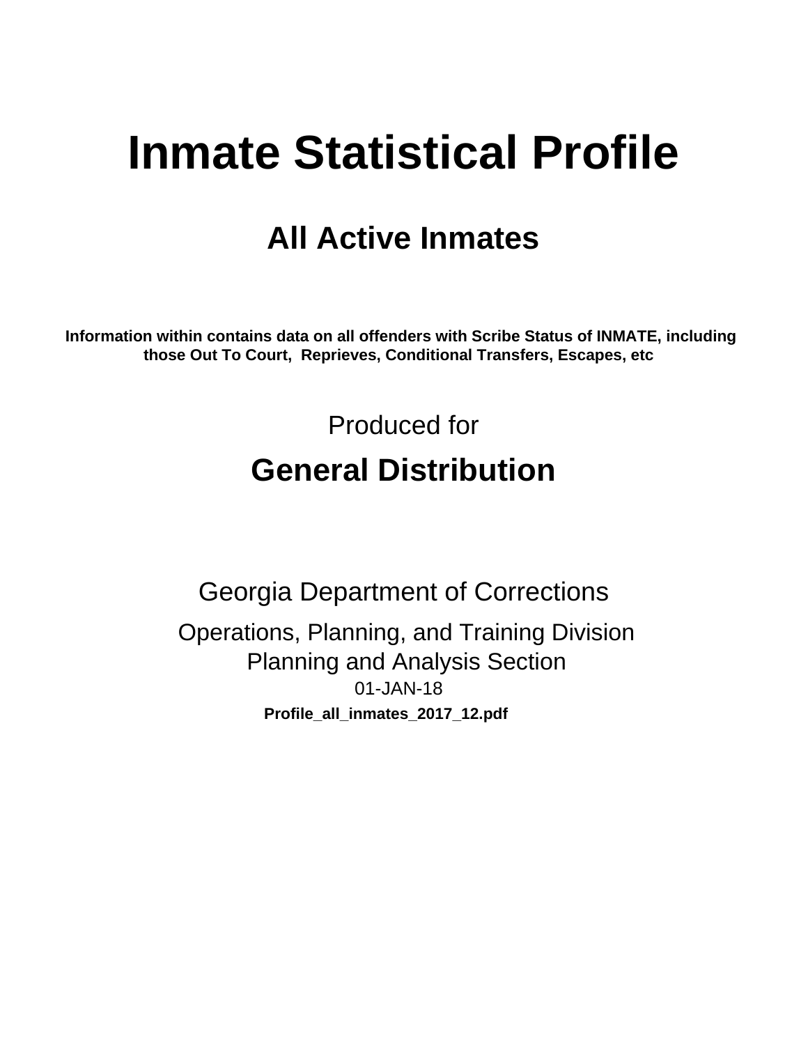# Inmate Statistical Profile

## All Active Inmates

**Information within contains data on all offenders with Scribe Status of INMATE, including those Out To Court, Reprieves, Conditional Transfers, Escapes, etc**

Produced for

## General Distribution

Georgia Department of Corrections

Operations, Planning, and Training Division
Planning and Analysis Section
01-JAN-18

**Profile_all_inmates_2017_12.pdf**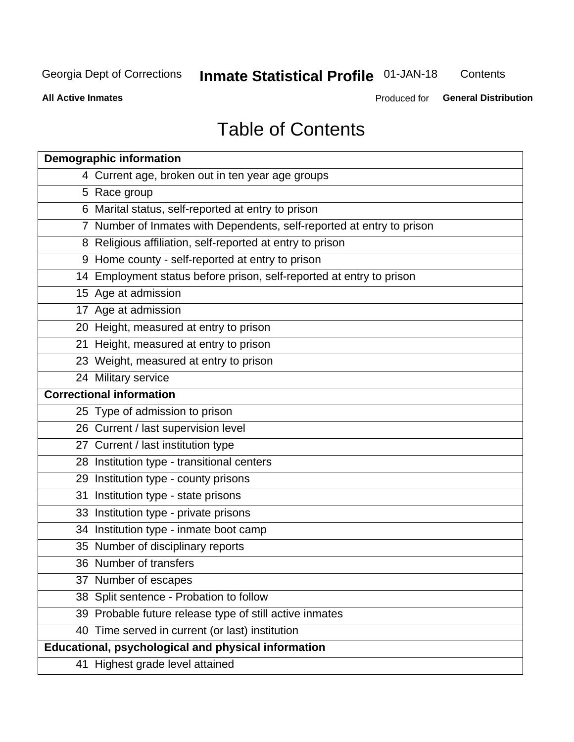# Table of Contents

| Demographic information | |
|---|---|
| 4 | Current age, broken out in ten year age groups |
| 5 | Race group |
| 6 | Marital status, self-reported at entry to prison |
| 7 | Number of Inmates with Dependents, self-reported at entry to prison |
| 8 | Religious affiliation, self-reported at entry to prison |
| 9 | Home county - self-reported at entry to prison |
| 14 | Employment status before prison, self-reported at entry to prison |
| 15 | Age at admission |
| 17 | Age at admission |
| 20 | Height, measured at entry to prison |
| 21 | Height, measured at entry to prison |
| 23 | Weight, measured at entry to prison |
| 24 | Military service |
| **Correctional information** | |
| 25 | Type of admission to prison |
| 26 | Current / last supervision level |
| 27 | Current / last institution type |
| 28 | Institution type - transitional centers |
| 29 | Institution type - county prisons |
| 31 | Institution type - state prisons |
| 33 | Institution type - private prisons |
| 34 | Institution type - inmate boot camp |
| 35 | Number of disciplinary reports |
| 36 | Number of transfers |
| 37 | Number of escapes |
| 38 | Split sentence - Probation to follow |
| 39 | Probable future release type of still active inmates |
| 40 | Time served in current (or last) institution |
| **Educational, psychological and physical information** | |
| 41 | Highest grade level attained |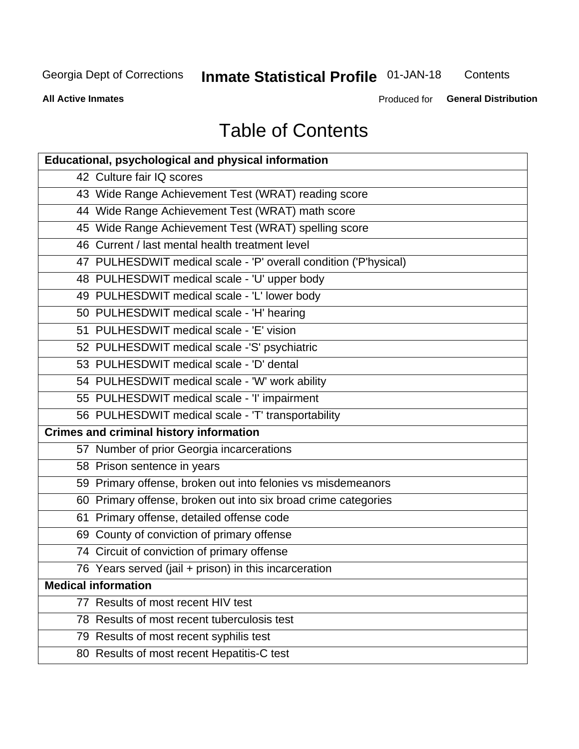# Table of Contents

| Educational, psychological and physical information | |
|---|---|
| 42 | Culture fair IQ scores |
| 43 | Wide Range Achievement Test (WRAT) reading score |
| 44 | Wide Range Achievement Test (WRAT) math score |
| 45 | Wide Range Achievement Test (WRAT) spelling score |
| 46 | Current / last mental health treatment level |
| 47 | PULHESDWIT medical scale - 'P' overall condition ('P'hysical) |
| 48 | PULHESDWIT medical scale - 'U' upper body |
| 49 | PULHESDWIT medical scale - 'L' lower body |
| 50 | PULHESDWIT medical scale - 'H' hearing |
| 51 | PULHESDWIT medical scale - 'E' vision |
| 52 | PULHESDWIT medical scale -'S' psychiatric |
| 53 | PULHESDWIT medical scale - 'D' dental |
| 54 | PULHESDWIT medical scale - 'W' work ability |
| 55 | PULHESDWIT medical scale - 'I' impairment |
| 56 | PULHESDWIT medical scale - 'T' transportability |
| **Crimes and criminal history information** | |
| 57 | Number of prior Georgia incarcerations |
| 58 | Prison sentence in years |
| 59 | Primary offense, broken out into felonies vs misdemeanors |
| 60 | Primary offense, broken out into six broad crime categories |
| 61 | Primary offense, detailed offense code |
| 69 | County of conviction of primary offense |
| 74 | Circuit of conviction of primary offense |
| 76 | Years served (jail + prison) in this incarceration |
| **Medical information** | |
| 77 | Results of most recent HIV test |
| 78 | Results of most recent tuberculosis test |
| 79 | Results of most recent syphilis test |
| 80 | Results of most recent Hepatitis-C test |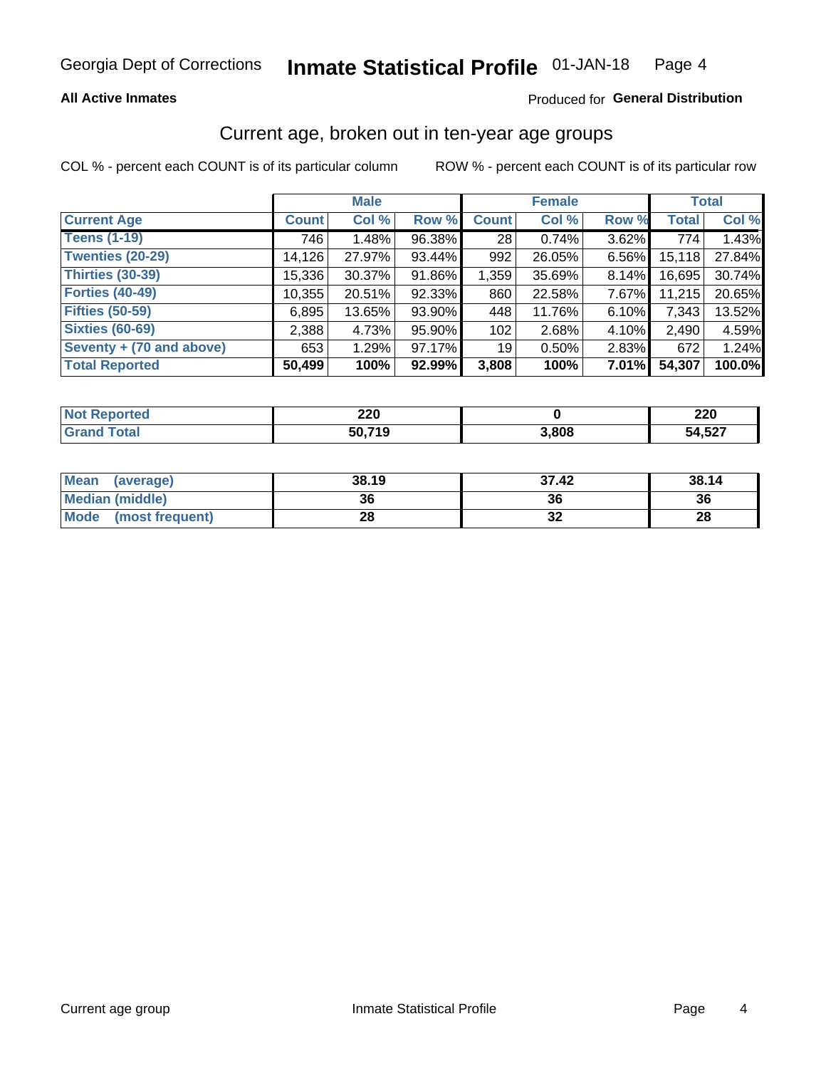Georgia Dept of Corrections **Inmate Statistical Profile** 01-JAN-18

**All Active Inmates**

Produced for **General Distribution**

## Current age, broken out in ten-year age groups

COL % - percent each COUNT is of its particular column

ROW % - percent each COUNT is of its particular row

| | Male | | | Female | | | Total | |
|---|---|---|---|---|---|---|---|---|
| **Current Age** | **Count** | **Col %** | **Row %** | **Count** | **Col %** | **Row %** | **Total** | **Col %** |
| **Teens (1-19)** | 746 | 1.48% | 96.38% | 28 | 0.74% | 3.62% | 774 | 1.43% |
| **Twenties (20-29)** | 14,126 | 27.97% | 93.44% | 992 | 26.05% | 6.56% | 15,118 | 27.84% |
| **Thirties (30-39)** | 15,336 | 30.37% | 91.86% | 1,359 | 35.69% | 8.14% | 16,695 | 30.74% |
| **Forties (40-49)** | 10,355 | 20.51% | 92.33% | 860 | 22.58% | 7.67% | 11,215 | 20.65% |
| **Fifties (50-59)** | 6,895 | 13.65% | 93.90% | 448 | 11.76% | 6.10% | 7,343 | 13.52% |
| **Sixties (60-69)** | 2,388 | 4.73% | 95.90% | 102 | 2.68% | 4.10% | 2,490 | 4.59% |
| **Seventy + (70 and above)** | 653 | 1.29% | 97.17% | 19 | 0.50% | 2.83% | 672 | 1.24% |
| **Total Reported** | **50,499** | **100%** | **92.99%** | **3,808** | **100%** | **7.01%** | **54,307** | **100.0%** |

| | Male | Female | Total |
|---|---|---|---|
| **Not Reported** | **220** | **0** | **220** |
| **Grand Total** | **50,719** | **3,808** | **54,527** |

| | Male | Female | Total |
|---|---|---|---|
| **Mean (average)** | **38.19** | **37.42** | **38.14** |
| **Median (middle)** | **36** | **36** | **36** |
| **Mode (most frequent)** | **28** | **32** | **28** |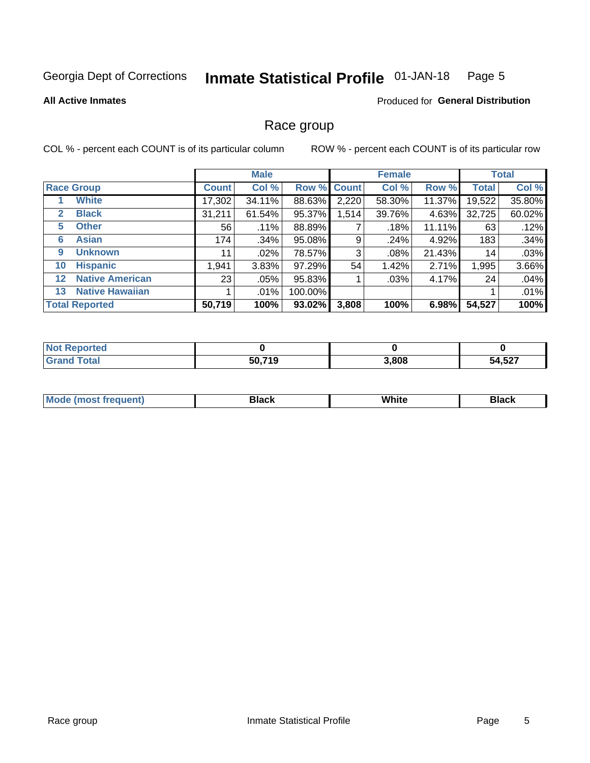Georgia Dept of Corrections **Inmate Statistical Profile** 01-JAN-18

**All Active Inmates**

Produced for **General Distribution**

## Race group

COL % - percent each COUNT is of its particular column

ROW % - percent each COUNT is of its particular row

| | | Male | | | Female | | | Total | |
|---|---|---|---|---|---|---|---|---|---|
| **Race Group** | | **Count** | **Col %** | **Row %** | **Count** | **Col %** | **Row %** | **Total** | **Col %** |
| 1 | **White** | 17,302 | 34.11% | 88.63% | 2,220 | 58.30% | 11.37% | 19,522 | 35.80% |
| 2 | **Black** | 31,211 | 61.54% | 95.37% | 1,514 | 39.76% | 4.63% | 32,725 | 60.02% |
| 5 | **Other** | 56 | .11% | 88.89% | 7 | .18% | 11.11% | 63 | .12% |
| 6 | **Asian** | 174 | .34% | 95.08% | 9 | .24% | 4.92% | 183 | .34% |
| 9 | **Unknown** | 11 | .02% | 78.57% | 3 | .08% | 21.43% | 14 | .03% |
| 10 | **Hispanic** | 1,941 | 3.83% | 97.29% | 54 | 1.42% | 2.71% | 1,995 | 3.66% |
| 12 | **Native American** | 23 | .05% | 95.83% | 1 | .03% | 4.17% | 24 | .04% |
| 13 | **Native Hawaiian** | 1 | .01% | 100.00% | | | | 1 | .01% |
| **Total Reported** | | **50,719** | **100%** | **93.02%** | **3,808** | **100%** | **6.98%** | **54,527** | **100%** |

| | Male | Female | Total |
|---|---|---|---|
| **Not Reported** | **0** | **0** | **0** |
| **Grand Total** | **50,719** | **3,808** | **54,527** |

| | Male | Female | Total |
|---|---|---|---|
| **Mode (most frequent)** | **Black** | **White** | **Black** |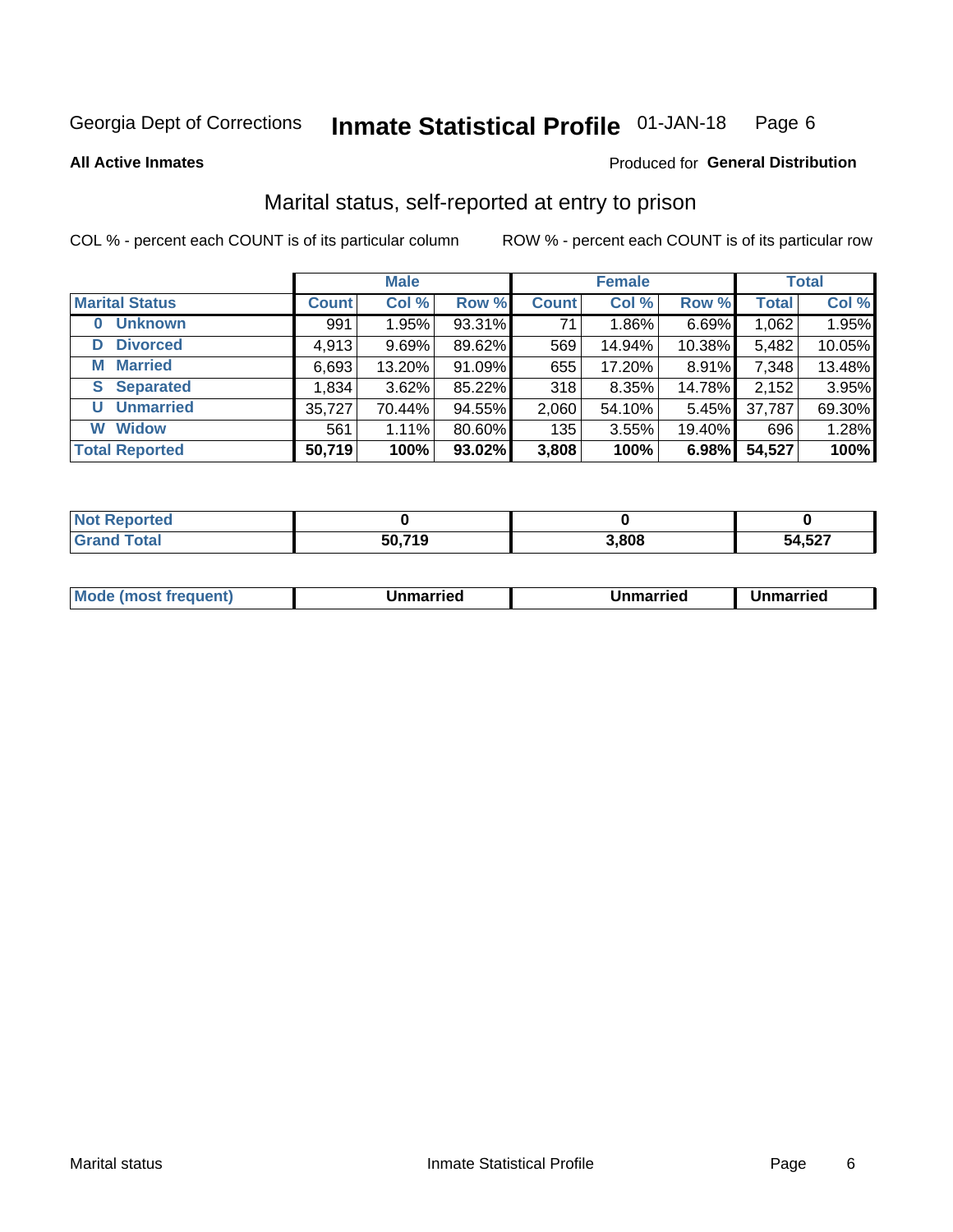Georgia Dept of Corrections **Inmate Statistical Profile** 01-JAN-18

**All Active Inmates**

Produced for **General Distribution**

## Marital status, self-reported at entry to prison

COL % - percent each COUNT is of its particular column

ROW % - percent each COUNT is of its particular row

| | Male | | | Female | | | Total | |
|---|---|---|---|---|---|---|---|---|
| **Marital Status** | **Count** | **Col %** | **Row %** | **Count** | **Col %** | **Row %** | **Total** | **Col %** |
| **0 Unknown** | 991 | 1.95% | 93.31% | 71 | 1.86% | 6.69% | 1,062 | 1.95% |
| **D Divorced** | 4,913 | 9.69% | 89.62% | 569 | 14.94% | 10.38% | 5,482 | 10.05% |
| **M Married** | 6,693 | 13.20% | 91.09% | 655 | 17.20% | 8.91% | 7,348 | 13.48% |
| **S Separated** | 1,834 | 3.62% | 85.22% | 318 | 8.35% | 14.78% | 2,152 | 3.95% |
| **U Unmarried** | 35,727 | 70.44% | 94.55% | 2,060 | 54.10% | 5.45% | 37,787 | 69.30% |
| **W Widow** | 561 | 1.11% | 80.60% | 135 | 3.55% | 19.40% | 696 | 1.28% |
| **Total Reported** | **50,719** | **100%** | **93.02%** | **3,808** | **100%** | **6.98%** | **54,527** | **100%** |

| | Male | Female | Total |
|---|---|---|---|
| **Not Reported** | **0** | **0** | **0** |
| **Grand Total** | **50,719** | **3,808** | **54,527** |

| | Male | Female | Total |
|---|---|---|---|
| **Mode (most frequent)** | **Unmarried** | **Unmarried** | **Unmarried** |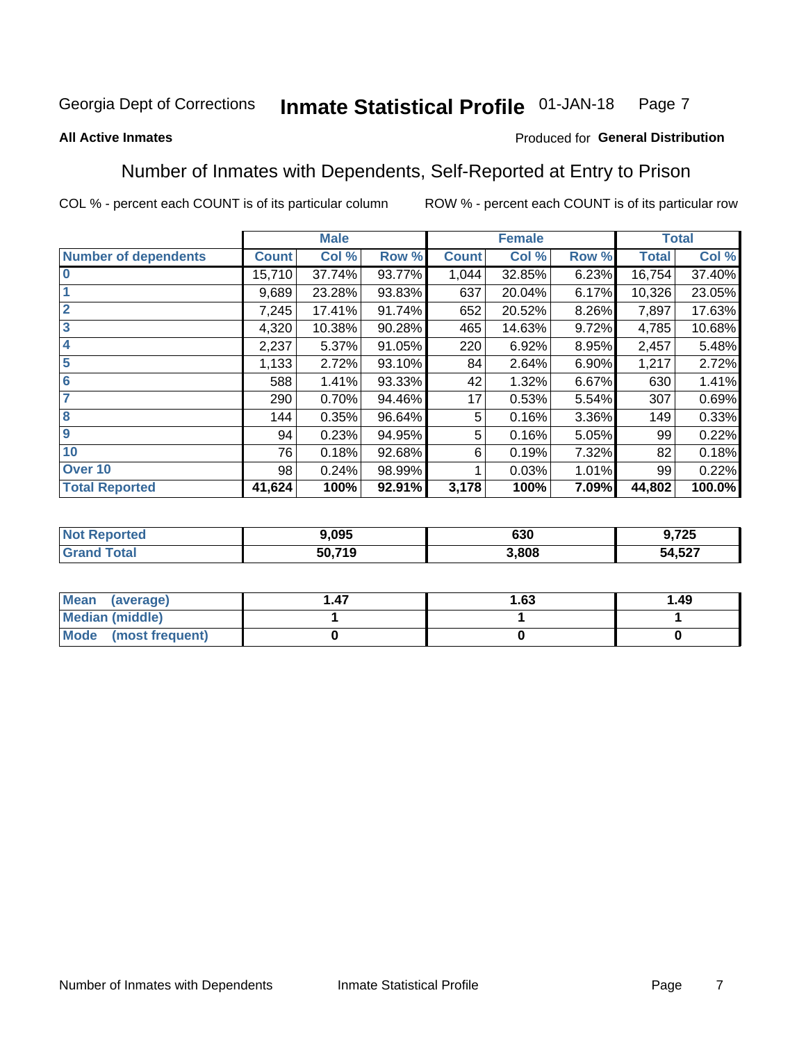Georgia Dept of Corrections **Inmate Statistical Profile** 01-JAN-18

**All Active Inmates**

Produced for **General Distribution**

## Number of Inmates with Dependents, Self-Reported at Entry to Prison

COL % - percent each COUNT is of its particular column     ROW % - percent each COUNT is of its particular row

| | Male | | | Female | | | Total | |
|---|---|---|---|---|---|---|---|---|
| **Number of dependents** | **Count** | **Col %** | **Row %** | **Count** | **Col %** | **Row %** | **Total** | **Col %** |
| **0** | 15,710 | 37.74% | 93.77% | 1,044 | 32.85% | 6.23% | 16,754 | 37.40% |
| **1** | 9,689 | 23.28% | 93.83% | 637 | 20.04% | 6.17% | 10,326 | 23.05% |
| **2** | 7,245 | 17.41% | 91.74% | 652 | 20.52% | 8.26% | 7,897 | 17.63% |
| **3** | 4,320 | 10.38% | 90.28% | 465 | 14.63% | 9.72% | 4,785 | 10.68% |
| **4** | 2,237 | 5.37% | 91.05% | 220 | 6.92% | 8.95% | 2,457 | 5.48% |
| **5** | 1,133 | 2.72% | 93.10% | 84 | 2.64% | 6.90% | 1,217 | 2.72% |
| **6** | 588 | 1.41% | 93.33% | 42 | 1.32% | 6.67% | 630 | 1.41% |
| **7** | 290 | 0.70% | 94.46% | 17 | 0.53% | 5.54% | 307 | 0.69% |
| **8** | 144 | 0.35% | 96.64% | 5 | 0.16% | 3.36% | 149 | 0.33% |
| **9** | 94 | 0.23% | 94.95% | 5 | 0.16% | 5.05% | 99 | 0.22% |
| **10** | 76 | 0.18% | 92.68% | 6 | 0.19% | 7.32% | 82 | 0.18% |
| **Over 10** | 98 | 0.24% | 98.99% | 1 | 0.03% | 1.01% | 99 | 0.22% |
| **Total Reported** | **41,624** | **100%** | **92.91%** | **3,178** | **100%** | **7.09%** | **44,802** | **100.0%** |

| | Male | Female | Total |
|---|---|---|---|
| **Not Reported** | **9,095** | **630** | **9,725** |
| **Grand Total** | **50,719** | **3,808** | **54,527** |

| | Male | Female | Total |
|---|---|---|---|
| **Mean (average)** | **1.47** | **1.63** | **1.49** |
| **Median (middle)** | **1** | **1** | **1** |
| **Mode (most frequent)** | **0** | **0** | **0** |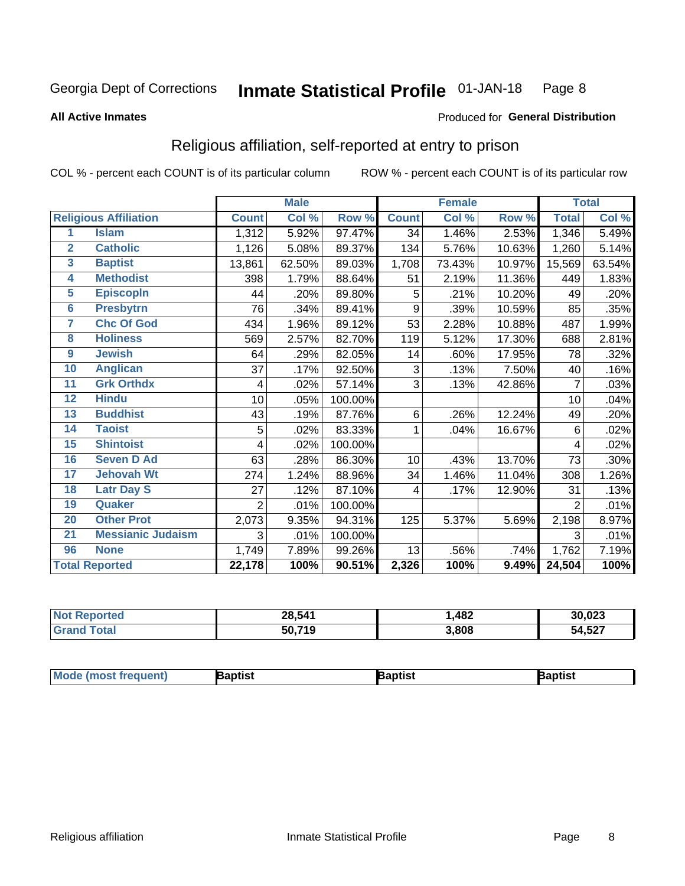Georgia Dept of Corrections **Inmate Statistical Profile** 01-JAN-18

**All Active Inmates**

Produced for **General Distribution**

## Religious affiliation, self-reported at entry to prison

COL % - percent each COUNT is of its particular column ROW % - percent each COUNT is of its particular row

| | | Male | | | Female | | | Total | |
|---|---|---|---|---|---|---|---|---|---|
| **Religious Affiliation** | | **Count** | **Col %** | **Row %** | **Count** | **Col %** | **Row %** | **Total** | **Col %** |
| 1 | Islam | 1,312 | 5.92% | 97.47% | 34 | 1.46% | 2.53% | 1,346 | 5.49% |
| 2 | Catholic | 1,126 | 5.08% | 89.37% | 134 | 5.76% | 10.63% | 1,260 | 5.14% |
| 3 | Baptist | 13,861 | 62.50% | 89.03% | 1,708 | 73.43% | 10.97% | 15,569 | 63.54% |
| 4 | Methodist | 398 | 1.79% | 88.64% | 51 | 2.19% | 11.36% | 449 | 1.83% |
| 5 | Episcopln | 44 | .20% | 89.80% | 5 | .21% | 10.20% | 49 | .20% |
| 6 | Presbytrn | 76 | .34% | 89.41% | 9 | .39% | 10.59% | 85 | .35% |
| 7 | Chc Of God | 434 | 1.96% | 89.12% | 53 | 2.28% | 10.88% | 487 | 1.99% |
| 8 | Holiness | 569 | 2.57% | 82.70% | 119 | 5.12% | 17.30% | 688 | 2.81% |
| 9 | Jewish | 64 | .29% | 82.05% | 14 | .60% | 17.95% | 78 | .32% |
| 10 | Anglican | 37 | .17% | 92.50% | 3 | .13% | 7.50% | 40 | .16% |
| 11 | Grk Orthdx | 4 | .02% | 57.14% | 3 | .13% | 42.86% | 7 | .03% |
| 12 | Hindu | 10 | .05% | 100.00% | | | | 10 | .04% |
| 13 | Buddhist | 43 | .19% | 87.76% | 6 | .26% | 12.24% | 49 | .20% |
| 14 | Taoist | 5 | .02% | 83.33% | 1 | .04% | 16.67% | 6 | .02% |
| 15 | Shintoist | 4 | .02% | 100.00% | | | | 4 | .02% |
| 16 | Seven D Ad | 63 | .28% | 86.30% | 10 | .43% | 13.70% | 73 | .30% |
| 17 | Jehovah Wt | 274 | 1.24% | 88.96% | 34 | 1.46% | 11.04% | 308 | 1.26% |
| 18 | Latr Day S | 27 | .12% | 87.10% | 4 | .17% | 12.90% | 31 | .13% |
| 19 | Quaker | 2 | .01% | 100.00% | | | | 2 | .01% |
| 20 | Other Prot | 2,073 | 9.35% | 94.31% | 125 | 5.37% | 5.69% | 2,198 | 8.97% |
| 21 | Messianic Judaism | 3 | .01% | 100.00% | | | | 3 | .01% |
| 96 | None | 1,749 | 7.89% | 99.26% | 13 | .56% | .74% | 1,762 | 7.19% |
| **Total Reported** | | **22,178** | **100%** | **90.51%** | **2,326** | **100%** | **9.49%** | **24,504** | **100%** |

| | Male | Female | Total |
|---|---|---|---|
| Not Reported | **28,541** | **1,482** | **30,023** |
| Grand Total | **50,719** | **3,808** | **54,527** |

| | Male | Female | Total |
|---|---|---|---|
| Mode (most frequent) | **Baptist** | **Baptist** | **Baptist** |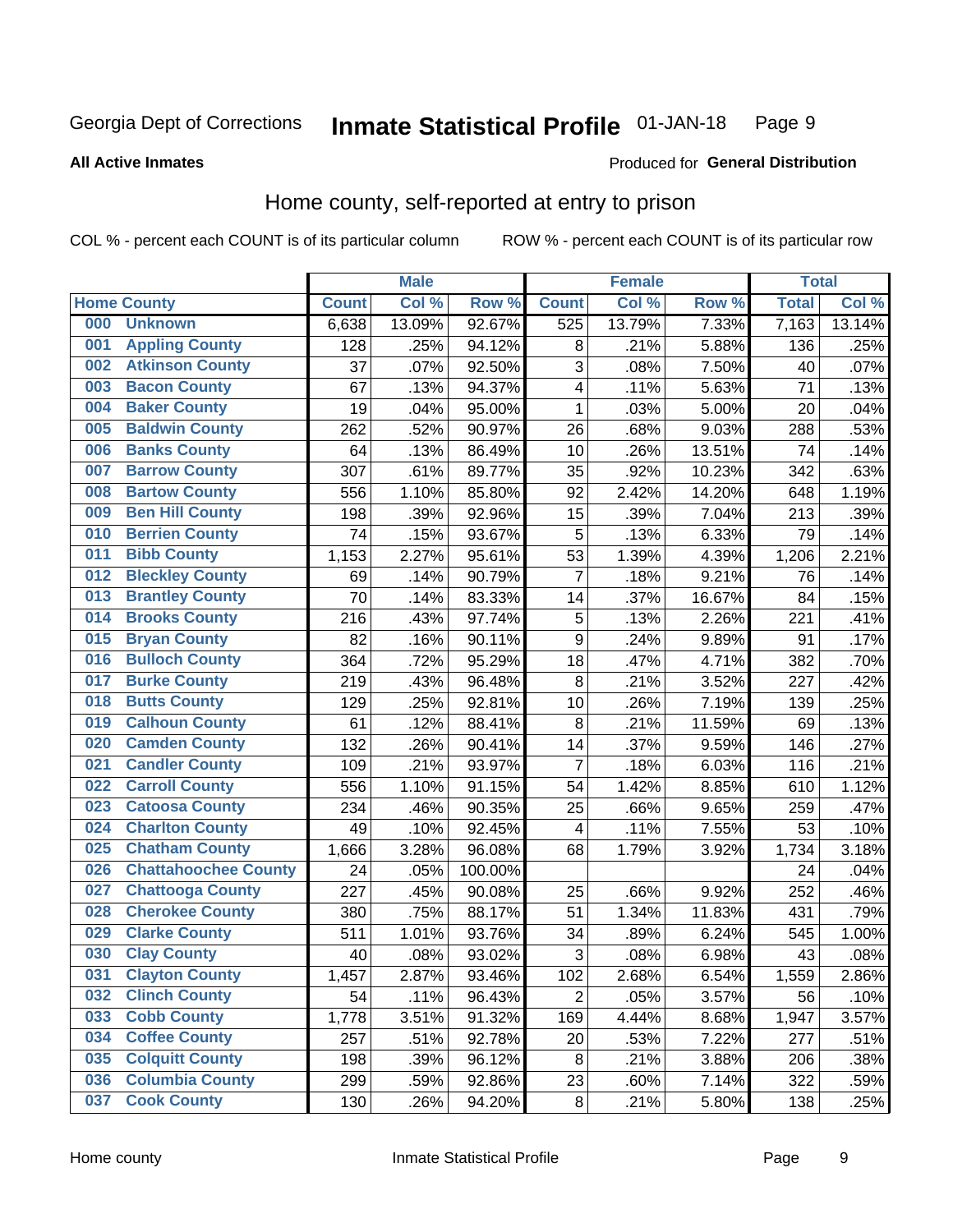Georgia Dept of Corrections **Inmate Statistical Profile** 01-JAN-18

**All Active Inmates**

Produced for **General Distribution**

## Home county, self-reported at entry to prison

COL % - percent each COUNT is of its particular column ROW % - percent each COUNT is of its particular row

| Home County | | Male | | | Female | | | Total | |
|---|---|---|---|---|---|---|---|---|---|
| | | Count | Col % | Row % | Count | Col % | Row % | Total | Col % |
| 000 | Unknown | 6,638 | 13.09% | 92.67% | 525 | 13.79% | 7.33% | 7,163 | 13.14% |
| 001 | Appling County | 128 | .25% | 94.12% | 8 | .21% | 5.88% | 136 | .25% |
| 002 | Atkinson County | 37 | .07% | 92.50% | 3 | .08% | 7.50% | 40 | .07% |
| 003 | Bacon County | 67 | .13% | 94.37% | 4 | .11% | 5.63% | 71 | .13% |
| 004 | Baker County | 19 | .04% | 95.00% | 1 | .03% | 5.00% | 20 | .04% |
| 005 | Baldwin County | 262 | .52% | 90.97% | 26 | .68% | 9.03% | 288 | .53% |
| 006 | Banks County | 64 | .13% | 86.49% | 10 | .26% | 13.51% | 74 | .14% |
| 007 | Barrow County | 307 | .61% | 89.77% | 35 | .92% | 10.23% | 342 | .63% |
| 008 | Bartow County | 556 | 1.10% | 85.80% | 92 | 2.42% | 14.20% | 648 | 1.19% |
| 009 | Ben Hill County | 198 | .39% | 92.96% | 15 | .39% | 7.04% | 213 | .39% |
| 010 | Berrien County | 74 | .15% | 93.67% | 5 | .13% | 6.33% | 79 | .14% |
| 011 | Bibb County | 1,153 | 2.27% | 95.61% | 53 | 1.39% | 4.39% | 1,206 | 2.21% |
| 012 | Bleckley County | 69 | .14% | 90.79% | 7 | .18% | 9.21% | 76 | .14% |
| 013 | Brantley County | 70 | .14% | 83.33% | 14 | .37% | 16.67% | 84 | .15% |
| 014 | Brooks County | 216 | .43% | 97.74% | 5 | .13% | 2.26% | 221 | .41% |
| 015 | Bryan County | 82 | .16% | 90.11% | 9 | .24% | 9.89% | 91 | .17% |
| 016 | Bulloch County | 364 | .72% | 95.29% | 18 | .47% | 4.71% | 382 | .70% |
| 017 | Burke County | 219 | .43% | 96.48% | 8 | .21% | 3.52% | 227 | .42% |
| 018 | Butts County | 129 | .25% | 92.81% | 10 | .26% | 7.19% | 139 | .25% |
| 019 | Calhoun County | 61 | .12% | 88.41% | 8 | .21% | 11.59% | 69 | .13% |
| 020 | Camden County | 132 | .26% | 90.41% | 14 | .37% | 9.59% | 146 | .27% |
| 021 | Candler County | 109 | .21% | 93.97% | 7 | .18% | 6.03% | 116 | .21% |
| 022 | Carroll County | 556 | 1.10% | 91.15% | 54 | 1.42% | 8.85% | 610 | 1.12% |
| 023 | Catoosa County | 234 | .46% | 90.35% | 25 | .66% | 9.65% | 259 | .47% |
| 024 | Charlton County | 49 | .10% | 92.45% | 4 | .11% | 7.55% | 53 | .10% |
| 025 | Chatham County | 1,666 | 3.28% | 96.08% | 68 | 1.79% | 3.92% | 1,734 | 3.18% |
| 026 | Chattahoochee County | 24 | .05% | 100.00% | | | | 24 | .04% |
| 027 | Chattooga County | 227 | .45% | 90.08% | 25 | .66% | 9.92% | 252 | .46% |
| 028 | Cherokee County | 380 | .75% | 88.17% | 51 | 1.34% | 11.83% | 431 | .79% |
| 029 | Clarke County | 511 | 1.01% | 93.76% | 34 | .89% | 6.24% | 545 | 1.00% |
| 030 | Clay County | 40 | .08% | 93.02% | 3 | .08% | 6.98% | 43 | .08% |
| 031 | Clayton County | 1,457 | 2.87% | 93.46% | 102 | 2.68% | 6.54% | 1,559 | 2.86% |
| 032 | Clinch County | 54 | .11% | 96.43% | 2 | .05% | 3.57% | 56 | .10% |
| 033 | Cobb County | 1,778 | 3.51% | 91.32% | 169 | 4.44% | 8.68% | 1,947 | 3.57% |
| 034 | Coffee County | 257 | .51% | 92.78% | 20 | .53% | 7.22% | 277 | .51% |
| 035 | Colquitt County | 198 | .39% | 96.12% | 8 | .21% | 3.88% | 206 | .38% |
| 036 | Columbia County | 299 | .59% | 92.86% | 23 | .60% | 7.14% | 322 | .59% |
| 037 | Cook County | 130 | .26% | 94.20% | 8 | .21% | 5.80% | 138 | .25% |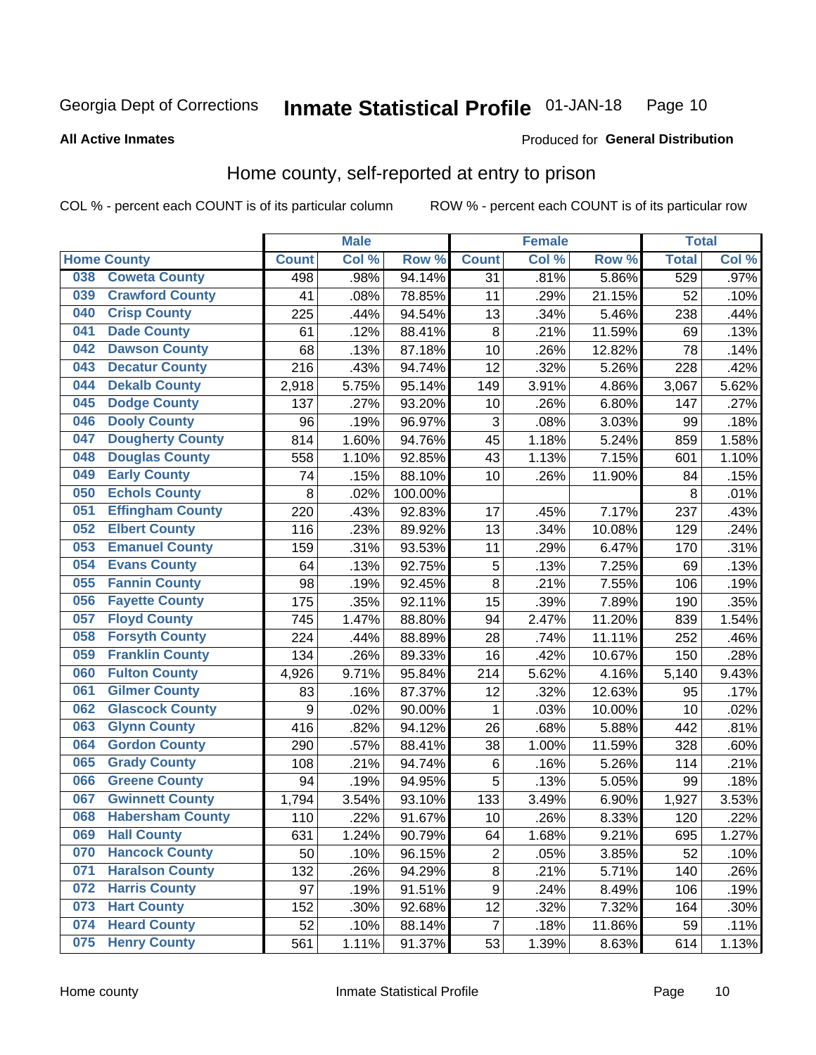Georgia Dept of Corrections **Inmate Statistical Profile** 01-JAN-18

**All Active Inmates**

Produced for **General Distribution**

## Home county, self-reported at entry to prison

COL % - percent each COUNT is of its particular column ROW % - percent each COUNT is of its particular row

| Home County | | Male | | | Female | | | Total | |
|---|---|---|---|---|---|---|---|---|---|
| | | Count | Col % | Row % | Count | Col % | Row % | Total | Col % |
| 038 | Coweta County | 498 | .98% | 94.14% | 31 | .81% | 5.86% | 529 | .97% |
| 039 | Crawford County | 41 | .08% | 78.85% | 11 | .29% | 21.15% | 52 | .10% |
| 040 | Crisp County | 225 | .44% | 94.54% | 13 | .34% | 5.46% | 238 | .44% |
| 041 | Dade County | 61 | .12% | 88.41% | 8 | .21% | 11.59% | 69 | .13% |
| 042 | Dawson County | 68 | .13% | 87.18% | 10 | .26% | 12.82% | 78 | .14% |
| 043 | Decatur County | 216 | .43% | 94.74% | 12 | .32% | 5.26% | 228 | .42% |
| 044 | Dekalb County | 2,918 | 5.75% | 95.14% | 149 | 3.91% | 4.86% | 3,067 | 5.62% |
| 045 | Dodge County | 137 | .27% | 93.20% | 10 | .26% | 6.80% | 147 | .27% |
| 046 | Dooly County | 96 | .19% | 96.97% | 3 | .08% | 3.03% | 99 | .18% |
| 047 | Dougherty County | 814 | 1.60% | 94.76% | 45 | 1.18% | 5.24% | 859 | 1.58% |
| 048 | Douglas County | 558 | 1.10% | 92.85% | 43 | 1.13% | 7.15% | 601 | 1.10% |
| 049 | Early County | 74 | .15% | 88.10% | 10 | .26% | 11.90% | 84 | .15% |
| 050 | Echols County | 8 | .02% | 100.00% | | | | 8 | .01% |
| 051 | Effingham County | 220 | .43% | 92.83% | 17 | .45% | 7.17% | 237 | .43% |
| 052 | Elbert County | 116 | .23% | 89.92% | 13 | .34% | 10.08% | 129 | .24% |
| 053 | Emanuel County | 159 | .31% | 93.53% | 11 | .29% | 6.47% | 170 | .31% |
| 054 | Evans County | 64 | .13% | 92.75% | 5 | .13% | 7.25% | 69 | .13% |
| 055 | Fannin County | 98 | .19% | 92.45% | 8 | .21% | 7.55% | 106 | .19% |
| 056 | Fayette County | 175 | .35% | 92.11% | 15 | .39% | 7.89% | 190 | .35% |
| 057 | Floyd County | 745 | 1.47% | 88.80% | 94 | 2.47% | 11.20% | 839 | 1.54% |
| 058 | Forsyth County | 224 | .44% | 88.89% | 28 | .74% | 11.11% | 252 | .46% |
| 059 | Franklin County | 134 | .26% | 89.33% | 16 | .42% | 10.67% | 150 | .28% |
| 060 | Fulton County | 4,926 | 9.71% | 95.84% | 214 | 5.62% | 4.16% | 5,140 | 9.43% |
| 061 | Gilmer County | 83 | .16% | 87.37% | 12 | .32% | 12.63% | 95 | .17% |
| 062 | Glascock County | 9 | .02% | 90.00% | 1 | .03% | 10.00% | 10 | .02% |
| 063 | Glynn County | 416 | .82% | 94.12% | 26 | .68% | 5.88% | 442 | .81% |
| 064 | Gordon County | 290 | .57% | 88.41% | 38 | 1.00% | 11.59% | 328 | .60% |
| 065 | Grady County | 108 | .21% | 94.74% | 6 | .16% | 5.26% | 114 | .21% |
| 066 | Greene County | 94 | .19% | 94.95% | 5 | .13% | 5.05% | 99 | .18% |
| 067 | Gwinnett County | 1,794 | 3.54% | 93.10% | 133 | 3.49% | 6.90% | 1,927 | 3.53% |
| 068 | Habersham County | 110 | .22% | 91.67% | 10 | .26% | 8.33% | 120 | .22% |
| 069 | Hall County | 631 | 1.24% | 90.79% | 64 | 1.68% | 9.21% | 695 | 1.27% |
| 070 | Hancock County | 50 | .10% | 96.15% | 2 | .05% | 3.85% | 52 | .10% |
| 071 | Haralson County | 132 | .26% | 94.29% | 8 | .21% | 5.71% | 140 | .26% |
| 072 | Harris County | 97 | .19% | 91.51% | 9 | .24% | 8.49% | 106 | .19% |
| 073 | Hart County | 152 | .30% | 92.68% | 12 | .32% | 7.32% | 164 | .30% |
| 074 | Heard County | 52 | .10% | 88.14% | 7 | .18% | 11.86% | 59 | .11% |
| 075 | Henry County | 561 | 1.11% | 91.37% | 53 | 1.39% | 8.63% | 614 | 1.13% |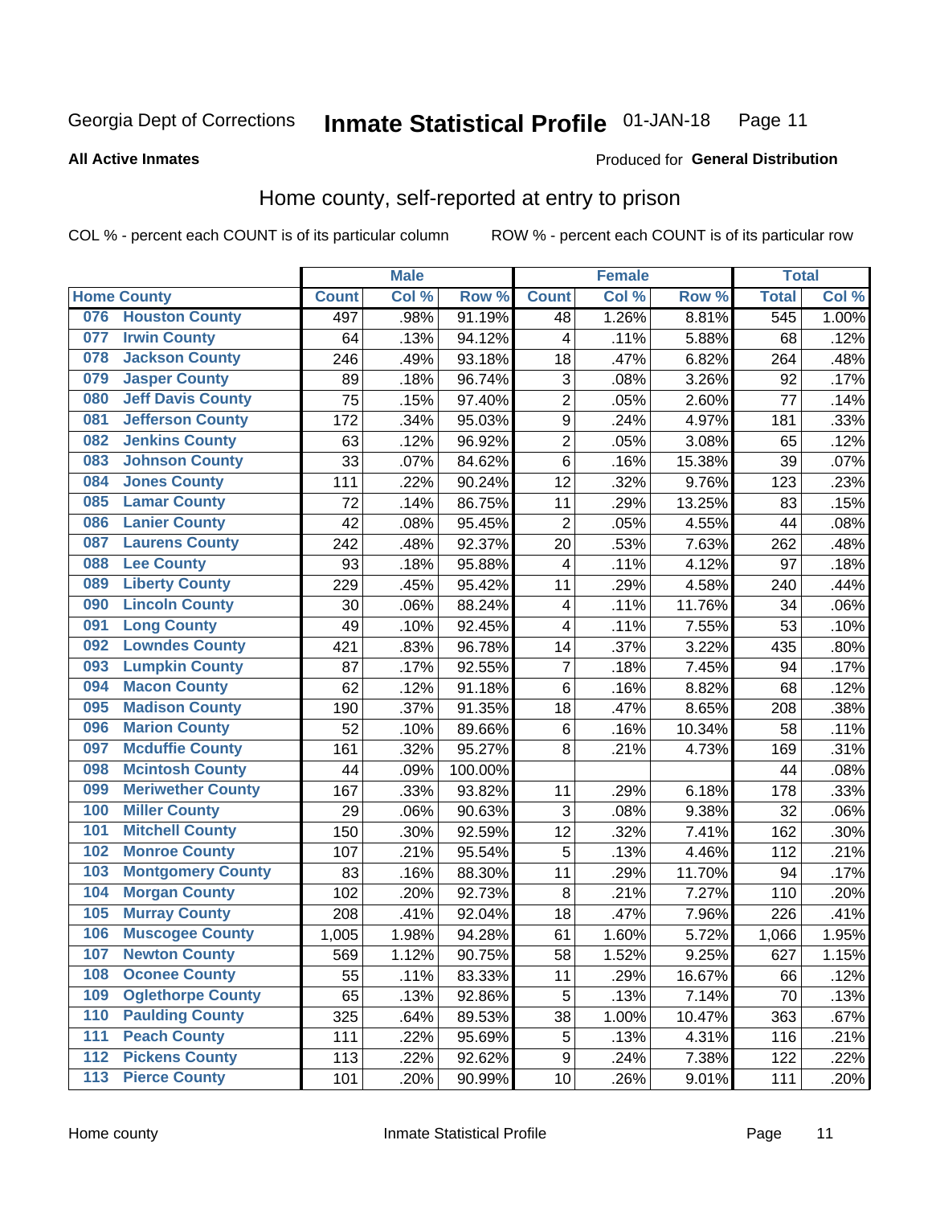Georgia Dept of Corrections **Inmate Statistical Profile** 01-JAN-18

**All Active Inmates**

Produced for **General Distribution**

## Home county, self-reported at entry to prison

COL % - percent each COUNT is of its particular column ROW % - percent each COUNT is of its particular row

| Home County | | Male | | | Female | | | Total | |
|---|---|---|---|---|---|---|---|---|---|
| | | Count | Col % | Row % | Count | Col % | Row % | Total | Col % |
| 076 | Houston County | 497 | .98% | 91.19% | 48 | 1.26% | 8.81% | 545 | 1.00% |
| 077 | Irwin County | 64 | .13% | 94.12% | 4 | .11% | 5.88% | 68 | .12% |
| 078 | Jackson County | 246 | .49% | 93.18% | 18 | .47% | 6.82% | 264 | .48% |
| 079 | Jasper County | 89 | .18% | 96.74% | 3 | .08% | 3.26% | 92 | .17% |
| 080 | Jeff Davis County | 75 | .15% | 97.40% | 2 | .05% | 2.60% | 77 | .14% |
| 081 | Jefferson County | 172 | .34% | 95.03% | 9 | .24% | 4.97% | 181 | .33% |
| 082 | Jenkins County | 63 | .12% | 96.92% | 2 | .05% | 3.08% | 65 | .12% |
| 083 | Johnson County | 33 | .07% | 84.62% | 6 | .16% | 15.38% | 39 | .07% |
| 084 | Jones County | 111 | .22% | 90.24% | 12 | .32% | 9.76% | 123 | .23% |
| 085 | Lamar County | 72 | .14% | 86.75% | 11 | .29% | 13.25% | 83 | .15% |
| 086 | Lanier County | 42 | .08% | 95.45% | 2 | .05% | 4.55% | 44 | .08% |
| 087 | Laurens County | 242 | .48% | 92.37% | 20 | .53% | 7.63% | 262 | .48% |
| 088 | Lee County | 93 | .18% | 95.88% | 4 | .11% | 4.12% | 97 | .18% |
| 089 | Liberty County | 229 | .45% | 95.42% | 11 | .29% | 4.58% | 240 | .44% |
| 090 | Lincoln County | 30 | .06% | 88.24% | 4 | .11% | 11.76% | 34 | .06% |
| 091 | Long County | 49 | .10% | 92.45% | 4 | .11% | 7.55% | 53 | .10% |
| 092 | Lowndes County | 421 | .83% | 96.78% | 14 | .37% | 3.22% | 435 | .80% |
| 093 | Lumpkin County | 87 | .17% | 92.55% | 7 | .18% | 7.45% | 94 | .17% |
| 094 | Macon County | 62 | .12% | 91.18% | 6 | .16% | 8.82% | 68 | .12% |
| 095 | Madison County | 190 | .37% | 91.35% | 18 | .47% | 8.65% | 208 | .38% |
| 096 | Marion County | 52 | .10% | 89.66% | 6 | .16% | 10.34% | 58 | .11% |
| 097 | Mcduffie County | 161 | .32% | 95.27% | 8 | .21% | 4.73% | 169 | .31% |
| 098 | Mcintosh County | 44 | .09% | 100.00% | | | | 44 | .08% |
| 099 | Meriwether County | 167 | .33% | 93.82% | 11 | .29% | 6.18% | 178 | .33% |
| 100 | Miller County | 29 | .06% | 90.63% | 3 | .08% | 9.38% | 32 | .06% |
| 101 | Mitchell County | 150 | .30% | 92.59% | 12 | .32% | 7.41% | 162 | .30% |
| 102 | Monroe County | 107 | .21% | 95.54% | 5 | .13% | 4.46% | 112 | .21% |
| 103 | Montgomery County | 83 | .16% | 88.30% | 11 | .29% | 11.70% | 94 | .17% |
| 104 | Morgan County | 102 | .20% | 92.73% | 8 | .21% | 7.27% | 110 | .20% |
| 105 | Murray County | 208 | .41% | 92.04% | 18 | .47% | 7.96% | 226 | .41% |
| 106 | Muscogee County | 1,005 | 1.98% | 94.28% | 61 | 1.60% | 5.72% | 1,066 | 1.95% |
| 107 | Newton County | 569 | 1.12% | 90.75% | 58 | 1.52% | 9.25% | 627 | 1.15% |
| 108 | Oconee County | 55 | .11% | 83.33% | 11 | .29% | 16.67% | 66 | .12% |
| 109 | Oglethorpe County | 65 | .13% | 92.86% | 5 | .13% | 7.14% | 70 | .13% |
| 110 | Paulding County | 325 | .64% | 89.53% | 38 | 1.00% | 10.47% | 363 | .67% |
| 111 | Peach County | 111 | .22% | 95.69% | 5 | .13% | 4.31% | 116 | .21% |
| 112 | Pickens County | 113 | .22% | 92.62% | 9 | .24% | 7.38% | 122 | .22% |
| 113 | Pierce County | 101 | .20% | 90.99% | 10 | .26% | 9.01% | 111 | .20% |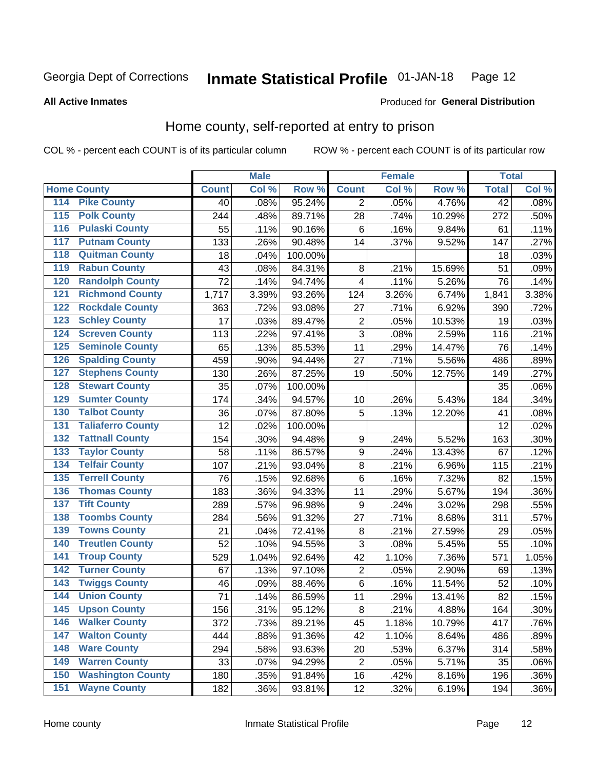Georgia Dept of Corrections **Inmate Statistical Profile** 01-JAN-18

**All Active Inmates**

Produced for **General Distribution**

## Home county, self-reported at entry to prison

COL % - percent each COUNT is of its particular column ROW % - percent each COUNT is of its particular row

| Home County | | Male | | | Female | | | Total | |
|---|---|---|---|---|---|---|---|---|---|
| | | Count | Col % | Row % | Count | Col % | Row % | Total | Col % |
| 114 | Pike County | 40 | .08% | 95.24% | 2 | .05% | 4.76% | 42 | .08% |
| 115 | Polk County | 244 | .48% | 89.71% | 28 | .74% | 10.29% | 272 | .50% |
| 116 | Pulaski County | 55 | .11% | 90.16% | 6 | .16% | 9.84% | 61 | .11% |
| 117 | Putnam County | 133 | .26% | 90.48% | 14 | .37% | 9.52% | 147 | .27% |
| 118 | Quitman County | 18 | .04% | 100.00% | | | | 18 | .03% |
| 119 | Rabun County | 43 | .08% | 84.31% | 8 | .21% | 15.69% | 51 | .09% |
| 120 | Randolph County | 72 | .14% | 94.74% | 4 | .11% | 5.26% | 76 | .14% |
| 121 | Richmond County | 1,717 | 3.39% | 93.26% | 124 | 3.26% | 6.74% | 1,841 | 3.38% |
| 122 | Rockdale County | 363 | .72% | 93.08% | 27 | .71% | 6.92% | 390 | .72% |
| 123 | Schley County | 17 | .03% | 89.47% | 2 | .05% | 10.53% | 19 | .03% |
| 124 | Screven County | 113 | .22% | 97.41% | 3 | .08% | 2.59% | 116 | .21% |
| 125 | Seminole County | 65 | .13% | 85.53% | 11 | .29% | 14.47% | 76 | .14% |
| 126 | Spalding County | 459 | .90% | 94.44% | 27 | .71% | 5.56% | 486 | .89% |
| 127 | Stephens County | 130 | .26% | 87.25% | 19 | .50% | 12.75% | 149 | .27% |
| 128 | Stewart County | 35 | .07% | 100.00% | | | | 35 | .06% |
| 129 | Sumter County | 174 | .34% | 94.57% | 10 | .26% | 5.43% | 184 | .34% |
| 130 | Talbot County | 36 | .07% | 87.80% | 5 | .13% | 12.20% | 41 | .08% |
| 131 | Taliaferro County | 12 | .02% | 100.00% | | | | 12 | .02% |
| 132 | Tattnall County | 154 | .30% | 94.48% | 9 | .24% | 5.52% | 163 | .30% |
| 133 | Taylor County | 58 | .11% | 86.57% | 9 | .24% | 13.43% | 67 | .12% |
| 134 | Telfair County | 107 | .21% | 93.04% | 8 | .21% | 6.96% | 115 | .21% |
| 135 | Terrell County | 76 | .15% | 92.68% | 6 | .16% | 7.32% | 82 | .15% |
| 136 | Thomas County | 183 | .36% | 94.33% | 11 | .29% | 5.67% | 194 | .36% |
| 137 | Tift County | 289 | .57% | 96.98% | 9 | .24% | 3.02% | 298 | .55% |
| 138 | Toombs County | 284 | .56% | 91.32% | 27 | .71% | 8.68% | 311 | .57% |
| 139 | Towns County | 21 | .04% | 72.41% | 8 | .21% | 27.59% | 29 | .05% |
| 140 | Treutlen County | 52 | .10% | 94.55% | 3 | .08% | 5.45% | 55 | .10% |
| 141 | Troup County | 529 | 1.04% | 92.64% | 42 | 1.10% | 7.36% | 571 | 1.05% |
| 142 | Turner County | 67 | .13% | 97.10% | 2 | .05% | 2.90% | 69 | .13% |
| 143 | Twiggs County | 46 | .09% | 88.46% | 6 | .16% | 11.54% | 52 | .10% |
| 144 | Union County | 71 | .14% | 86.59% | 11 | .29% | 13.41% | 82 | .15% |
| 145 | Upson County | 156 | .31% | 95.12% | 8 | .21% | 4.88% | 164 | .30% |
| 146 | Walker County | 372 | .73% | 89.21% | 45 | 1.18% | 10.79% | 417 | .76% |
| 147 | Walton County | 444 | .88% | 91.36% | 42 | 1.10% | 8.64% | 486 | .89% |
| 148 | Ware County | 294 | .58% | 93.63% | 20 | .53% | 6.37% | 314 | .58% |
| 149 | Warren County | 33 | .07% | 94.29% | 2 | .05% | 5.71% | 35 | .06% |
| 150 | Washington County | 180 | .35% | 91.84% | 16 | .42% | 8.16% | 196 | .36% |
| 151 | Wayne County | 182 | .36% | 93.81% | 12 | .32% | 6.19% | 194 | .36% |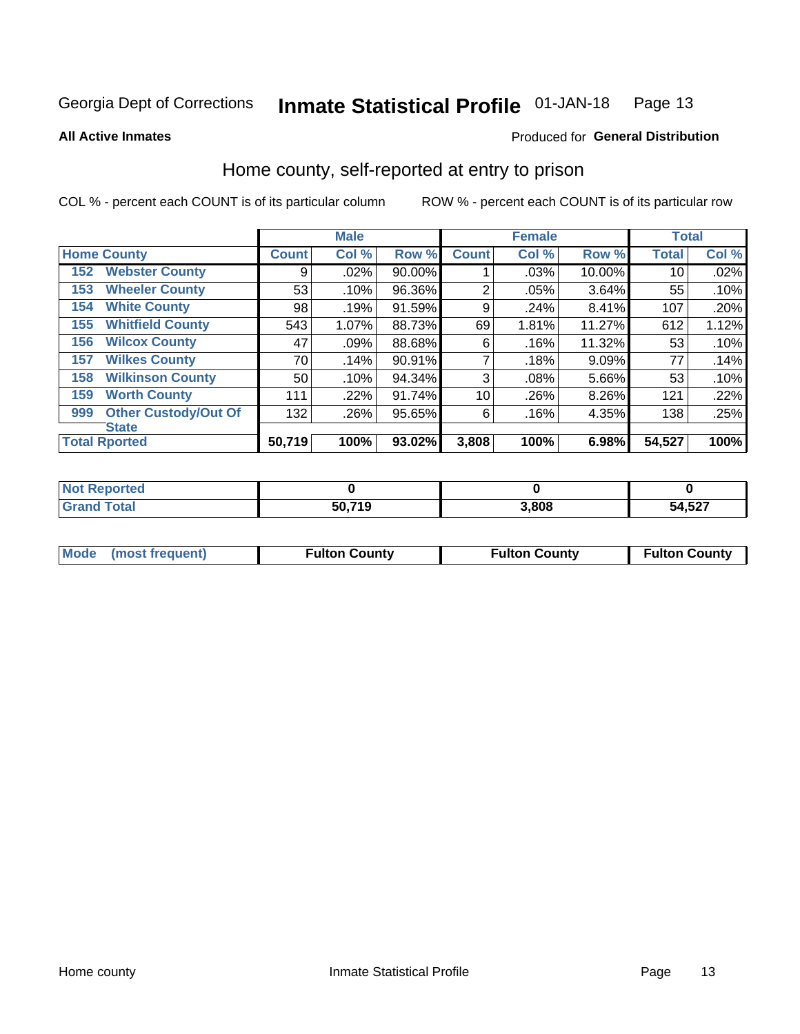Georgia Dept of Corrections **Inmate Statistical Profile** 01-JAN-18

**All Active Inmates**

Produced for **General Distribution**

## Home county, self-reported at entry to prison

COL % - percent each COUNT is of its particular column

ROW % - percent each COUNT is of its particular row

| | | Male | | | Female | | | Total | |
|---|---|---|---|---|---|---|---|---|---|
| **Home County** | | **Count** | **Col %** | **Row %** | **Count** | **Col %** | **Row %** | **Total** | **Col %** |
| 152 | Webster County | 9 | .02% | 90.00% | 1 | .03% | 10.00% | 10 | .02% |
| 153 | Wheeler County | 53 | .10% | 96.36% | 2 | .05% | 3.64% | 55 | .10% |
| 154 | White County | 98 | .19% | 91.59% | 9 | .24% | 8.41% | 107 | .20% |
| 155 | Whitfield County | 543 | 1.07% | 88.73% | 69 | 1.81% | 11.27% | 612 | 1.12% |
| 156 | Wilcox County | 47 | .09% | 88.68% | 6 | .16% | 11.32% | 53 | .10% |
| 157 | Wilkes County | 70 | .14% | 90.91% | 7 | .18% | 9.09% | 77 | .14% |
| 158 | Wilkinson County | 50 | .10% | 94.34% | 3 | .08% | 5.66% | 53 | .10% |
| 159 | Worth County | 111 | .22% | 91.74% | 10 | .26% | 8.26% | 121 | .22% |
| 999 | Other Custody/Out Of State | 132 | .26% | 95.65% | 6 | .16% | 4.35% | 138 | .25% |
| **Total Rported** | | **50,719** | **100%** | **93.02%** | **3,808** | **100%** | **6.98%** | **54,527** | **100%** |

| | Male | Female | Total |
|---|---|---|---|
| Not Reported | 0 | 0 | 0 |
| Grand Total | 50,719 | 3,808 | 54,527 |

| | Male | Female | Total |
|---|---|---|---|
| Mode (most frequent) | Fulton County | Fulton County | Fulton County |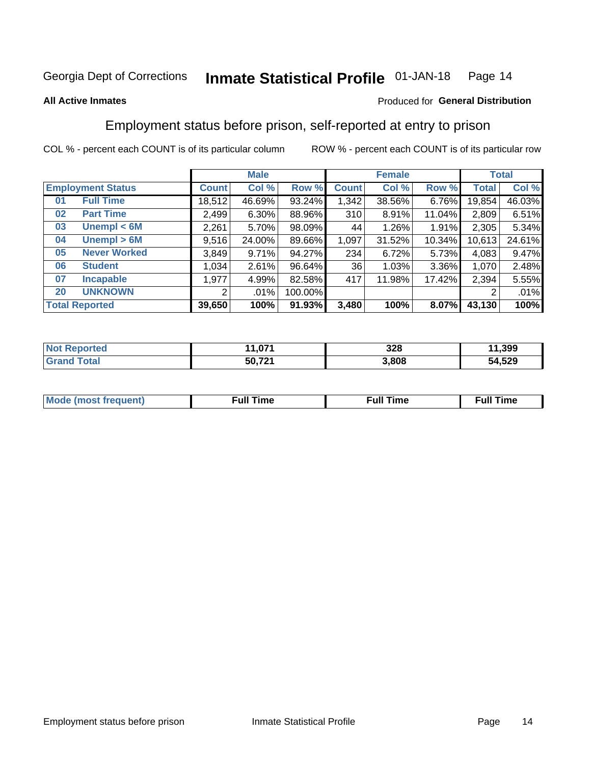Georgia Dept of Corrections **Inmate Statistical Profile** 01-JAN-18

**All Active Inmates**

Produced for **General Distribution**

## Employment status before prison, self-reported at entry to prison

COL % - percent each COUNT is of its particular column     ROW % - percent each COUNT is of its particular row

| Employment Status | | Male | | | Female | | | Total | |
|---|---|---|---|---|---|---|---|---|---|
| | | Count | Col % | Row % | Count | Col % | Row % | Total | Col % |
| 01 | Full Time | 18,512 | 46.69% | 93.24% | 1,342 | 38.56% | 6.76% | 19,854 | 46.03% |
| 02 | Part Time | 2,499 | 6.30% | 88.96% | 310 | 8.91% | 11.04% | 2,809 | 6.51% |
| 03 | Unempl < 6M | 2,261 | 5.70% | 98.09% | 44 | 1.26% | 1.91% | 2,305 | 5.34% |
| 04 | Unempl > 6M | 9,516 | 24.00% | 89.66% | 1,097 | 31.52% | 10.34% | 10,613 | 24.61% |
| 05 | Never Worked | 3,849 | 9.71% | 94.27% | 234 | 6.72% | 5.73% | 4,083 | 9.47% |
| 06 | Student | 1,034 | 2.61% | 96.64% | 36 | 1.03% | 3.36% | 1,070 | 2.48% |
| 07 | Incapable | 1,977 | 4.99% | 82.58% | 417 | 11.98% | 17.42% | 2,394 | 5.55% |
| 20 | UNKNOWN | 2 | .01% | 100.00% | | | | 2 | .01% |
| **Total Reported** | | **39,650** | **100%** | **91.93%** | **3,480** | **100%** | **8.07%** | **43,130** | **100%** |

| | Male | Female | Total |
|---|---|---|---|
| Not Reported | **11,071** | **328** | **11,399** |
| Grand Total | **50,721** | **3,808** | **54,529** |

| | Male | Female | Total |
|---|---|---|---|
| Mode (most frequent) | **Full Time** | **Full Time** | **Full Time** |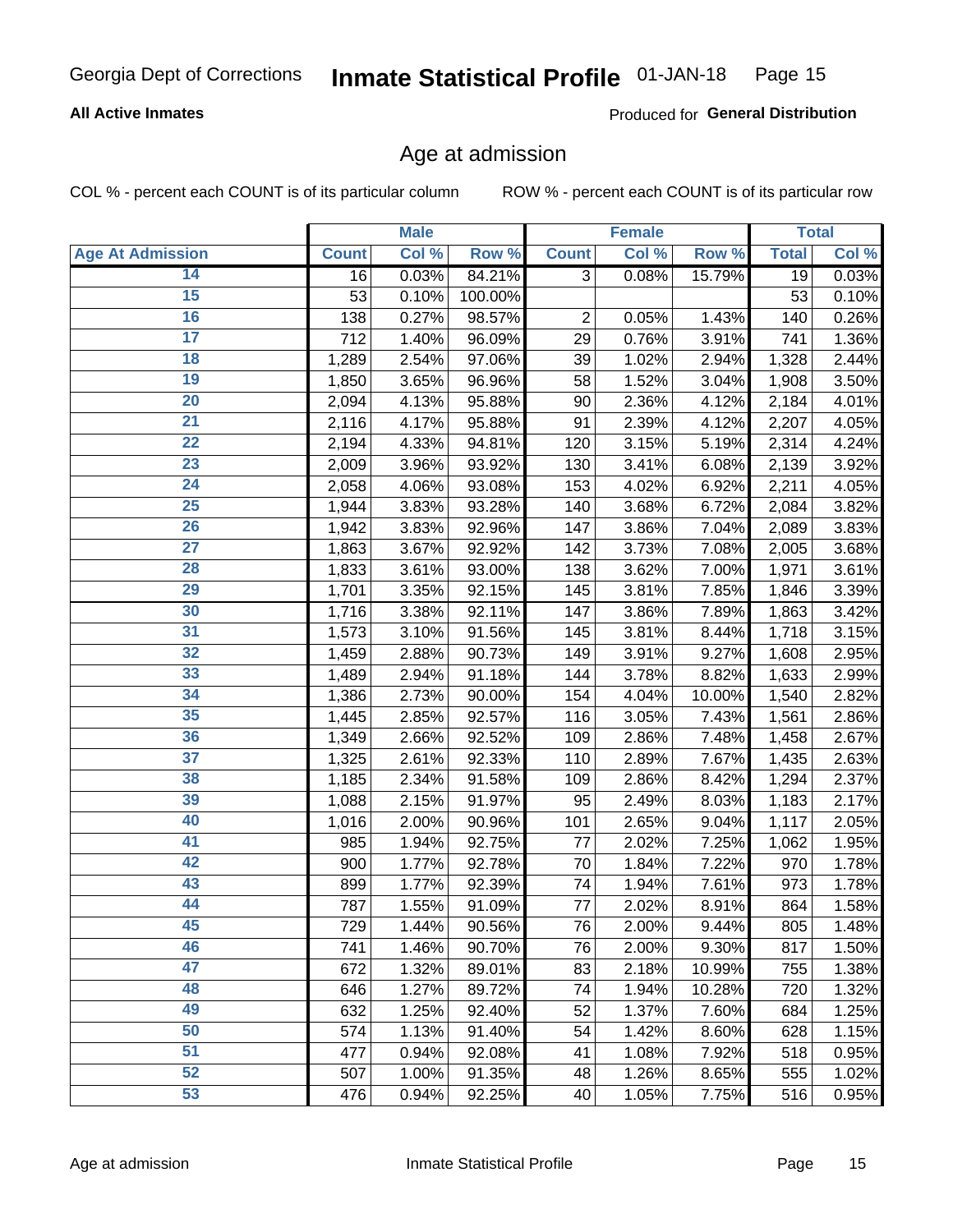Georgia Dept of Corrections **Inmate Statistical Profile** 01-JAN-18

**All Active Inmates**

Produced for **General Distribution**

## Age at admission

COL % - percent each COUNT is of its particular column     ROW % - percent each COUNT is of its particular row

| | Male | | | Female | | | Total | |
|---|---|---|---|---|---|---|---|---|
| **Age At Admission** | **Count** | **Col %** | **Row %** | **Count** | **Col %** | **Row %** | **Total** | **Col %** |
| 14 | 16 | 0.03% | 84.21% | 3 | 0.08% | 15.79% | 19 | 0.03% |
| 15 | 53 | 0.10% | 100.00% | | | | 53 | 0.10% |
| 16 | 138 | 0.27% | 98.57% | 2 | 0.05% | 1.43% | 140 | 0.26% |
| 17 | 712 | 1.40% | 96.09% | 29 | 0.76% | 3.91% | 741 | 1.36% |
| 18 | 1,289 | 2.54% | 97.06% | 39 | 1.02% | 2.94% | 1,328 | 2.44% |
| 19 | 1,850 | 3.65% | 96.96% | 58 | 1.52% | 3.04% | 1,908 | 3.50% |
| 20 | 2,094 | 4.13% | 95.88% | 90 | 2.36% | 4.12% | 2,184 | 4.01% |
| 21 | 2,116 | 4.17% | 95.88% | 91 | 2.39% | 4.12% | 2,207 | 4.05% |
| 22 | 2,194 | 4.33% | 94.81% | 120 | 3.15% | 5.19% | 2,314 | 4.24% |
| 23 | 2,009 | 3.96% | 93.92% | 130 | 3.41% | 6.08% | 2,139 | 3.92% |
| 24 | 2,058 | 4.06% | 93.08% | 153 | 4.02% | 6.92% | 2,211 | 4.05% |
| 25 | 1,944 | 3.83% | 93.28% | 140 | 3.68% | 6.72% | 2,084 | 3.82% |
| 26 | 1,942 | 3.83% | 92.96% | 147 | 3.86% | 7.04% | 2,089 | 3.83% |
| 27 | 1,863 | 3.67% | 92.92% | 142 | 3.73% | 7.08% | 2,005 | 3.68% |
| 28 | 1,833 | 3.61% | 93.00% | 138 | 3.62% | 7.00% | 1,971 | 3.61% |
| 29 | 1,701 | 3.35% | 92.15% | 145 | 3.81% | 7.85% | 1,846 | 3.39% |
| 30 | 1,716 | 3.38% | 92.11% | 147 | 3.86% | 7.89% | 1,863 | 3.42% |
| 31 | 1,573 | 3.10% | 91.56% | 145 | 3.81% | 8.44% | 1,718 | 3.15% |
| 32 | 1,459 | 2.88% | 90.73% | 149 | 3.91% | 9.27% | 1,608 | 2.95% |
| 33 | 1,489 | 2.94% | 91.18% | 144 | 3.78% | 8.82% | 1,633 | 2.99% |
| 34 | 1,386 | 2.73% | 90.00% | 154 | 4.04% | 10.00% | 1,540 | 2.82% |
| 35 | 1,445 | 2.85% | 92.57% | 116 | 3.05% | 7.43% | 1,561 | 2.86% |
| 36 | 1,349 | 2.66% | 92.52% | 109 | 2.86% | 7.48% | 1,458 | 2.67% |
| 37 | 1,325 | 2.61% | 92.33% | 110 | 2.89% | 7.67% | 1,435 | 2.63% |
| 38 | 1,185 | 2.34% | 91.58% | 109 | 2.86% | 8.42% | 1,294 | 2.37% |
| 39 | 1,088 | 2.15% | 91.97% | 95 | 2.49% | 8.03% | 1,183 | 2.17% |
| 40 | 1,016 | 2.00% | 90.96% | 101 | 2.65% | 9.04% | 1,117 | 2.05% |
| 41 | 985 | 1.94% | 92.75% | 77 | 2.02% | 7.25% | 1,062 | 1.95% |
| 42 | 900 | 1.77% | 92.78% | 70 | 1.84% | 7.22% | 970 | 1.78% |
| 43 | 899 | 1.77% | 92.39% | 74 | 1.94% | 7.61% | 973 | 1.78% |
| 44 | 787 | 1.55% | 91.09% | 77 | 2.02% | 8.91% | 864 | 1.58% |
| 45 | 729 | 1.44% | 90.56% | 76 | 2.00% | 9.44% | 805 | 1.48% |
| 46 | 741 | 1.46% | 90.70% | 76 | 2.00% | 9.30% | 817 | 1.50% |
| 47 | 672 | 1.32% | 89.01% | 83 | 2.18% | 10.99% | 755 | 1.38% |
| 48 | 646 | 1.27% | 89.72% | 74 | 1.94% | 10.28% | 720 | 1.32% |
| 49 | 632 | 1.25% | 92.40% | 52 | 1.37% | 7.60% | 684 | 1.25% |
| 50 | 574 | 1.13% | 91.40% | 54 | 1.42% | 8.60% | 628 | 1.15% |
| 51 | 477 | 0.94% | 92.08% | 41 | 1.08% | 7.92% | 518 | 0.95% |
| 52 | 507 | 1.00% | 91.35% | 48 | 1.26% | 8.65% | 555 | 1.02% |
| 53 | 476 | 0.94% | 92.25% | 40 | 1.05% | 7.75% | 516 | 0.95% |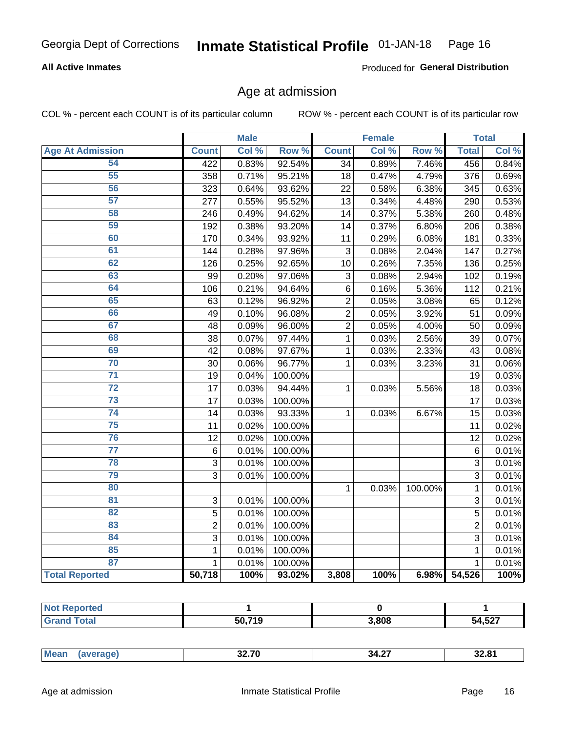Georgia Dept of Corrections **Inmate Statistical Profile** 01-JAN-18

**All Active Inmates**

Produced for **General Distribution**

## Age at admission

COL % - percent each COUNT is of its particular column ROW % - percent each COUNT is of its particular row

| Age At Admission | Male | | | Female | | | Total | |
|---|---|---|---|---|---|---|---|---|
| | Count | Col % | Row % | Count | Col % | Row % | Total | Col % |
| 54 | 422 | 0.83% | 92.54% | 34 | 0.89% | 7.46% | 456 | 0.84% |
| 55 | 358 | 0.71% | 95.21% | 18 | 0.47% | 4.79% | 376 | 0.69% |
| 56 | 323 | 0.64% | 93.62% | 22 | 0.58% | 6.38% | 345 | 0.63% |
| 57 | 277 | 0.55% | 95.52% | 13 | 0.34% | 4.48% | 290 | 0.53% |
| 58 | 246 | 0.49% | 94.62% | 14 | 0.37% | 5.38% | 260 | 0.48% |
| 59 | 192 | 0.38% | 93.20% | 14 | 0.37% | 6.80% | 206 | 0.38% |
| 60 | 170 | 0.34% | 93.92% | 11 | 0.29% | 6.08% | 181 | 0.33% |
| 61 | 144 | 0.28% | 97.96% | 3 | 0.08% | 2.04% | 147 | 0.27% |
| 62 | 126 | 0.25% | 92.65% | 10 | 0.26% | 7.35% | 136 | 0.25% |
| 63 | 99 | 0.20% | 97.06% | 3 | 0.08% | 2.94% | 102 | 0.19% |
| 64 | 106 | 0.21% | 94.64% | 6 | 0.16% | 5.36% | 112 | 0.21% |
| 65 | 63 | 0.12% | 96.92% | 2 | 0.05% | 3.08% | 65 | 0.12% |
| 66 | 49 | 0.10% | 96.08% | 2 | 0.05% | 3.92% | 51 | 0.09% |
| 67 | 48 | 0.09% | 96.00% | 2 | 0.05% | 4.00% | 50 | 0.09% |
| 68 | 38 | 0.07% | 97.44% | 1 | 0.03% | 2.56% | 39 | 0.07% |
| 69 | 42 | 0.08% | 97.67% | 1 | 0.03% | 2.33% | 43 | 0.08% |
| 70 | 30 | 0.06% | 96.77% | 1 | 0.03% | 3.23% | 31 | 0.06% |
| 71 | 19 | 0.04% | 100.00% | | | | 19 | 0.03% |
| 72 | 17 | 0.03% | 94.44% | 1 | 0.03% | 5.56% | 18 | 0.03% |
| 73 | 17 | 0.03% | 100.00% | | | | 17 | 0.03% |
| 74 | 14 | 0.03% | 93.33% | 1 | 0.03% | 6.67% | 15 | 0.03% |
| 75 | 11 | 0.02% | 100.00% | | | | 11 | 0.02% |
| 76 | 12 | 0.02% | 100.00% | | | | 12 | 0.02% |
| 77 | 6 | 0.01% | 100.00% | | | | 6 | 0.01% |
| 78 | 3 | 0.01% | 100.00% | | | | 3 | 0.01% |
| 79 | 3 | 0.01% | 100.00% | | | | 3 | 0.01% |
| 80 | | | | 1 | 0.03% | 100.00% | 1 | 0.01% |
| 81 | 3 | 0.01% | 100.00% | | | | 3 | 0.01% |
| 82 | 5 | 0.01% | 100.00% | | | | 5 | 0.01% |
| 83 | 2 | 0.01% | 100.00% | | | | 2 | 0.01% |
| 84 | 3 | 0.01% | 100.00% | | | | 3 | 0.01% |
| 85 | 1 | 0.01% | 100.00% | | | | 1 | 0.01% |
| 87 | 1 | 0.01% | 100.00% | | | | 1 | 0.01% |
| **Total Reported** | **50,718** | **100%** | **93.02%** | **3,808** | **100%** | **6.98%** | **54,526** | **100%** |

| | Male | Female | Total |
|---|---|---|---|
| Not Reported | 1 | 0 | 1 |
| Grand Total | 50,719 | 3,808 | 54,527 |

| | Male | Female | Total |
|---|---|---|---|
| Mean (average) | 32.70 | 34.27 | 32.81 |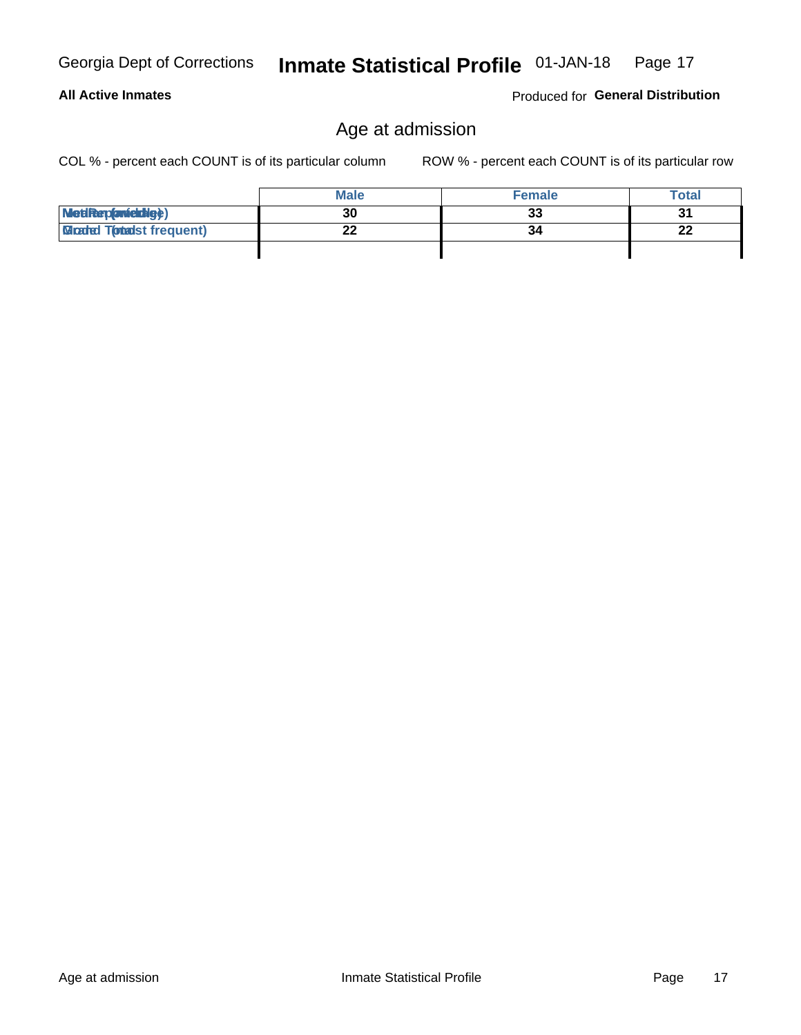Georgia Dept of Corrections **Inmate Statistical Profile** 01-JAN-18

**All Active Inmates** Produced for **General Distribution**

## Age at admission

COL % - percent each COUNT is of its particular column ROW % - percent each COUNT is of its particular row

| | Male | Female | Total |
|---|---|---|---|
| Median (middle) | 30 | 33 | 31 |
| Mode (most frequent) | 22 | 34 | 22 |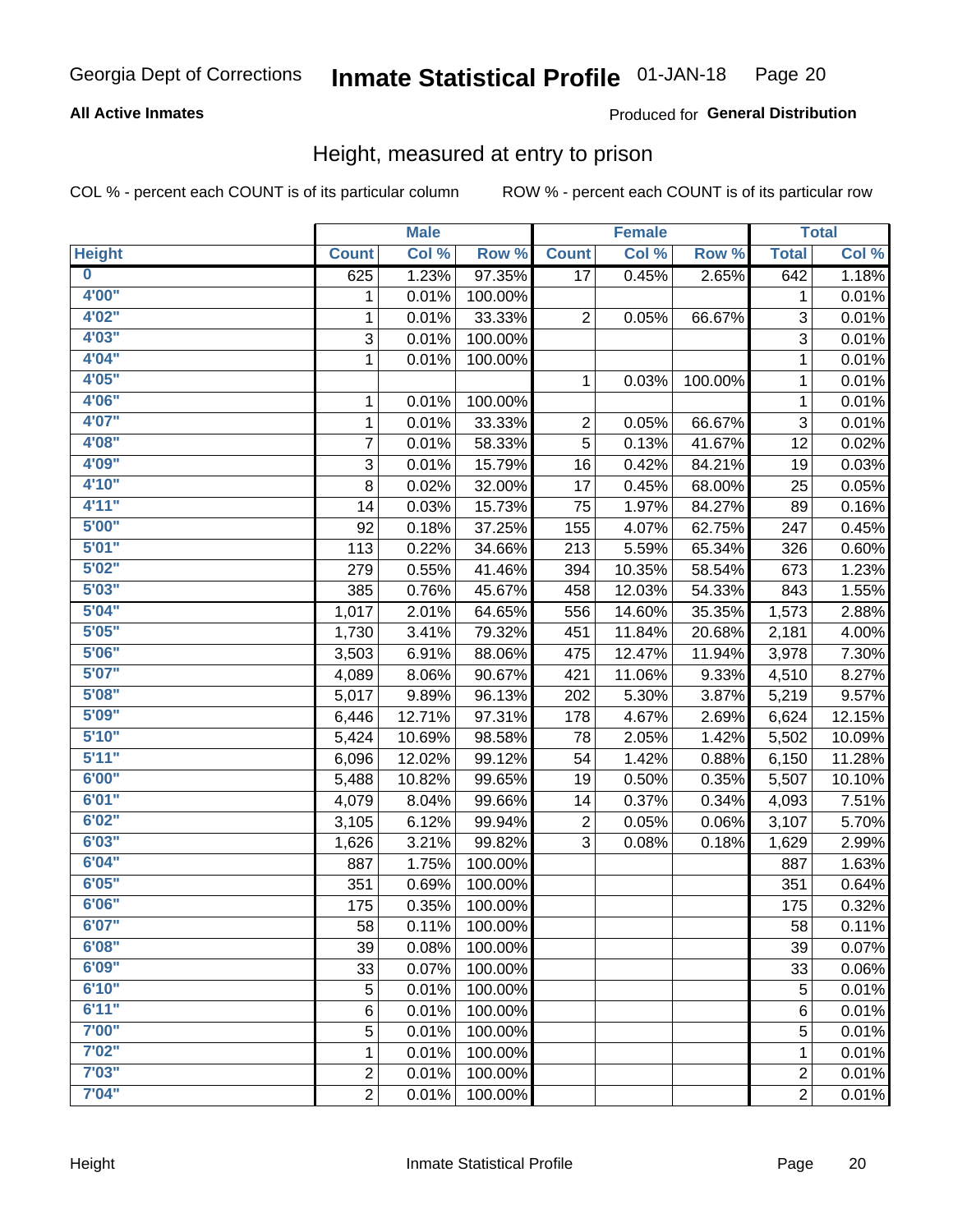Georgia Dept of Corrections **Inmate Statistical Profile** 01-JAN-18

**All Active Inmates**

Produced for **General Distribution**

## Height, measured at entry to prison

COL % - percent each COUNT is of its particular column     ROW % - percent each COUNT is of its particular row

| | Male | | | Female | | | Total | |
|---|---|---|---|---|---|---|---|---|
| **Height** | **Count** | **Col %** | **Row %** | **Count** | **Col %** | **Row %** | **Total** | **Col %** |
| 0 | 625 | 1.23% | 97.35% | 17 | 0.45% | 2.65% | 642 | 1.18% |
| 4'00" | 1 | 0.01% | 100.00% | | | | 1 | 0.01% |
| 4'02" | 1 | 0.01% | 33.33% | 2 | 0.05% | 66.67% | 3 | 0.01% |
| 4'03" | 3 | 0.01% | 100.00% | | | | 3 | 0.01% |
| 4'04" | 1 | 0.01% | 100.00% | | | | 1 | 0.01% |
| 4'05" | | | | 1 | 0.03% | 100.00% | 1 | 0.01% |
| 4'06" | 1 | 0.01% | 100.00% | | | | 1 | 0.01% |
| 4'07" | 1 | 0.01% | 33.33% | 2 | 0.05% | 66.67% | 3 | 0.01% |
| 4'08" | 7 | 0.01% | 58.33% | 5 | 0.13% | 41.67% | 12 | 0.02% |
| 4'09" | 3 | 0.01% | 15.79% | 16 | 0.42% | 84.21% | 19 | 0.03% |
| 4'10" | 8 | 0.02% | 32.00% | 17 | 0.45% | 68.00% | 25 | 0.05% |
| 4'11" | 14 | 0.03% | 15.73% | 75 | 1.97% | 84.27% | 89 | 0.16% |
| 5'00" | 92 | 0.18% | 37.25% | 155 | 4.07% | 62.75% | 247 | 0.45% |
| 5'01" | 113 | 0.22% | 34.66% | 213 | 5.59% | 65.34% | 326 | 0.60% |
| 5'02" | 279 | 0.55% | 41.46% | 394 | 10.35% | 58.54% | 673 | 1.23% |
| 5'03" | 385 | 0.76% | 45.67% | 458 | 12.03% | 54.33% | 843 | 1.55% |
| 5'04" | 1,017 | 2.01% | 64.65% | 556 | 14.60% | 35.35% | 1,573 | 2.88% |
| 5'05" | 1,730 | 3.41% | 79.32% | 451 | 11.84% | 20.68% | 2,181 | 4.00% |
| 5'06" | 3,503 | 6.91% | 88.06% | 475 | 12.47% | 11.94% | 3,978 | 7.30% |
| 5'07" | 4,089 | 8.06% | 90.67% | 421 | 11.06% | 9.33% | 4,510 | 8.27% |
| 5'08" | 5,017 | 9.89% | 96.13% | 202 | 5.30% | 3.87% | 5,219 | 9.57% |
| 5'09" | 6,446 | 12.71% | 97.31% | 178 | 4.67% | 2.69% | 6,624 | 12.15% |
| 5'10" | 5,424 | 10.69% | 98.58% | 78 | 2.05% | 1.42% | 5,502 | 10.09% |
| 5'11" | 6,096 | 12.02% | 99.12% | 54 | 1.42% | 0.88% | 6,150 | 11.28% |
| 6'00" | 5,488 | 10.82% | 99.65% | 19 | 0.50% | 0.35% | 5,507 | 10.10% |
| 6'01" | 4,079 | 8.04% | 99.66% | 14 | 0.37% | 0.34% | 4,093 | 7.51% |
| 6'02" | 3,105 | 6.12% | 99.94% | 2 | 0.05% | 0.06% | 3,107 | 5.70% |
| 6'03" | 1,626 | 3.21% | 99.82% | 3 | 0.08% | 0.18% | 1,629 | 2.99% |
| 6'04" | 887 | 1.75% | 100.00% | | | | 887 | 1.63% |
| 6'05" | 351 | 0.69% | 100.00% | | | | 351 | 0.64% |
| 6'06" | 175 | 0.35% | 100.00% | | | | 175 | 0.32% |
| 6'07" | 58 | 0.11% | 100.00% | | | | 58 | 0.11% |
| 6'08" | 39 | 0.08% | 100.00% | | | | 39 | 0.07% |
| 6'09" | 33 | 0.07% | 100.00% | | | | 33 | 0.06% |
| 6'10" | 5 | 0.01% | 100.00% | | | | 5 | 0.01% |
| 6'11" | 6 | 0.01% | 100.00% | | | | 6 | 0.01% |
| 7'00" | 5 | 0.01% | 100.00% | | | | 5 | 0.01% |
| 7'02" | 1 | 0.01% | 100.00% | | | | 1 | 0.01% |
| 7'03" | 2 | 0.01% | 100.00% | | | | 2 | 0.01% |
| 7'04" | 2 | 0.01% | 100.00% | | | | 2 | 0.01% |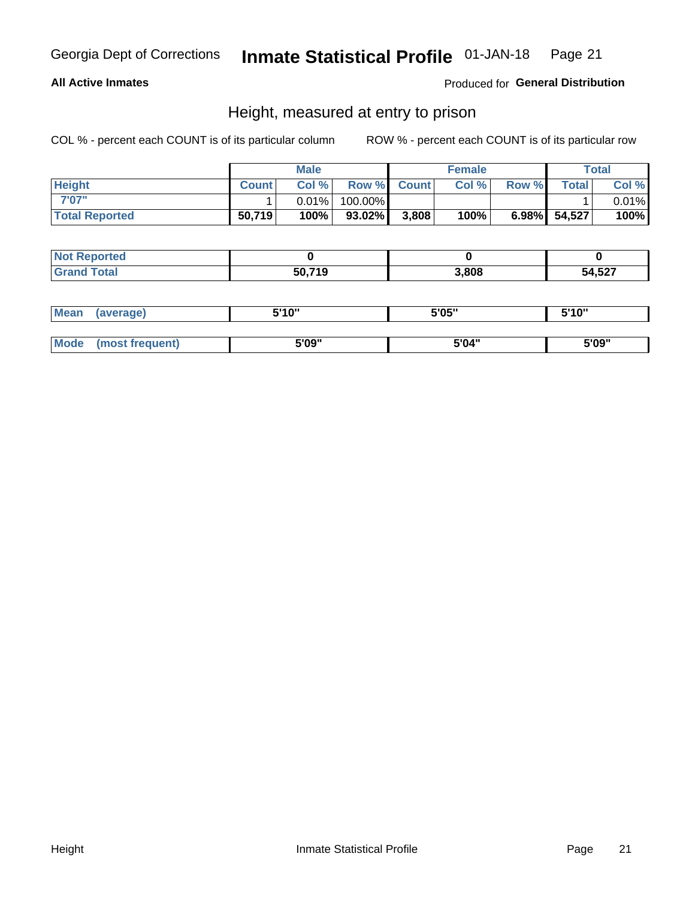Georgia Dept of Corrections **Inmate Statistical Profile** 01-JAN-18

**All Active Inmates**

Produced for **General Distribution**

## Height, measured at entry to prison

COL % - percent each COUNT is of its particular column

ROW % - percent each COUNT is of its particular row

| | Male | | | Female | | | Total | |
|---|---|---|---|---|---|---|---|---|
| **Height** | **Count** | **Col %** | **Row %** | **Count** | **Col %** | **Row %** | **Total** | **Col %** |
| **7'07"** | 1 | 0.01% | 100.00% | | | | 1 | 0.01% |
| **Total Reported** | **50,719** | **100%** | **93.02%** | **3,808** | **100%** | **6.98%** | **54,527** | **100%** |

| | Male | Female | Total |
|---|---|---|---|
| **Not Reported** | **0** | **0** | **0** |
| **Grand Total** | **50,719** | **3,808** | **54,527** |

| | Male | Female | Total |
|---|---|---|---|
| **Mean (average)** | **5'10"** | **5'05"** | **5'10"** |
| **Mode (most frequent)** | **5'09"** | **5'04"** | **5'09"** |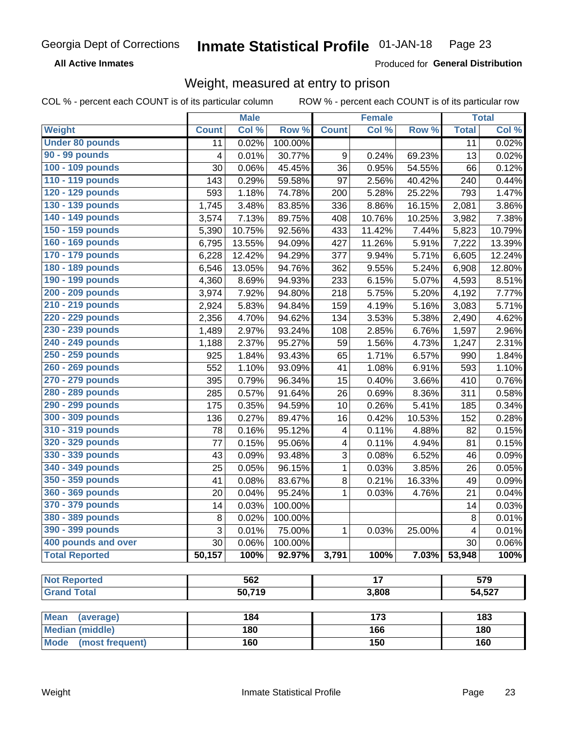Georgia Dept of Corrections **Inmate Statistical Profile** 01-JAN-18

**All Active Inmates** Produced for **General Distribution**

## Weight, measured at entry to prison

COL % - percent each COUNT is of its particular column ROW % - percent each COUNT is of its particular row

| | Male | | | Female | | | Total | |
|---|---|---|---|---|---|---|---|---|
| **Weight** | **Count** | **Col %** | **Row %** | **Count** | **Col %** | **Row %** | **Total** | **Col %** |
| **Under 80 pounds** | 11 | 0.02% | 100.00% | | | | 11 | 0.02% |
| **90 - 99 pounds** | 4 | 0.01% | 30.77% | 9 | 0.24% | 69.23% | 13 | 0.02% |
| **100 - 109 pounds** | 30 | 0.06% | 45.45% | 36 | 0.95% | 54.55% | 66 | 0.12% |
| **110 - 119 pounds** | 143 | 0.29% | 59.58% | 97 | 2.56% | 40.42% | 240 | 0.44% |
| **120 - 129 pounds** | 593 | 1.18% | 74.78% | 200 | 5.28% | 25.22% | 793 | 1.47% |
| **130 - 139 pounds** | 1,745 | 3.48% | 83.85% | 336 | 8.86% | 16.15% | 2,081 | 3.86% |
| **140 - 149 pounds** | 3,574 | 7.13% | 89.75% | 408 | 10.76% | 10.25% | 3,982 | 7.38% |
| **150 - 159 pounds** | 5,390 | 10.75% | 92.56% | 433 | 11.42% | 7.44% | 5,823 | 10.79% |
| **160 - 169 pounds** | 6,795 | 13.55% | 94.09% | 427 | 11.26% | 5.91% | 7,222 | 13.39% |
| **170 - 179 pounds** | 6,228 | 12.42% | 94.29% | 377 | 9.94% | 5.71% | 6,605 | 12.24% |
| **180 - 189 pounds** | 6,546 | 13.05% | 94.76% | 362 | 9.55% | 5.24% | 6,908 | 12.80% |
| **190 - 199 pounds** | 4,360 | 8.69% | 94.93% | 233 | 6.15% | 5.07% | 4,593 | 8.51% |
| **200 - 209 pounds** | 3,974 | 7.92% | 94.80% | 218 | 5.75% | 5.20% | 4,192 | 7.77% |
| **210 - 219 pounds** | 2,924 | 5.83% | 94.84% | 159 | 4.19% | 5.16% | 3,083 | 5.71% |
| **220 - 229 pounds** | 2,356 | 4.70% | 94.62% | 134 | 3.53% | 5.38% | 2,490 | 4.62% |
| **230 - 239 pounds** | 1,489 | 2.97% | 93.24% | 108 | 2.85% | 6.76% | 1,597 | 2.96% |
| **240 - 249 pounds** | 1,188 | 2.37% | 95.27% | 59 | 1.56% | 4.73% | 1,247 | 2.31% |
| **250 - 259 pounds** | 925 | 1.84% | 93.43% | 65 | 1.71% | 6.57% | 990 | 1.84% |
| **260 - 269 pounds** | 552 | 1.10% | 93.09% | 41 | 1.08% | 6.91% | 593 | 1.10% |
| **270 - 279 pounds** | 395 | 0.79% | 96.34% | 15 | 0.40% | 3.66% | 410 | 0.76% |
| **280 - 289 pounds** | 285 | 0.57% | 91.64% | 26 | 0.69% | 8.36% | 311 | 0.58% |
| **290 - 299 pounds** | 175 | 0.35% | 94.59% | 10 | 0.26% | 5.41% | 185 | 0.34% |
| **300 - 309 pounds** | 136 | 0.27% | 89.47% | 16 | 0.42% | 10.53% | 152 | 0.28% |
| **310 - 319 pounds** | 78 | 0.16% | 95.12% | 4 | 0.11% | 4.88% | 82 | 0.15% |
| **320 - 329 pounds** | 77 | 0.15% | 95.06% | 4 | 0.11% | 4.94% | 81 | 0.15% |
| **330 - 339 pounds** | 43 | 0.09% | 93.48% | 3 | 0.08% | 6.52% | 46 | 0.09% |
| **340 - 349 pounds** | 25 | 0.05% | 96.15% | 1 | 0.03% | 3.85% | 26 | 0.05% |
| **350 - 359 pounds** | 41 | 0.08% | 83.67% | 8 | 0.21% | 16.33% | 49 | 0.09% |
| **360 - 369 pounds** | 20 | 0.04% | 95.24% | 1 | 0.03% | 4.76% | 21 | 0.04% |
| **370 - 379 pounds** | 14 | 0.03% | 100.00% | | | | 14 | 0.03% |
| **380 - 389 pounds** | 8 | 0.02% | 100.00% | | | | 8 | 0.01% |
| **390 - 399 pounds** | 3 | 0.01% | 75.00% | 1 | 0.03% | 25.00% | 4 | 0.01% |
| **400 pounds and over** | 30 | 0.06% | 100.00% | | | | 30 | 0.06% |
| **Total Reported** | **50,157** | **100%** | **92.97%** | **3,791** | **100%** | **7.03%** | **53,948** | **100%** |

| | Male | Female | Total |
|---|---|---|---|
| **Not Reported** | **562** | **17** | **579** |
| **Grand Total** | **50,719** | **3,808** | **54,527** |

| | Male | Female | Total |
|---|---|---|---|
| **Mean (average)** | **184** | **173** | **183** |
| **Median (middle)** | **180** | **166** | **180** |
| **Mode (most frequent)** | **160** | **150** | **160** |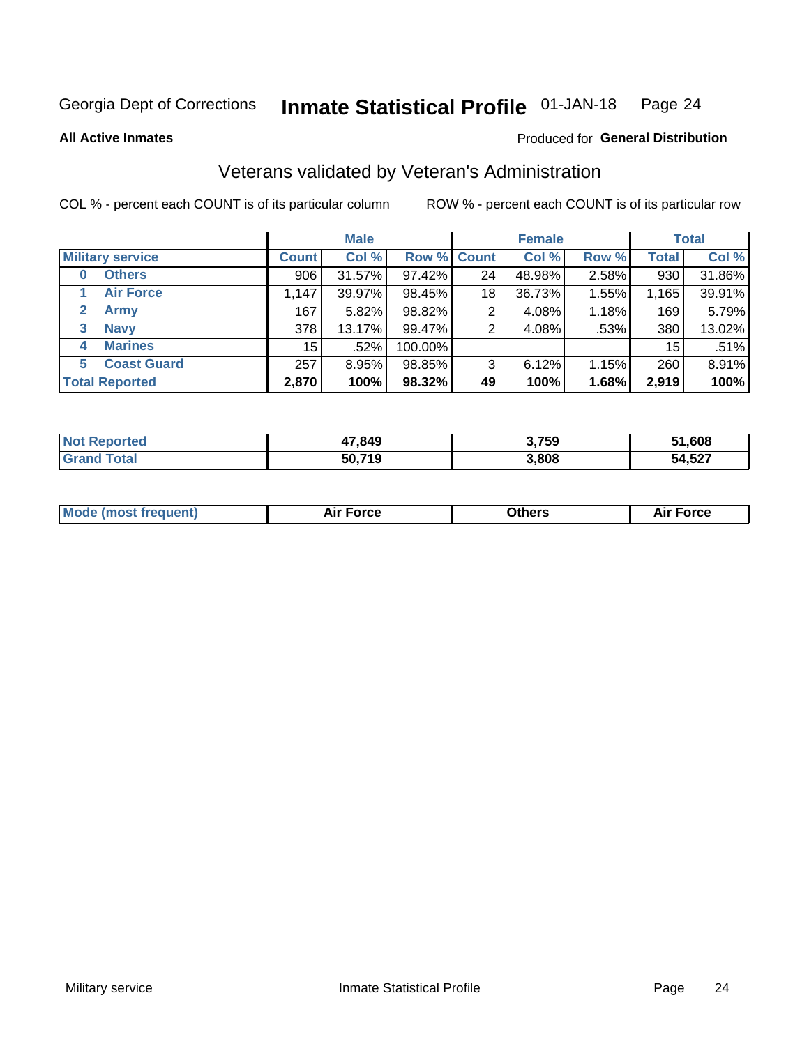Georgia Dept of Corrections **Inmate Statistical Profile** 01-JAN-18

**All Active Inmates**

Produced for **General Distribution**

## Veterans validated by Veteran's Administration

COL % - percent each COUNT is of its particular column    ROW % - percent each COUNT is of its particular row

| Military service | Male | | | Female | | | Total | |
|---|---|---|---|---|---|---|---|---|
| | Count | Col % | Row % | Count | Col % | Row % | Total | Col % |
| 0 Others | 906 | 31.57% | 97.42% | 24 | 48.98% | 2.58% | 930 | 31.86% |
| 1 Air Force | 1,147 | 39.97% | 98.45% | 18 | 36.73% | 1.55% | 1,165 | 39.91% |
| 2 Army | 167 | 5.82% | 98.82% | 2 | 4.08% | 1.18% | 169 | 5.79% |
| 3 Navy | 378 | 13.17% | 99.47% | 2 | 4.08% | .53% | 380 | 13.02% |
| 4 Marines | 15 | .52% | 100.00% | | | | 15 | .51% |
| 5 Coast Guard | 257 | 8.95% | 98.85% | 3 | 6.12% | 1.15% | 260 | 8.91% |
| **Total Reported** | **2,870** | **100%** | **98.32%** | **49** | **100%** | **1.68%** | **2,919** | **100%** |

| | Male | Female | Total |
|---|---|---|---|
| Not Reported | 47,849 | 3,759 | 51,608 |
| Grand Total | 50,719 | 3,808 | 54,527 |

| | Male | Female | Total |
|---|---|---|---|
| Mode (most frequent) | Air Force | Others | Air Force |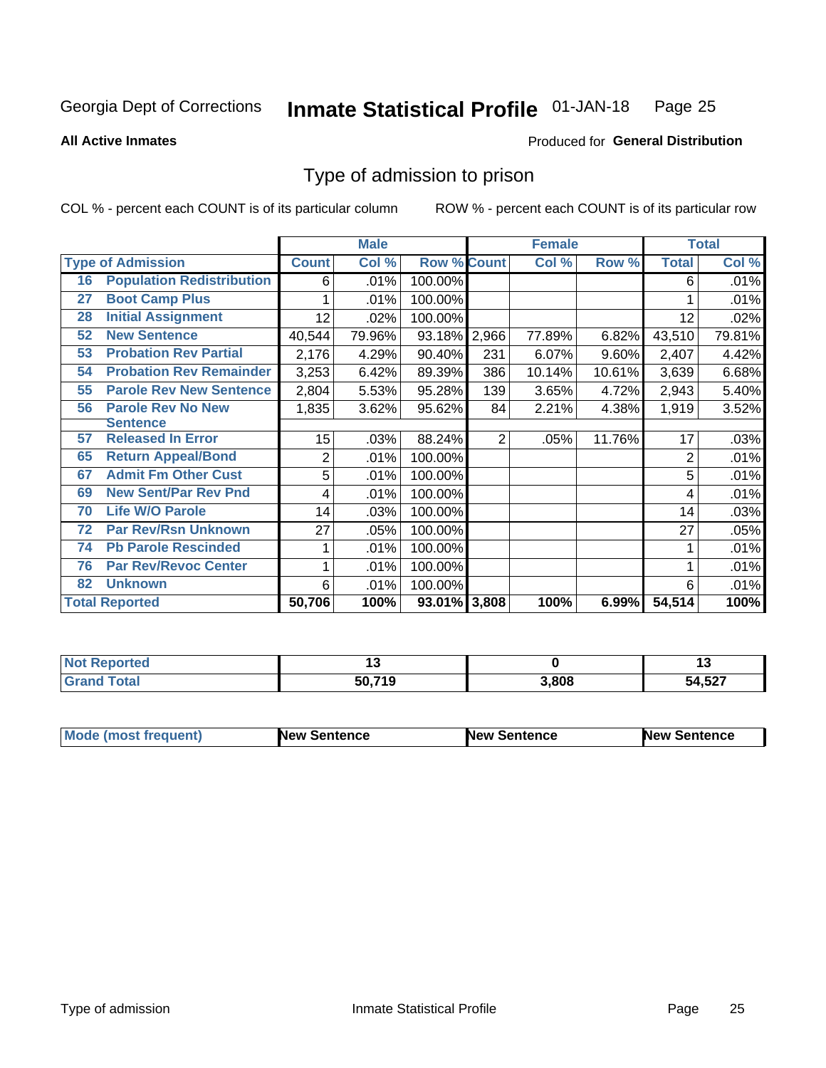Georgia Dept of Corrections **Inmate Statistical Profile** 01-JAN-18

**All Active Inmates**

Produced for **General Distribution**

## Type of admission to prison

COL % - percent each COUNT is of its particular column ROW % - percent each COUNT is of its particular row

| Type of Admission | | Male | | | Female | | | Total | |
|---|---|---|---|---|---|---|---|---|---|
| | | Count | Col % | Row % | Count | Col % | Row % | Total | Col % |
| 16 | Population Redistribution | 6 | .01% | 100.00% | | | | 6 | .01% |
| 27 | Boot Camp Plus | 1 | .01% | 100.00% | | | | 1 | .01% |
| 28 | Initial Assignment | 12 | .02% | 100.00% | | | | 12 | .02% |
| 52 | New Sentence | 40,544 | 79.96% | 93.18% | 2,966 | 77.89% | 6.82% | 43,510 | 79.81% |
| 53 | Probation Rev Partial | 2,176 | 4.29% | 90.40% | 231 | 6.07% | 9.60% | 2,407 | 4.42% |
| 54 | Probation Rev Remainder | 3,253 | 6.42% | 89.39% | 386 | 10.14% | 10.61% | 3,639 | 6.68% |
| 55 | Parole Rev New Sentence | 2,804 | 5.53% | 95.28% | 139 | 3.65% | 4.72% | 2,943 | 5.40% |
| 56 | Parole Rev No New Sentence | 1,835 | 3.62% | 95.62% | 84 | 2.21% | 4.38% | 1,919 | 3.52% |
| 57 | Released In Error | 15 | .03% | 88.24% | 2 | .05% | 11.76% | 17 | .03% |
| 65 | Return Appeal/Bond | 2 | .01% | 100.00% | | | | 2 | .01% |
| 67 | Admit Fm Other Cust | 5 | .01% | 100.00% | | | | 5 | .01% |
| 69 | New Sent/Par Rev Pnd | 4 | .01% | 100.00% | | | | 4 | .01% |
| 70 | Life W/O Parole | 14 | .03% | 100.00% | | | | 14 | .03% |
| 72 | Par Rev/Rsn Unknown | 27 | .05% | 100.00% | | | | 27 | .05% |
| 74 | Pb Parole Rescinded | 1 | .01% | 100.00% | | | | 1 | .01% |
| 76 | Par Rev/Revoc Center | 1 | .01% | 100.00% | | | | 1 | .01% |
| 82 | Unknown | 6 | .01% | 100.00% | | | | 6 | .01% |
| **Total Reported** | | **50,706** | **100%** | **93.01%** | **3,808** | **100%** | **6.99%** | **54,514** | **100%** |

| | Male | Female | Total |
|---|---|---|---|
| Not Reported | 13 | 0 | 13 |
| Grand Total | 50,719 | 3,808 | 54,527 |

| | Male | Female | Total |
|---|---|---|---|
| Mode (most frequent) | New Sentence | New Sentence | New Sentence |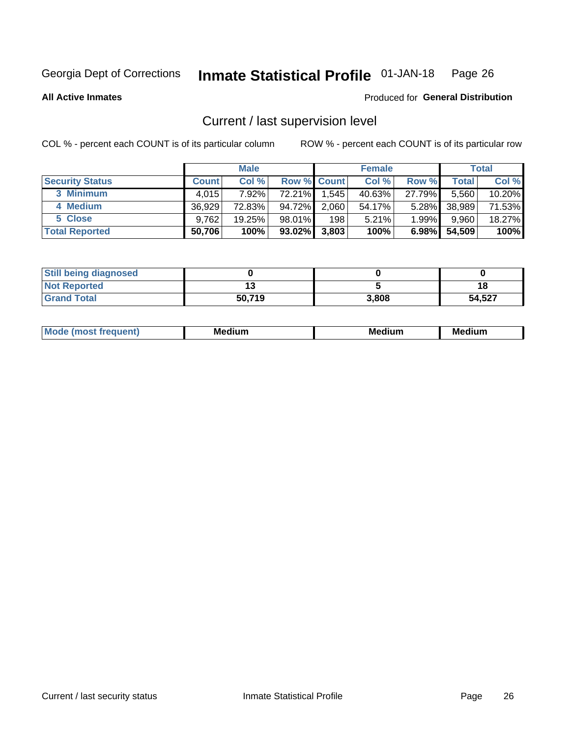Georgia Dept of Corrections **Inmate Statistical Profile** 01-JAN-18

**All Active Inmates**

Produced for **General Distribution**

## Current / last supervision level

COL % - percent each COUNT is of its particular column

ROW % - percent each COUNT is of its particular row

| | Male | | | Female | | | Total | |
|---|---|---|---|---|---|---|---|---|
| **Security Status** | **Count** | **Col %** | **Row %** | **Count** | **Col %** | **Row %** | **Total** | **Col %** |
| 3 Minimum | 4,015 | 7.92% | 72.21% | 1,545 | 40.63% | 27.79% | 5,560 | 10.20% |
| 4 Medium | 36,929 | 72.83% | 94.72% | 2,060 | 54.17% | 5.28% | 38,989 | 71.53% |
| 5 Close | 9,762 | 19.25% | 98.01% | 198 | 5.21% | 1.99% | 9,960 | 18.27% |
| **Total Reported** | **50,706** | **100%** | **93.02%** | **3,803** | **100%** | **6.98%** | **54,509** | **100%** |

| | Male | Female | Total |
|---|---|---|---|
| **Still being diagnosed** | **0** | **0** | **0** |
| **Not Reported** | **13** | **5** | **18** |
| **Grand Total** | **50,719** | **3,808** | **54,527** |

| | Male | Female | Total |
|---|---|---|---|
| **Mode (most frequent)** | **Medium** | **Medium** | **Medium** |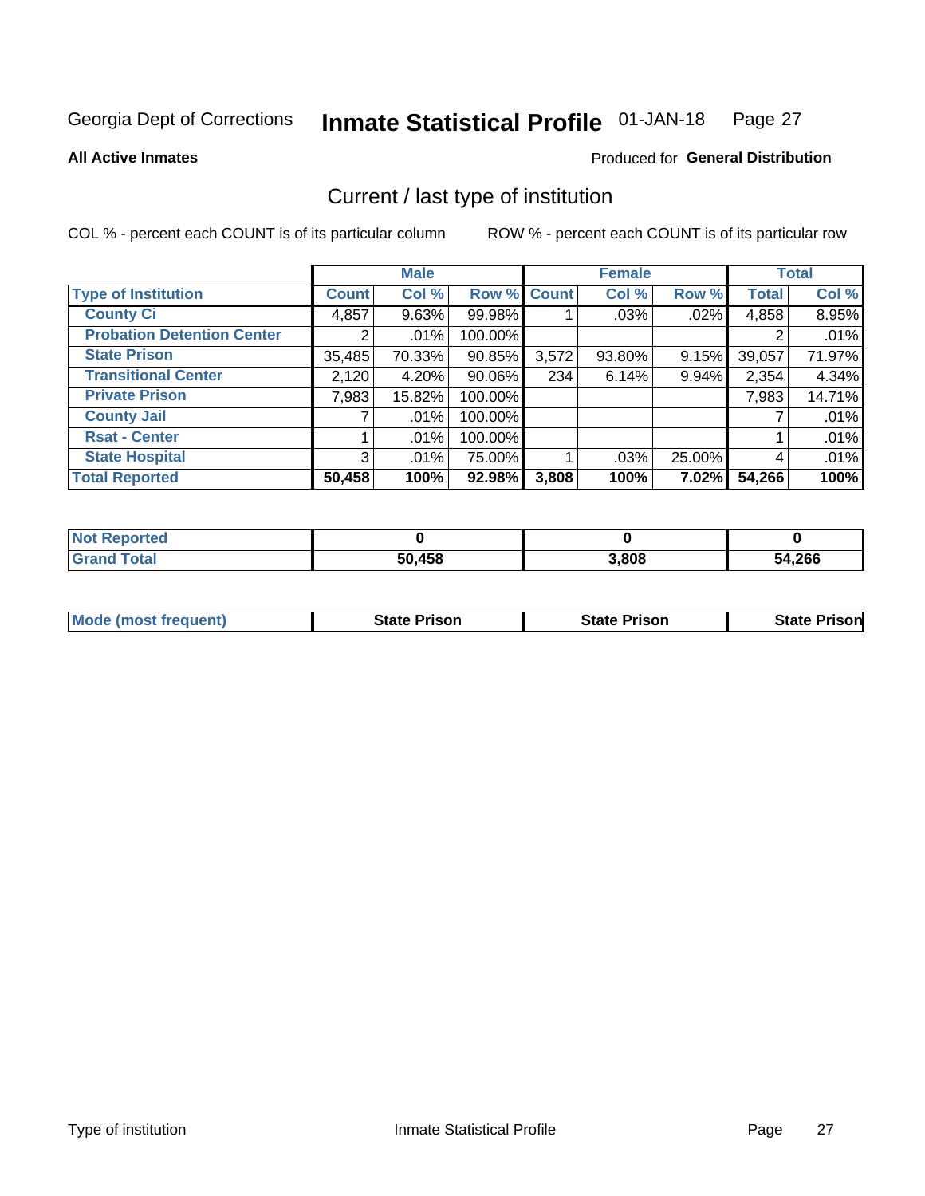Georgia Dept of Corrections **Inmate Statistical Profile** 01-JAN-18

**All Active Inmates**

Produced for **General Distribution**

## Current / last type of institution

COL % - percent each COUNT is of its particular column

ROW % - percent each COUNT is of its particular row

| | Male | | | Female | | | Total | |
|---|---|---|---|---|---|---|---|---|
| **Type of Institution** | **Count** | **Col %** | **Row %** | **Count** | **Col %** | **Row %** | **Total** | **Col %** |
| **County Ci** | 4,857 | 9.63% | 99.98% | 1 | .03% | .02% | 4,858 | 8.95% |
| **Probation Detention Center** | 2 | .01% | 100.00% | | | | 2 | .01% |
| **State Prison** | 35,485 | 70.33% | 90.85% | 3,572 | 93.80% | 9.15% | 39,057 | 71.97% |
| **Transitional Center** | 2,120 | 4.20% | 90.06% | 234 | 6.14% | 9.94% | 2,354 | 4.34% |
| **Private Prison** | 7,983 | 15.82% | 100.00% | | | | 7,983 | 14.71% |
| **County Jail** | 7 | .01% | 100.00% | | | | 7 | .01% |
| **Rsat - Center** | 1 | .01% | 100.00% | | | | 1 | .01% |
| **State Hospital** | 3 | .01% | 75.00% | 1 | .03% | 25.00% | 4 | .01% |
| **Total Reported** | **50,458** | **100%** | **92.98%** | **3,808** | **100%** | **7.02%** | **54,266** | **100%** |

| | Male | Female | Total |
|---|---|---|---|
| **Not Reported** | **0** | **0** | **0** |
| **Grand Total** | **50,458** | **3,808** | **54,266** |

| | Male | Female | Total |
|---|---|---|---|
| **Mode (most frequent)** | **State Prison** | **State Prison** | **State Prison** |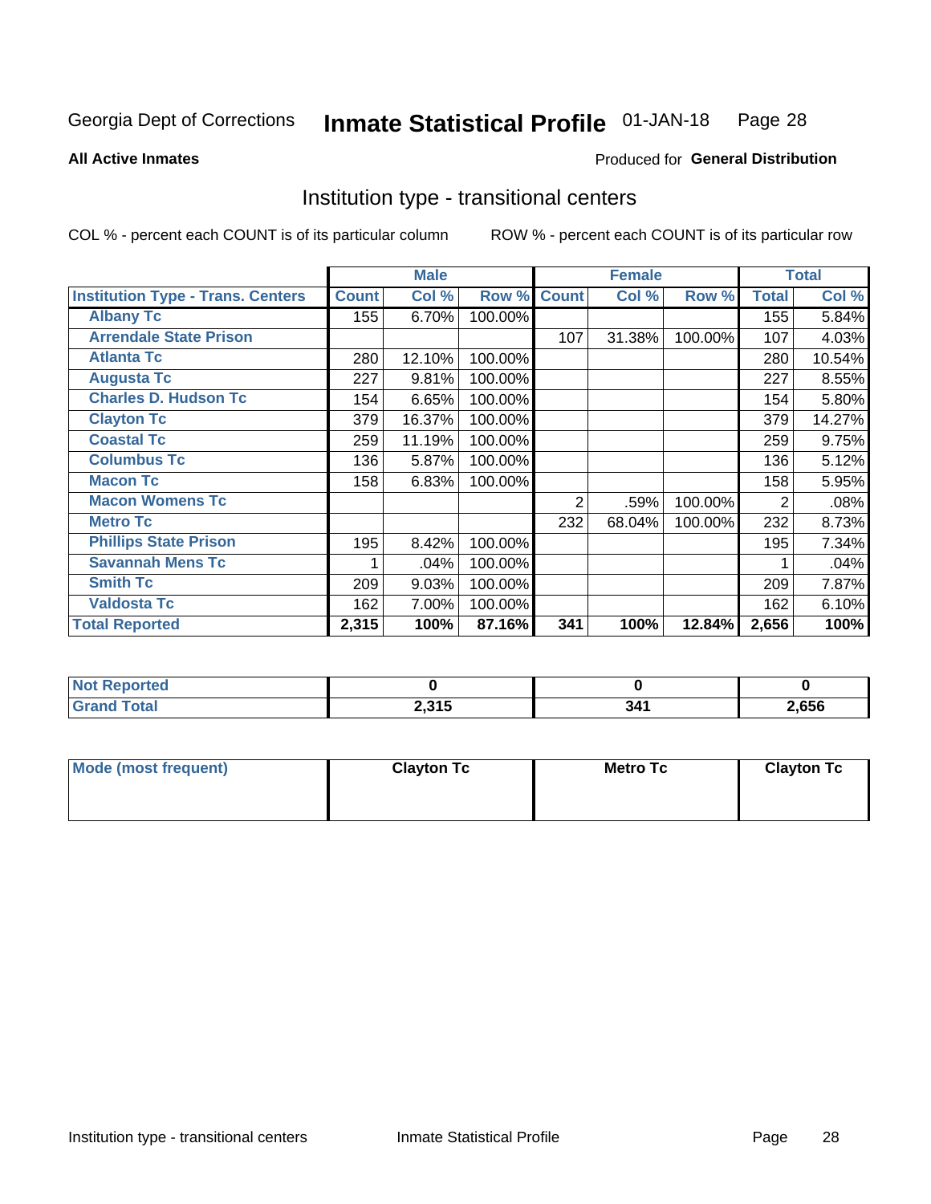Georgia Dept of Corrections **Inmate Statistical Profile** 01-JAN-18

**All Active Inmates**

Produced for **General Distribution**

## Institution type - transitional centers

COL % - percent each COUNT is of its particular column

ROW % - percent each COUNT is of its particular row

| | Male | | | Female | | | Total | |
|---|---|---|---|---|---|---|---|---|
| **Institution Type - Trans. Centers** | **Count** | **Col %** | **Row %** | **Count** | **Col %** | **Row %** | **Total** | **Col %** |
| **Albany Tc** | 155 | 6.70% | 100.00% | | | | 155 | 5.84% |
| **Arrendale State Prison** | | | | 107 | 31.38% | 100.00% | 107 | 4.03% |
| **Atlanta Tc** | 280 | 12.10% | 100.00% | | | | 280 | 10.54% |
| **Augusta Tc** | 227 | 9.81% | 100.00% | | | | 227 | 8.55% |
| **Charles D. Hudson Tc** | 154 | 6.65% | 100.00% | | | | 154 | 5.80% |
| **Clayton Tc** | 379 | 16.37% | 100.00% | | | | 379 | 14.27% |
| **Coastal Tc** | 259 | 11.19% | 100.00% | | | | 259 | 9.75% |
| **Columbus Tc** | 136 | 5.87% | 100.00% | | | | 136 | 5.12% |
| **Macon Tc** | 158 | 6.83% | 100.00% | | | | 158 | 5.95% |
| **Macon Womens Tc** | | | | 2 | .59% | 100.00% | 2 | .08% |
| **Metro Tc** | | | | 232 | 68.04% | 100.00% | 232 | 8.73% |
| **Phillips State Prison** | 195 | 8.42% | 100.00% | | | | 195 | 7.34% |
| **Savannah Mens Tc** | 1 | .04% | 100.00% | | | | 1 | .04% |
| **Smith Tc** | 209 | 9.03% | 100.00% | | | | 209 | 7.87% |
| **Valdosta Tc** | 162 | 7.00% | 100.00% | | | | 162 | 6.10% |
| **Total Reported** | **2,315** | **100%** | **87.16%** | **341** | **100%** | **12.84%** | **2,656** | **100%** |

| | Male | Female | Total |
|---|---|---|---|
| **Not Reported** | **0** | **0** | **0** |
| **Grand Total** | **2,315** | **341** | **2,656** |

| | Male | Female | Total |
|---|---|---|---|
| **Mode (most frequent)** | **Clayton Tc** | **Metro Tc** | **Clayton Tc** |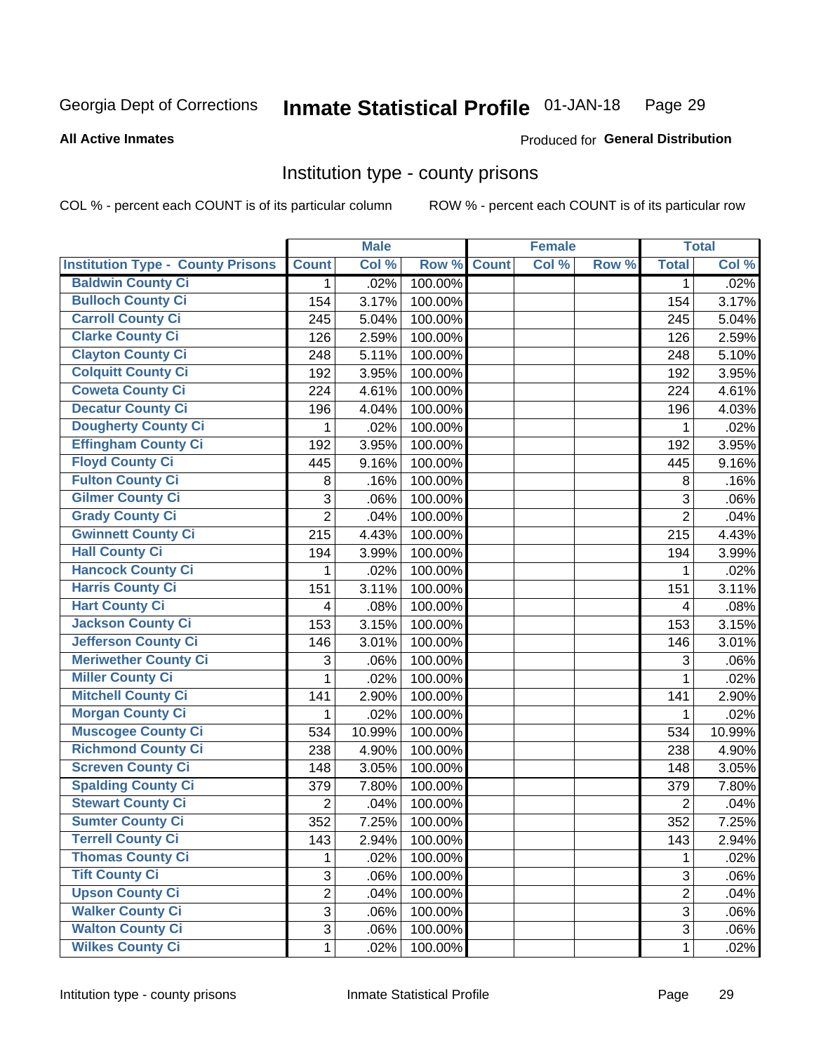Georgia Dept of Corrections **Inmate Statistical Profile** 01-JAN-18

**All Active Inmates**

Produced for **General Distribution**

## Institution type - county prisons

COL % - percent each COUNT is of its particular column

ROW % - percent each COUNT is of its particular row

| Institution Type - County Prisons | Male | | | Female | | | Total | |
|---|---|---|---|---|---|---|---|---|
| | Count | Col % | Row % | Count | Col % | Row % | Total | Col % |
| Baldwin County Ci | 1 | .02% | 100.00% | | | | 1 | .02% |
| Bulloch County Ci | 154 | 3.17% | 100.00% | | | | 154 | 3.17% |
| Carroll County Ci | 245 | 5.04% | 100.00% | | | | 245 | 5.04% |
| Clarke County Ci | 126 | 2.59% | 100.00% | | | | 126 | 2.59% |
| Clayton County Ci | 248 | 5.11% | 100.00% | | | | 248 | 5.10% |
| Colquitt County Ci | 192 | 3.95% | 100.00% | | | | 192 | 3.95% |
| Coweta County Ci | 224 | 4.61% | 100.00% | | | | 224 | 4.61% |
| Decatur County Ci | 196 | 4.04% | 100.00% | | | | 196 | 4.03% |
| Dougherty County Ci | 1 | .02% | 100.00% | | | | 1 | .02% |
| Effingham County Ci | 192 | 3.95% | 100.00% | | | | 192 | 3.95% |
| Floyd County Ci | 445 | 9.16% | 100.00% | | | | 445 | 9.16% |
| Fulton County Ci | 8 | .16% | 100.00% | | | | 8 | .16% |
| Gilmer County Ci | 3 | .06% | 100.00% | | | | 3 | .06% |
| Grady County Ci | 2 | .04% | 100.00% | | | | 2 | .04% |
| Gwinnett County Ci | 215 | 4.43% | 100.00% | | | | 215 | 4.43% |
| Hall County Ci | 194 | 3.99% | 100.00% | | | | 194 | 3.99% |
| Hancock County Ci | 1 | .02% | 100.00% | | | | 1 | .02% |
| Harris County Ci | 151 | 3.11% | 100.00% | | | | 151 | 3.11% |
| Hart County Ci | 4 | .08% | 100.00% | | | | 4 | .08% |
| Jackson County Ci | 153 | 3.15% | 100.00% | | | | 153 | 3.15% |
| Jefferson County Ci | 146 | 3.01% | 100.00% | | | | 146 | 3.01% |
| Meriwether County Ci | 3 | .06% | 100.00% | | | | 3 | .06% |
| Miller County Ci | 1 | .02% | 100.00% | | | | 1 | .02% |
| Mitchell County Ci | 141 | 2.90% | 100.00% | | | | 141 | 2.90% |
| Morgan County Ci | 1 | .02% | 100.00% | | | | 1 | .02% |
| Muscogee County Ci | 534 | 10.99% | 100.00% | | | | 534 | 10.99% |
| Richmond County Ci | 238 | 4.90% | 100.00% | | | | 238 | 4.90% |
| Screven County Ci | 148 | 3.05% | 100.00% | | | | 148 | 3.05% |
| Spalding County Ci | 379 | 7.80% | 100.00% | | | | 379 | 7.80% |
| Stewart County Ci | 2 | .04% | 100.00% | | | | 2 | .04% |
| Sumter County Ci | 352 | 7.25% | 100.00% | | | | 352 | 7.25% |
| Terrell County Ci | 143 | 2.94% | 100.00% | | | | 143 | 2.94% |
| Thomas County Ci | 1 | .02% | 100.00% | | | | 1 | .02% |
| Tift County Ci | 3 | .06% | 100.00% | | | | 3 | .06% |
| Upson County Ci | 2 | .04% | 100.00% | | | | 2 | .04% |
| Walker County Ci | 3 | .06% | 100.00% | | | | 3 | .06% |
| Walton County Ci | 3 | .06% | 100.00% | | | | 3 | .06% |
| Wilkes County Ci | 1 | .02% | 100.00% | | | | 1 | .02% |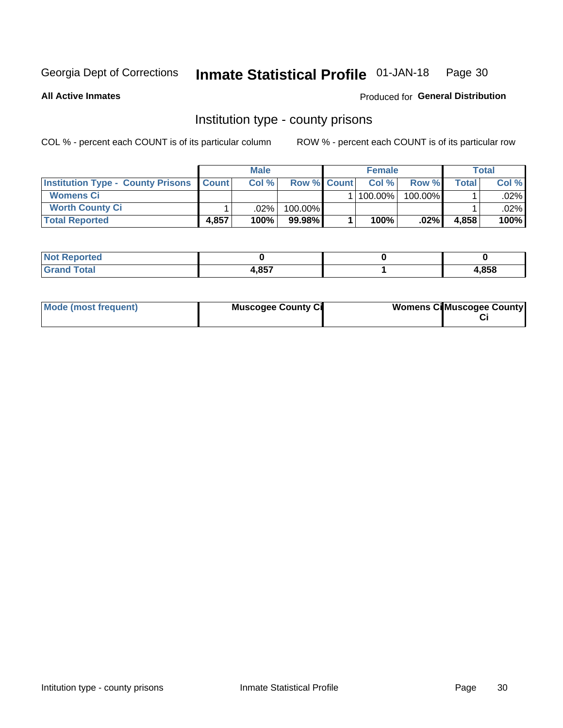Georgia Dept of Corrections **Inmate Statistical Profile** 01-JAN-18

**All Active Inmates**

Produced for **General Distribution**

## Institution type - county prisons

COL % - percent each COUNT is of its particular column

ROW % - percent each COUNT is of its particular row

| | Male | | | Female | | | Total | |
|---|---|---|---|---|---|---|---|---|
| **Institution Type - County Prisons** | **Count** | **Col %** | **Row %** | **Count** | **Col %** | **Row %** | **Total** | **Col %** |
| **Womens Ci** | | | | 1 | 100.00% | 100.00% | 1 | .02% |
| **Worth County Ci** | 1 | .02% | 100.00% | | | | 1 | .02% |
| **Total Reported** | **4,857** | **100%** | **99.98%** | **1** | **100%** | **.02%** | **4,858** | **100%** |

| | Male | Female | Total |
|---|---|---|---|
| **Not Reported** | **0** | **0** | **0** |
| **Grand Total** | **4,857** | **1** | **4,858** |

| | Male | Female | Total |
|---|---|---|---|
| **Mode (most frequent)** | **Muscogee County Ci** | **Womens Ci** | **Muscogee County Ci** |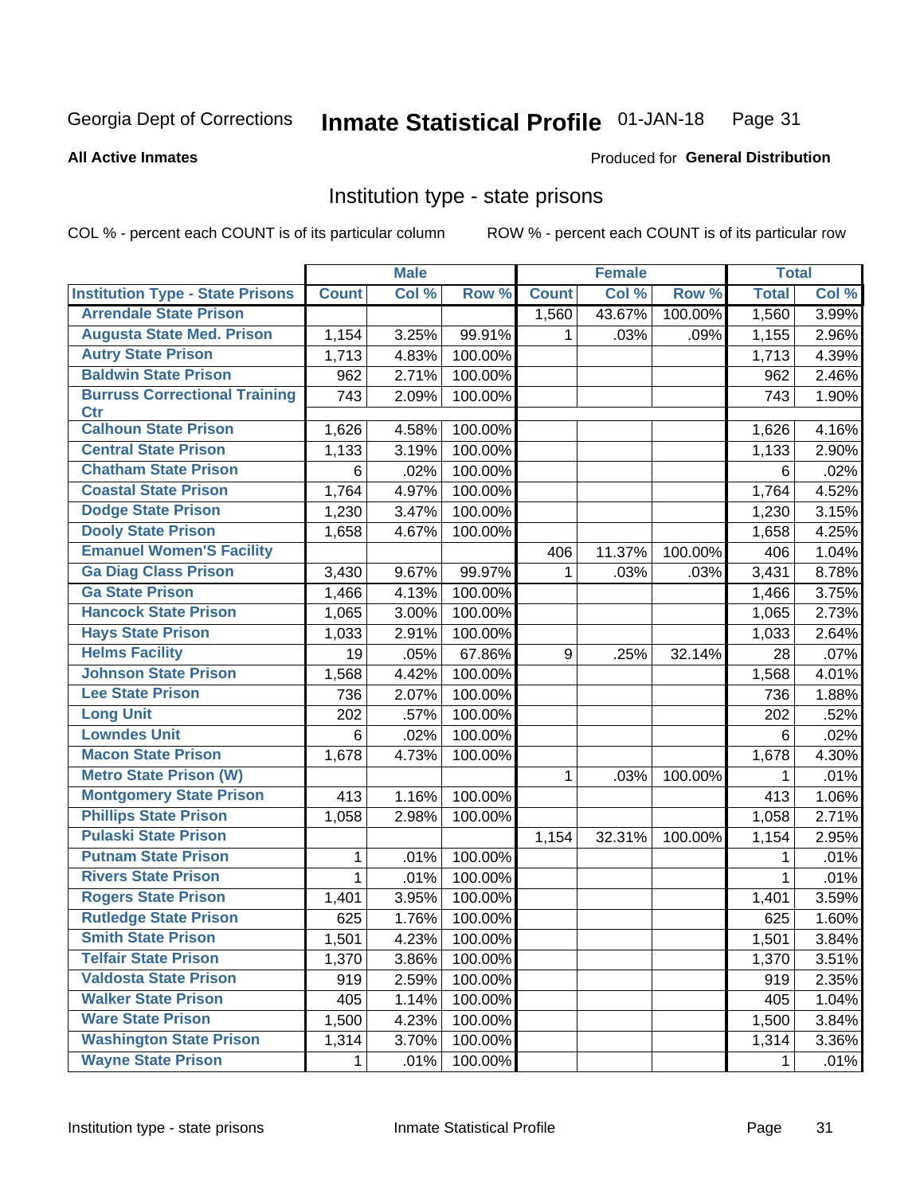Georgia Dept of Corrections **Inmate Statistical Profile** 01-JAN-18

**All Active Inmates**

Produced for **General Distribution**

## Institution type - state prisons

COL % - percent each COUNT is of its particular column ROW % - percent each COUNT is of its particular row

| | Male | | | Female | | | Total | |
|---|---|---|---|---|---|---|---|---|
| **Institution Type - State Prisons** | **Count** | **Col %** | **Row %** | **Count** | **Col %** | **Row %** | **Total** | **Col %** |
| **Arrendale State Prison** | | | | 1,560 | 43.67% | 100.00% | 1,560 | 3.99% |
| **Augusta State Med. Prison** | 1,154 | 3.25% | 99.91% | 1 | .03% | .09% | 1,155 | 2.96% |
| **Autry State Prison** | 1,713 | 4.83% | 100.00% | | | | 1,713 | 4.39% |
| **Baldwin State Prison** | 962 | 2.71% | 100.00% | | | | 962 | 2.46% |
| **Burruss Correctional Training Ctr** | 743 | 2.09% | 100.00% | | | | 743 | 1.90% |
| **Calhoun State Prison** | 1,626 | 4.58% | 100.00% | | | | 1,626 | 4.16% |
| **Central State Prison** | 1,133 | 3.19% | 100.00% | | | | 1,133 | 2.90% |
| **Chatham State Prison** | 6 | .02% | 100.00% | | | | 6 | .02% |
| **Coastal State Prison** | 1,764 | 4.97% | 100.00% | | | | 1,764 | 4.52% |
| **Dodge State Prison** | 1,230 | 3.47% | 100.00% | | | | 1,230 | 3.15% |
| **Dooly State Prison** | 1,658 | 4.67% | 100.00% | | | | 1,658 | 4.25% |
| **Emanuel Women'S Facility** | | | | 406 | 11.37% | 100.00% | 406 | 1.04% |
| **Ga Diag Class Prison** | 3,430 | 9.67% | 99.97% | 1 | .03% | .03% | 3,431 | 8.78% |
| **Ga State Prison** | 1,466 | 4.13% | 100.00% | | | | 1,466 | 3.75% |
| **Hancock State Prison** | 1,065 | 3.00% | 100.00% | | | | 1,065 | 2.73% |
| **Hays State Prison** | 1,033 | 2.91% | 100.00% | | | | 1,033 | 2.64% |
| **Helms Facility** | 19 | .05% | 67.86% | 9 | .25% | 32.14% | 28 | .07% |
| **Johnson State Prison** | 1,568 | 4.42% | 100.00% | | | | 1,568 | 4.01% |
| **Lee State Prison** | 736 | 2.07% | 100.00% | | | | 736 | 1.88% |
| **Long Unit** | 202 | .57% | 100.00% | | | | 202 | .52% |
| **Lowndes Unit** | 6 | .02% | 100.00% | | | | 6 | .02% |
| **Macon State Prison** | 1,678 | 4.73% | 100.00% | | | | 1,678 | 4.30% |
| **Metro State Prison (W)** | | | | 1 | .03% | 100.00% | 1 | .01% |
| **Montgomery State Prison** | 413 | 1.16% | 100.00% | | | | 413 | 1.06% |
| **Phillips State Prison** | 1,058 | 2.98% | 100.00% | | | | 1,058 | 2.71% |
| **Pulaski State Prison** | | | | 1,154 | 32.31% | 100.00% | 1,154 | 2.95% |
| **Putnam State Prison** | 1 | .01% | 100.00% | | | | 1 | .01% |
| **Rivers State Prison** | 1 | .01% | 100.00% | | | | 1 | .01% |
| **Rogers State Prison** | 1,401 | 3.95% | 100.00% | | | | 1,401 | 3.59% |
| **Rutledge State Prison** | 625 | 1.76% | 100.00% | | | | 625 | 1.60% |
| **Smith State Prison** | 1,501 | 4.23% | 100.00% | | | | 1,501 | 3.84% |
| **Telfair State Prison** | 1,370 | 3.86% | 100.00% | | | | 1,370 | 3.51% |
| **Valdosta State Prison** | 919 | 2.59% | 100.00% | | | | 919 | 2.35% |
| **Walker State Prison** | 405 | 1.14% | 100.00% | | | | 405 | 1.04% |
| **Ware State Prison** | 1,500 | 4.23% | 100.00% | | | | 1,500 | 3.84% |
| **Washington State Prison** | 1,314 | 3.70% | 100.00% | | | | 1,314 | 3.36% |
| **Wayne State Prison** | 1 | .01% | 100.00% | | | | 1 | .01% |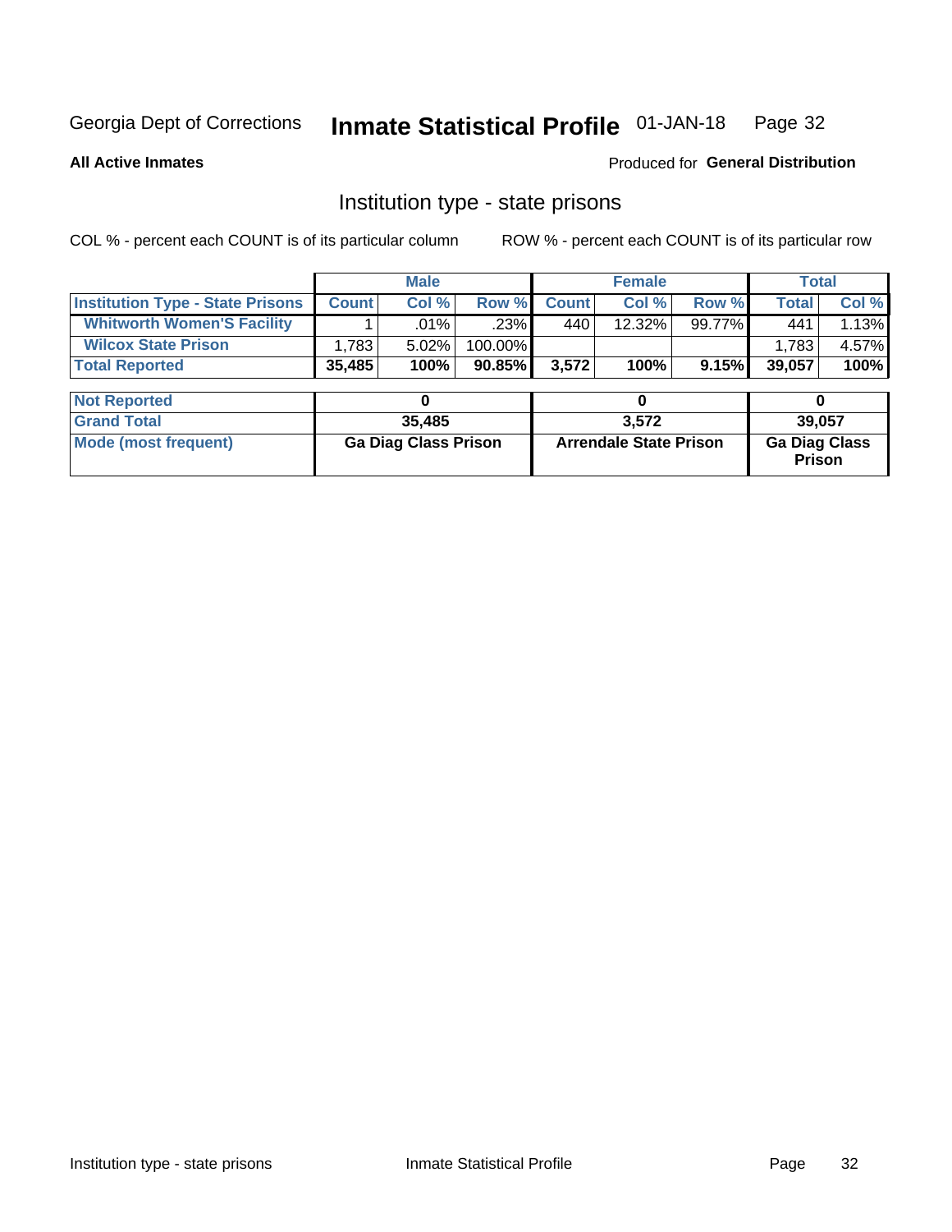Georgia Dept of Corrections **Inmate Statistical Profile** 01-JAN-18

**All Active Inmates**

Produced for **General Distribution**

## Institution type - state prisons

COL % - percent each COUNT is of its particular column ROW % - percent each COUNT is of its particular row

| | Male | | | Female | | | Total | |
|---|---|---|---|---|---|---|---|---|
| **Institution Type - State Prisons** | **Count** | **Col %** | **Row %** | **Count** | **Col %** | **Row %** | **Total** | **Col %** |
| **Whitworth Women'S Facility** | 1 | .01% | .23% | 440 | 12.32% | 99.77% | 441 | 1.13% |
| **Wilcox State Prison** | 1,783 | 5.02% | 100.00% | | | | 1,783 | 4.57% |
| **Total Reported** | **35,485** | **100%** | **90.85%** | **3,572** | **100%** | **9.15%** | **39,057** | **100%** |

| | Male | Female | Total |
|---|---|---|---|
| **Not Reported** | **0** | **0** | **0** |
| **Grand Total** | **35,485** | **3,572** | **39,057** |
| **Mode (most frequent)** | **Ga Diag Class Prison** | **Arrendale State Prison** | **Ga Diag Class Prison** |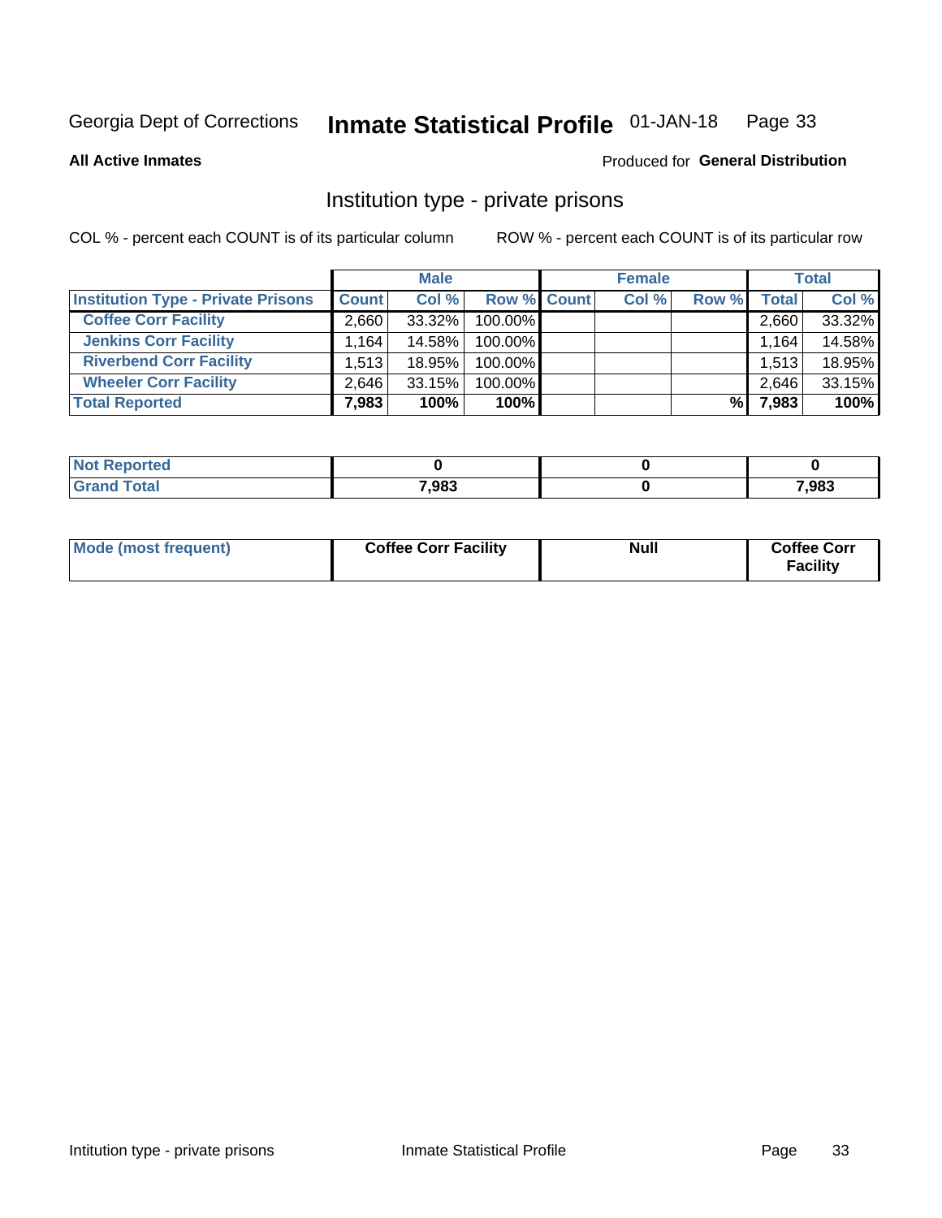Georgia Dept of Corrections **Inmate Statistical Profile** 01-JAN-18

**All Active Inmates**

Produced for **General Distribution**

## Institution type - private prisons

COL % - percent each COUNT is of its particular column

ROW % - percent each COUNT is of its particular row

| | Male | | | Female | | | Total | |
|---|---|---|---|---|---|---|---|---|
| **Institution Type - Private Prisons** | **Count** | **Col %** | **Row %** | **Count** | **Col %** | **Row %** | **Total** | **Col %** |
| **Coffee Corr Facility** | 2,660 | 33.32% | 100.00% | | | | 2,660 | 33.32% |
| **Jenkins Corr Facility** | 1,164 | 14.58% | 100.00% | | | | 1,164 | 14.58% |
| **Riverbend Corr Facility** | 1,513 | 18.95% | 100.00% | | | | 1,513 | 18.95% |
| **Wheeler Corr Facility** | 2,646 | 33.15% | 100.00% | | | | 2,646 | 33.15% |
| **Total Reported** | **7,983** | **100%** | **100%** | | | **%** | **7,983** | **100%** |

| | Male | Female | Total |
|---|---|---|---|
| **Not Reported** | **0** | **0** | **0** |
| **Grand Total** | **7,983** | **0** | **7,983** |

| | Male | Female | Total |
|---|---|---|---|
| **Mode (most frequent)** | **Coffee Corr Facility** | **Null** | **Coffee Corr Facility** |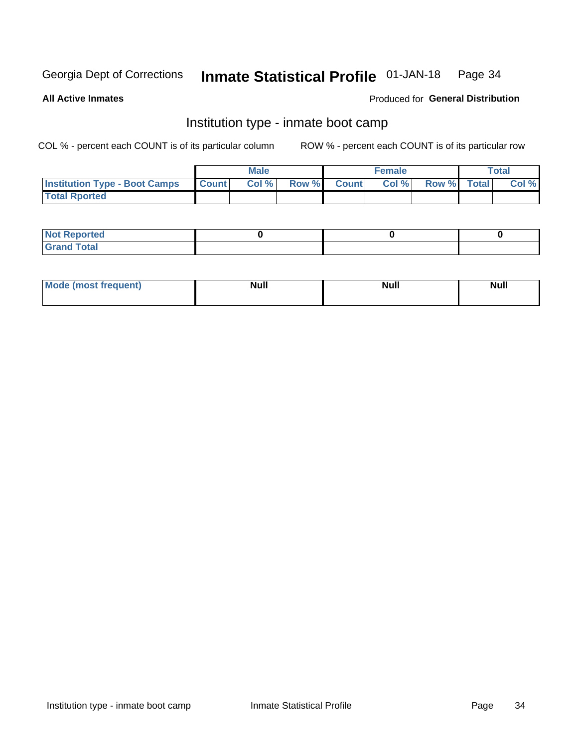Georgia Dept of Corrections **Inmate Statistical Profile** 01-JAN-18

**All Active Inmates**

Produced for **General Distribution**

## Institution type - inmate boot camp

COL % - percent each COUNT is of its particular column

ROW % - percent each COUNT is of its particular row

| | Male | | | Female | | | Total | |
|---|---|---|---|---|---|---|---|---|
| **Institution Type - Boot Camps** | **Count** | **Col %** | **Row %** | **Count** | **Col %** | **Row %** | **Total** | **Col %** |
| **Total Rported** | | | | | | | | |

| | Male | Female | Total |
|---|---|---|---|
| **Not Reported** | 0 | 0 | 0 |
| **Grand Total** | | | |

| | Male | Female | Total |
|---|---|---|---|
| **Mode (most frequent)** | **Null** | **Null** | **Null** |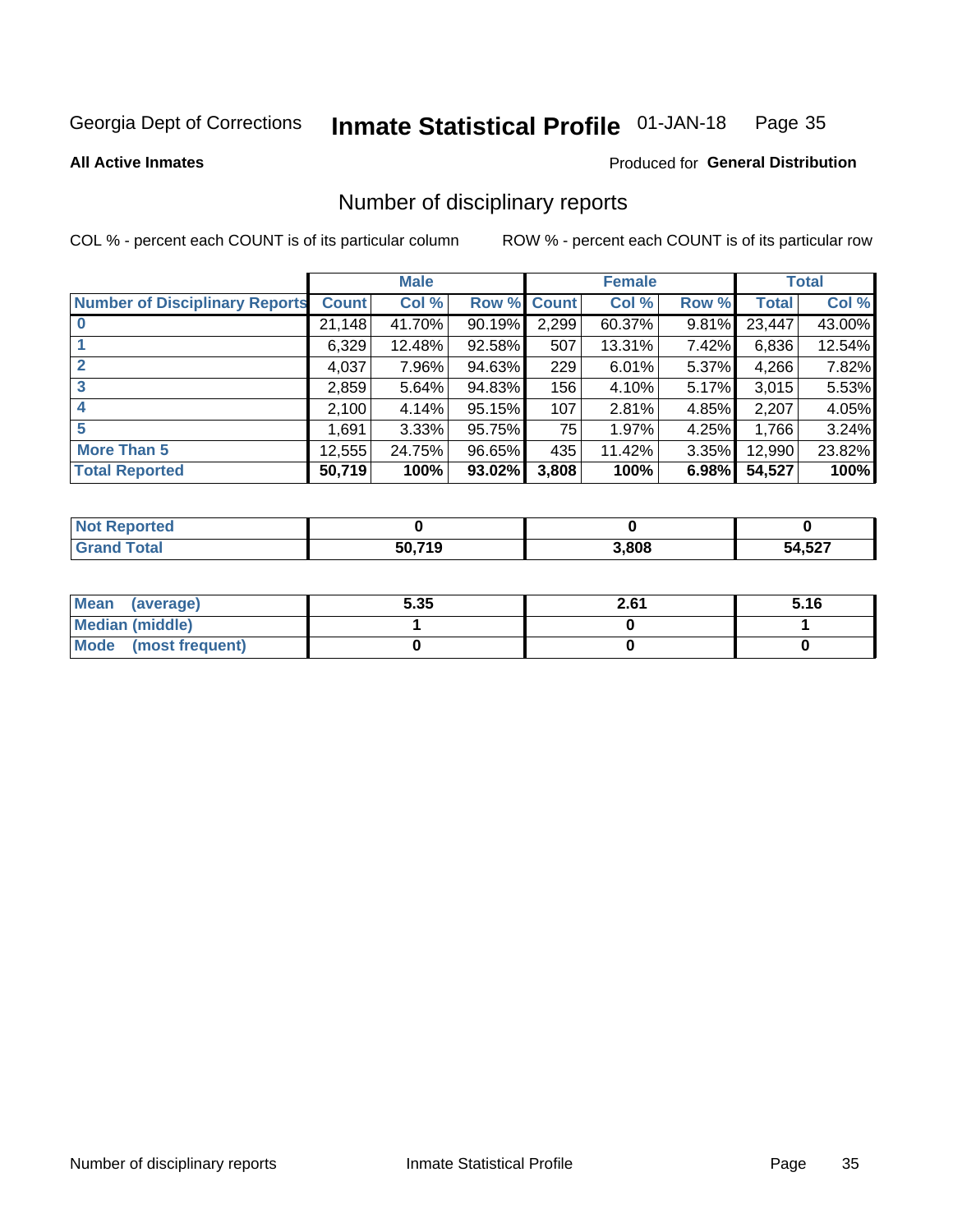Georgia Dept of Corrections **Inmate Statistical Profile** 01-JAN-18

**All Active Inmates**

Produced for **General Distribution**

## Number of disciplinary reports

COL % - percent each COUNT is of its particular column    ROW % - percent each COUNT is of its particular row

| | Male | | | Female | | | Total | |
|---|---|---|---|---|---|---|---|---|
| **Number of Disciplinary Reports** | **Count** | **Col %** | **Row %** | **Count** | **Col %** | **Row %** | **Total** | **Col %** |
| **0** | 21,148 | 41.70% | 90.19% | 2,299 | 60.37% | 9.81% | 23,447 | 43.00% |
| **1** | 6,329 | 12.48% | 92.58% | 507 | 13.31% | 7.42% | 6,836 | 12.54% |
| **2** | 4,037 | 7.96% | 94.63% | 229 | 6.01% | 5.37% | 4,266 | 7.82% |
| **3** | 2,859 | 5.64% | 94.83% | 156 | 4.10% | 5.17% | 3,015 | 5.53% |
| **4** | 2,100 | 4.14% | 95.15% | 107 | 2.81% | 4.85% | 2,207 | 4.05% |
| **5** | 1,691 | 3.33% | 95.75% | 75 | 1.97% | 4.25% | 1,766 | 3.24% |
| **More Than 5** | 12,555 | 24.75% | 96.65% | 435 | 11.42% | 3.35% | 12,990 | 23.82% |
| **Total Reported** | **50,719** | **100%** | **93.02%** | **3,808** | **100%** | **6.98%** | **54,527** | **100%** |

| | Male | Female | Total |
|---|---|---|---|
| **Not Reported** | **0** | **0** | **0** |
| **Grand Total** | **50,719** | **3,808** | **54,527** |

| | Male | Female | Total |
|---|---|---|---|
| **Mean (average)** | **5.35** | **2.61** | **5.16** |
| **Median (middle)** | **1** | **0** | **1** |
| **Mode (most frequent)** | **0** | **0** | **0** |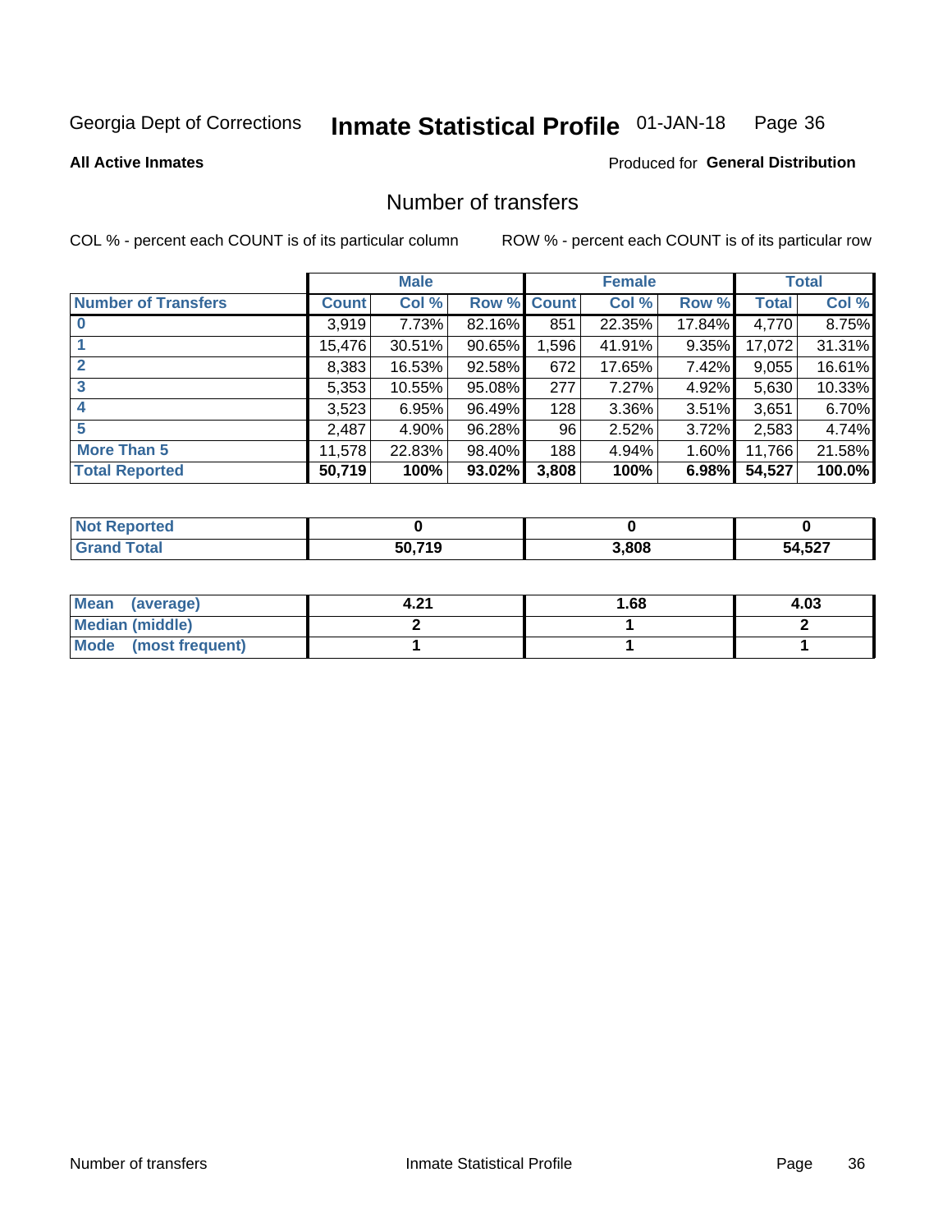Georgia Dept of Corrections **Inmate Statistical Profile** 01-JAN-18

**All Active Inmates**

Produced for **General Distribution**

## Number of transfers

COL % - percent each COUNT is of its particular column ROW % - percent each COUNT is of its particular row

| | Male | | | Female | | | Total | |
|---|---|---|---|---|---|---|---|---|
| **Number of Transfers** | **Count** | **Col %** | **Row %** | **Count** | **Col %** | **Row %** | **Total** | **Col %** |
| **0** | 3,919 | 7.73% | 82.16% | 851 | 22.35% | 17.84% | 4,770 | 8.75% |
| **1** | 15,476 | 30.51% | 90.65% | 1,596 | 41.91% | 9.35% | 17,072 | 31.31% |
| **2** | 8,383 | 16.53% | 92.58% | 672 | 17.65% | 7.42% | 9,055 | 16.61% |
| **3** | 5,353 | 10.55% | 95.08% | 277 | 7.27% | 4.92% | 5,630 | 10.33% |
| **4** | 3,523 | 6.95% | 96.49% | 128 | 3.36% | 3.51% | 3,651 | 6.70% |
| **5** | 2,487 | 4.90% | 96.28% | 96 | 2.52% | 3.72% | 2,583 | 4.74% |
| **More Than 5** | 11,578 | 22.83% | 98.40% | 188 | 4.94% | 1.60% | 11,766 | 21.58% |
| **Total Reported** | **50,719** | **100%** | **93.02%** | **3,808** | **100%** | **6.98%** | **54,527** | **100.0%** |

| | Male | Female | Total |
|---|---|---|---|
| **Not Reported** | **0** | **0** | **0** |
| **Grand Total** | **50,719** | **3,808** | **54,527** |

| | Male | Female | Total |
|---|---|---|---|
| **Mean (average)** | **4.21** | **1.68** | **4.03** |
| **Median (middle)** | **2** | **1** | **2** |
| **Mode (most frequent)** | **1** | **1** | **1** |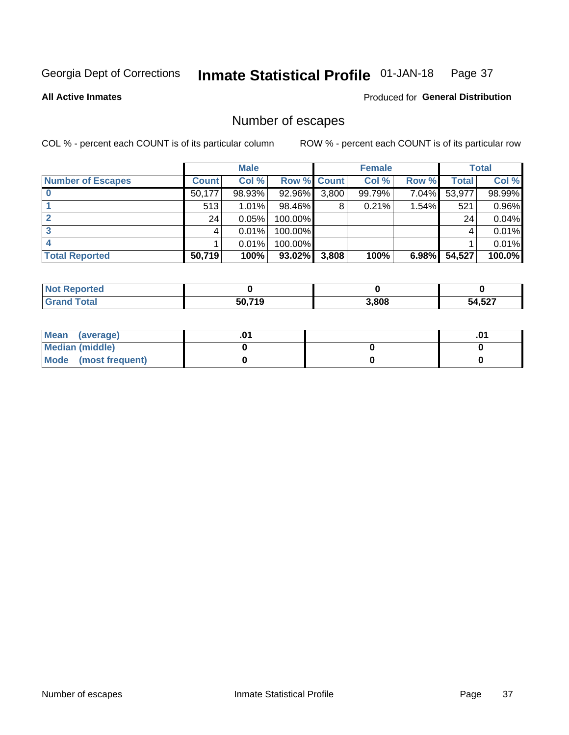Georgia Dept of Corrections **Inmate Statistical Profile** 01-JAN-18

**All Active Inmates**

Produced for **General Distribution**

## Number of escapes

COL % - percent each COUNT is of its particular column

ROW % - percent each COUNT is of its particular row

| | Male | | | Female | | | Total | |
|---|---|---|---|---|---|---|---|---|
| **Number of Escapes** | **Count** | **Col %** | **Row %** | **Count** | **Col %** | **Row %** | **Total** | **Col %** |
| **0** | 50,177 | 98.93% | 92.96% | 3,800 | 99.79% | 7.04% | 53,977 | 98.99% |
| **1** | 513 | 1.01% | 98.46% | 8 | 0.21% | 1.54% | 521 | 0.96% |
| **2** | 24 | 0.05% | 100.00% | | | | 24 | 0.04% |
| **3** | 4 | 0.01% | 100.00% | | | | 4 | 0.01% |
| **4** | 1 | 0.01% | 100.00% | | | | 1 | 0.01% |
| **Total Reported** | **50,719** | **100%** | **93.02%** | **3,808** | **100%** | **6.98%** | **54,527** | **100.0%** |

| | Male | Female | Total |
|---|---|---|---|
| **Not Reported** | **0** | **0** | **0** |
| **Grand Total** | **50,719** | **3,808** | **54,527** |

| | Male | Female | Total |
|---|---|---|---|
| **Mean (average)** | **.01** | | **.01** |
| **Median (middle)** | **0** | **0** | **0** |
| **Mode (most frequent)** | **0** | **0** | **0** |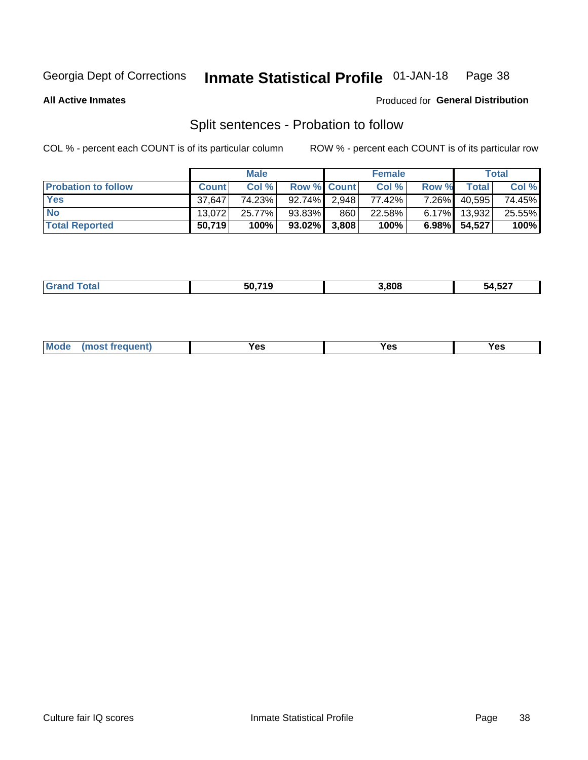Georgia Dept of Corrections **Inmate Statistical Profile** 01-JAN-18

**All Active Inmates**

Produced for **General Distribution**

## Split sentences - Probation to follow

COL % - percent each COUNT is of its particular column

ROW % - percent each COUNT is of its particular row

| | Male | | | Female | | | Total | |
|---|---|---|---|---|---|---|---|---|
| **Probation to follow** | **Count** | **Col %** | **Row %** | **Count** | **Col %** | **Row %** | **Total** | **Col %** |
| **Yes** | 37,647 | 74.23% | 92.74% | 2,948 | 77.42% | 7.26% | 40,595 | 74.45% |
| **No** | 13,072 | 25.77% | 93.83% | 860 | 22.58% | 6.17% | 13,932 | 25.55% |
| **Total Reported** | **50,719** | **100%** | **93.02%** | **3,808** | **100%** | **6.98%** | **54,527** | **100%** |

| | | | |
|---|---|---|---|
| **Grand Total** | **50,719** | **3,808** | **54,527** |

| | | | |
|---|---|---|---|
| **Mode (most frequent)** | **Yes** | **Yes** | **Yes** |

Culture fair IQ scores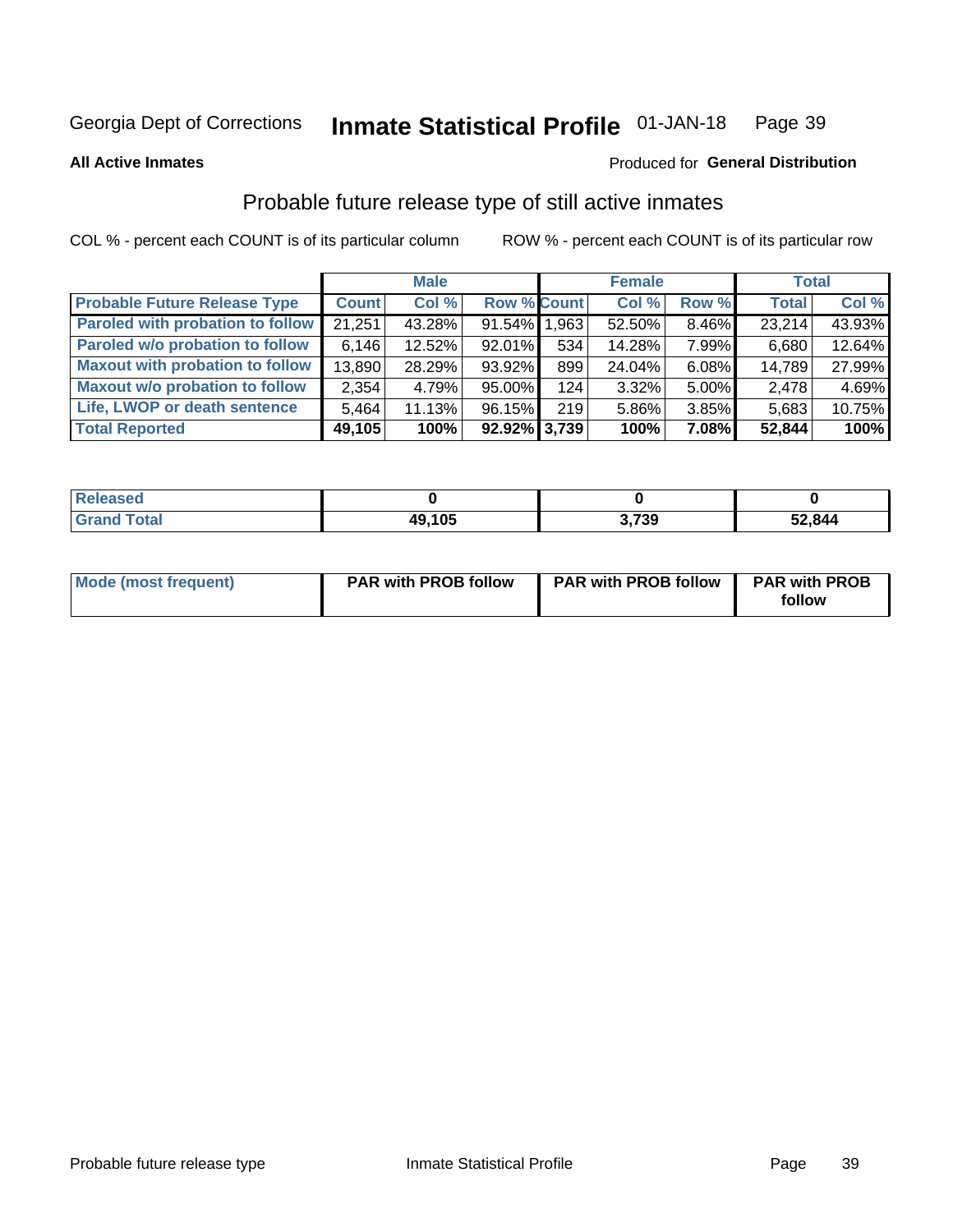Georgia Dept of Corrections **Inmate Statistical Profile** 01-JAN-18

**All Active Inmates**

Produced for **General Distribution**

## Probable future release type of still active inmates

COL % - percent each COUNT is of its particular column

ROW % - percent each COUNT is of its particular row

| | Male | | | Female | | | Total | |
|---|---|---|---|---|---|---|---|---|
| **Probable Future Release Type** | **Count** | **Col %** | **Row %** | **Count** | **Col %** | **Row %** | **Total** | **Col %** |
| Paroled with probation to follow | 21,251 | 43.28% | 91.54% | 1,963 | 52.50% | 8.46% | 23,214 | 43.93% |
| Paroled w/o probation to follow | 6,146 | 12.52% | 92.01% | 534 | 14.28% | 7.99% | 6,680 | 12.64% |
| Maxout with probation to follow | 13,890 | 28.29% | 93.92% | 899 | 24.04% | 6.08% | 14,789 | 27.99% |
| Maxout w/o probation to follow | 2,354 | 4.79% | 95.00% | 124 | 3.32% | 5.00% | 2,478 | 4.69% |
| Life, LWOP or death sentence | 5,464 | 11.13% | 96.15% | 219 | 5.86% | 3.85% | 5,683 | 10.75% |
| **Total Reported** | **49,105** | **100%** | **92.92%** | **3,739** | **100%** | **7.08%** | **52,844** | **100%** |

| | Male | Female | Total |
|---|---|---|---|
| Released | **0** | **0** | **0** |
| Grand Total | **49,105** | **3,739** | **52,844** |

| | Male | Female | Total |
|---|---|---|---|
| Mode (most frequent) | **PAR with PROB follow** | **PAR with PROB follow** | **PAR with PROB follow** |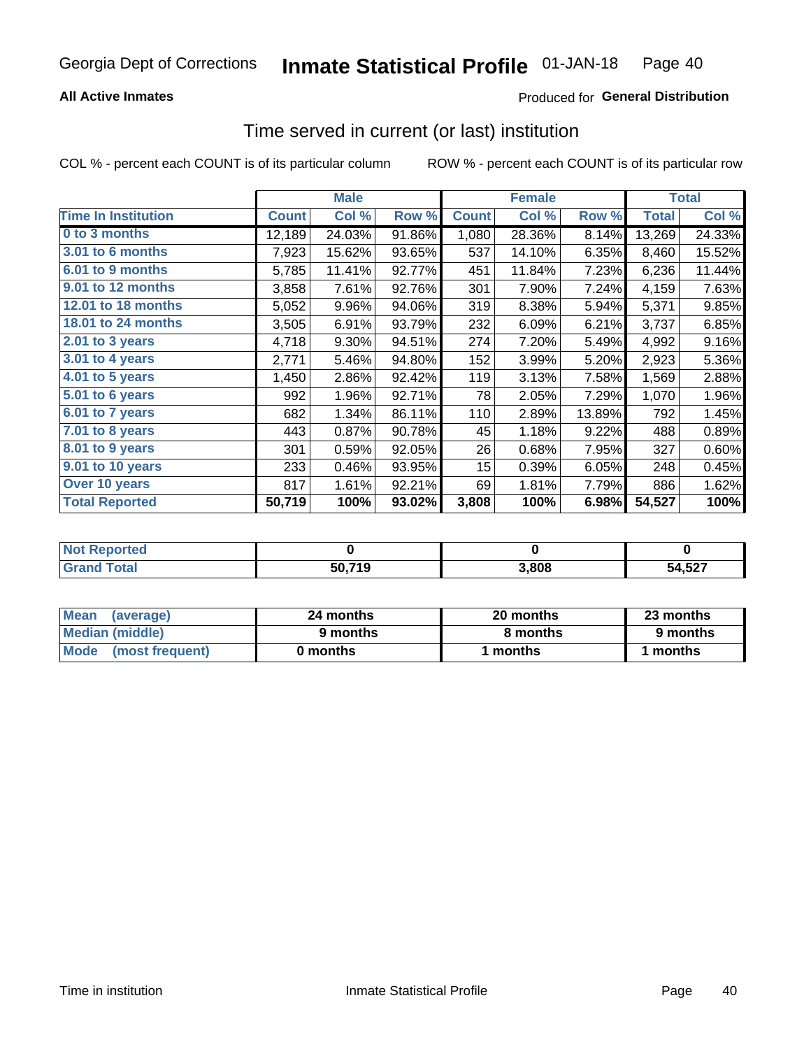Georgia Dept of Corrections **Inmate Statistical Profile** 01-JAN-18

**All Active Inmates**

Produced for **General Distribution**

## Time served in current (or last) institution

COL % - percent each COUNT is of its particular column

ROW % - percent each COUNT is of its particular row

| | Male | | | Female | | | Total | |
|---|---|---|---|---|---|---|---|---|
| **Time In Institution** | **Count** | **Col %** | **Row %** | **Count** | **Col %** | **Row %** | **Total** | **Col %** |
| **0 to 3 months** | 12,189 | 24.03% | 91.86% | 1,080 | 28.36% | 8.14% | 13,269 | 24.33% |
| **3.01 to 6 months** | 7,923 | 15.62% | 93.65% | 537 | 14.10% | 6.35% | 8,460 | 15.52% |
| **6.01 to 9 months** | 5,785 | 11.41% | 92.77% | 451 | 11.84% | 7.23% | 6,236 | 11.44% |
| **9.01 to 12 months** | 3,858 | 7.61% | 92.76% | 301 | 7.90% | 7.24% | 4,159 | 7.63% |
| **12.01 to 18 months** | 5,052 | 9.96% | 94.06% | 319 | 8.38% | 5.94% | 5,371 | 9.85% |
| **18.01 to 24 months** | 3,505 | 6.91% | 93.79% | 232 | 6.09% | 6.21% | 3,737 | 6.85% |
| **2.01 to 3 years** | 4,718 | 9.30% | 94.51% | 274 | 7.20% | 5.49% | 4,992 | 9.16% |
| **3.01 to 4 years** | 2,771 | 5.46% | 94.80% | 152 | 3.99% | 5.20% | 2,923 | 5.36% |
| **4.01 to 5 years** | 1,450 | 2.86% | 92.42% | 119 | 3.13% | 7.58% | 1,569 | 2.88% |
| **5.01 to 6 years** | 992 | 1.96% | 92.71% | 78 | 2.05% | 7.29% | 1,070 | 1.96% |
| **6.01 to 7 years** | 682 | 1.34% | 86.11% | 110 | 2.89% | 13.89% | 792 | 1.45% |
| **7.01 to 8 years** | 443 | 0.87% | 90.78% | 45 | 1.18% | 9.22% | 488 | 0.89% |
| **8.01 to 9 years** | 301 | 0.59% | 92.05% | 26 | 0.68% | 7.95% | 327 | 0.60% |
| **9.01 to 10 years** | 233 | 0.46% | 93.95% | 15 | 0.39% | 6.05% | 248 | 0.45% |
| **Over 10 years** | 817 | 1.61% | 92.21% | 69 | 1.81% | 7.79% | 886 | 1.62% |
| **Total Reported** | **50,719** | **100%** | **93.02%** | **3,808** | **100%** | **6.98%** | **54,527** | **100%** |

| | Male | Female | Total |
|---|---|---|---|
| **Not Reported** | **0** | **0** | **0** |
| **Grand Total** | **50,719** | **3,808** | **54,527** |

| | Male | Female | Total |
|---|---|---|---|
| **Mean (average)** | **24 months** | **20 months** | **23 months** |
| **Median (middle)** | **9 months** | **8 months** | **9 months** |
| **Mode (most frequent)** | **0 months** | **1 months** | **1 months** |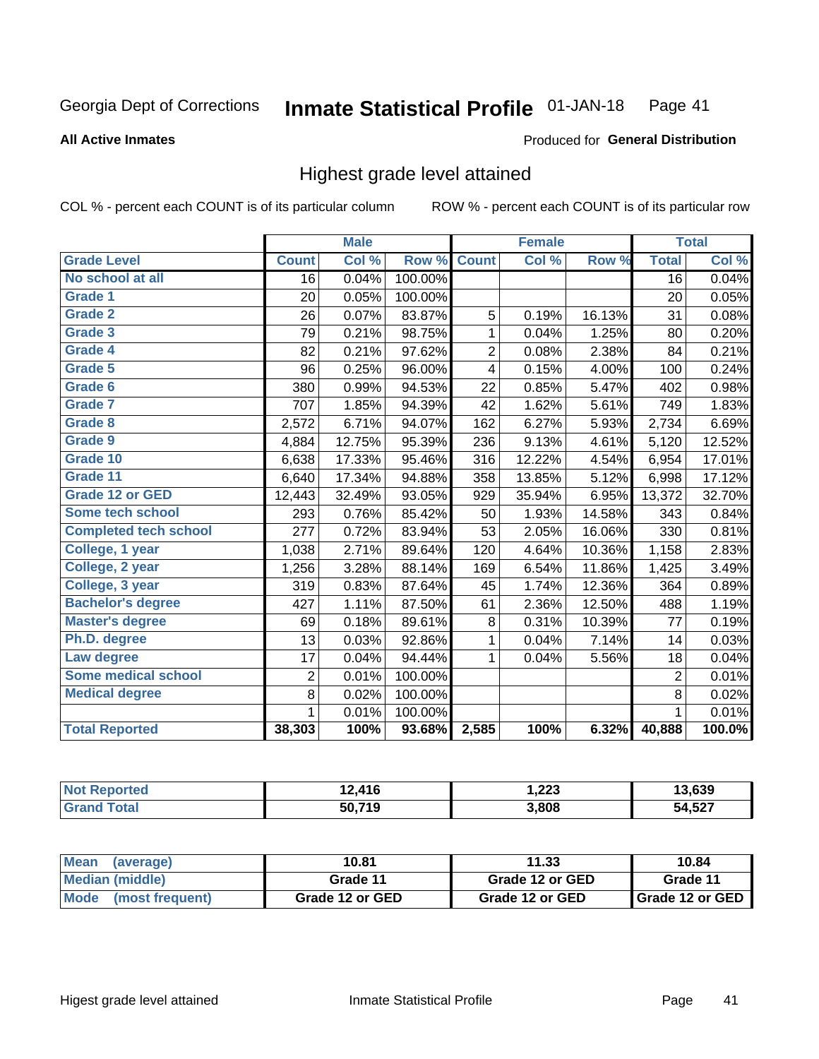Georgia Dept of Corrections **Inmate Statistical Profile** 01-JAN-18

**All Active Inmates**

Produced for **General Distribution**

## Highest grade level attained

COL % - percent each COUNT is of its particular column ROW % - percent each COUNT is of its particular row

| | Male | | | Female | | | Total | |
|---|---|---|---|---|---|---|---|---|
| **Grade Level** | **Count** | **Col %** | **Row %** | **Count** | **Col %** | **Row %** | **Total** | **Col %** |
| No school at all | 16 | 0.04% | 100.00% | | | | 16 | 0.04% |
| Grade 1 | 20 | 0.05% | 100.00% | | | | 20 | 0.05% |
| Grade 2 | 26 | 0.07% | 83.87% | 5 | 0.19% | 16.13% | 31 | 0.08% |
| Grade 3 | 79 | 0.21% | 98.75% | 1 | 0.04% | 1.25% | 80 | 0.20% |
| Grade 4 | 82 | 0.21% | 97.62% | 2 | 0.08% | 2.38% | 84 | 0.21% |
| Grade 5 | 96 | 0.25% | 96.00% | 4 | 0.15% | 4.00% | 100 | 0.24% |
| Grade 6 | 380 | 0.99% | 94.53% | 22 | 0.85% | 5.47% | 402 | 0.98% |
| Grade 7 | 707 | 1.85% | 94.39% | 42 | 1.62% | 5.61% | 749 | 1.83% |
| Grade 8 | 2,572 | 6.71% | 94.07% | 162 | 6.27% | 5.93% | 2,734 | 6.69% |
| Grade 9 | 4,884 | 12.75% | 95.39% | 236 | 9.13% | 4.61% | 5,120 | 12.52% |
| Grade 10 | 6,638 | 17.33% | 95.46% | 316 | 12.22% | 4.54% | 6,954 | 17.01% |
| Grade 11 | 6,640 | 17.34% | 94.88% | 358 | 13.85% | 5.12% | 6,998 | 17.12% |
| Grade 12 or GED | 12,443 | 32.49% | 93.05% | 929 | 35.94% | 6.95% | 13,372 | 32.70% |
| Some tech school | 293 | 0.76% | 85.42% | 50 | 1.93% | 14.58% | 343 | 0.84% |
| Completed tech school | 277 | 0.72% | 83.94% | 53 | 2.05% | 16.06% | 330 | 0.81% |
| College, 1 year | 1,038 | 2.71% | 89.64% | 120 | 4.64% | 10.36% | 1,158 | 2.83% |
| College, 2 year | 1,256 | 3.28% | 88.14% | 169 | 6.54% | 11.86% | 1,425 | 3.49% |
| College, 3 year | 319 | 0.83% | 87.64% | 45 | 1.74% | 12.36% | 364 | 0.89% |
| Bachelor's degree | 427 | 1.11% | 87.50% | 61 | 2.36% | 12.50% | 488 | 1.19% |
| Master's degree | 69 | 0.18% | 89.61% | 8 | 0.31% | 10.39% | 77 | 0.19% |
| Ph.D. degree | 13 | 0.03% | 92.86% | 1 | 0.04% | 7.14% | 14 | 0.03% |
| Law degree | 17 | 0.04% | 94.44% | 1 | 0.04% | 5.56% | 18 | 0.04% |
| Some medical school | 2 | 0.01% | 100.00% | | | | 2 | 0.01% |
| Medical degree | 8 | 0.02% | 100.00% | | | | 8 | 0.02% |
| | 1 | 0.01% | 100.00% | | | | 1 | 0.01% |
| **Total Reported** | **38,303** | **100%** | **93.68%** | **2,585** | **100%** | **6.32%** | **40,888** | **100.0%** |

| | Male | Female | Total |
|---|---|---|---|
| Not Reported | 12,416 | 1,223 | 13,639 |
| Grand Total | 50,719 | 3,808 | 54,527 |

| | Male | Female | Total |
|---|---|---|---|
| Mean (average) | 10.81 | 11.33 | 10.84 |
| Median (middle) | Grade 11 | Grade 12 or GED | Grade 11 |
| Mode (most frequent) | Grade 12 or GED | Grade 12 or GED | Grade 12 or GED |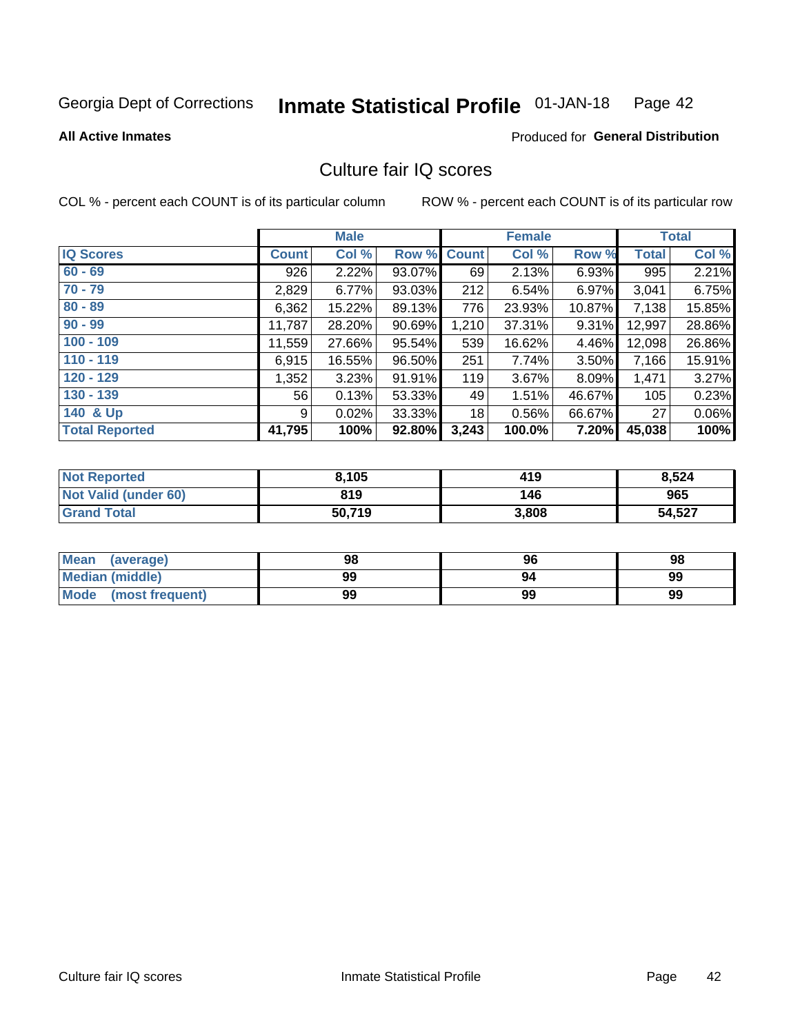Georgia Dept of Corrections **Inmate Statistical Profile** 01-JAN-18

**All Active Inmates**

Produced for **General Distribution**

## Culture fair IQ scores

COL % - percent each COUNT is of its particular column    ROW % - percent each COUNT is of its particular row

| | Male | | | Female | | | Total | |
|---|---|---|---|---|---|---|---|---|
| **IQ Scores** | **Count** | **Col %** | **Row %** | **Count** | **Col %** | **Row %** | **Total** | **Col %** |
| 60 - 69 | 926 | 2.22% | 93.07% | 69 | 2.13% | 6.93% | 995 | 2.21% |
| 70 - 79 | 2,829 | 6.77% | 93.03% | 212 | 6.54% | 6.97% | 3,041 | 6.75% |
| 80 - 89 | 6,362 | 15.22% | 89.13% | 776 | 23.93% | 10.87% | 7,138 | 15.85% |
| 90 - 99 | 11,787 | 28.20% | 90.69% | 1,210 | 37.31% | 9.31% | 12,997 | 28.86% |
| 100 - 109 | 11,559 | 27.66% | 95.54% | 539 | 16.62% | 4.46% | 12,098 | 26.86% |
| 110 - 119 | 6,915 | 16.55% | 96.50% | 251 | 7.74% | 3.50% | 7,166 | 15.91% |
| 120 - 129 | 1,352 | 3.23% | 91.91% | 119 | 3.67% | 8.09% | 1,471 | 3.27% |
| 130 - 139 | 56 | 0.13% | 53.33% | 49 | 1.51% | 46.67% | 105 | 0.23% |
| 140 & Up | 9 | 0.02% | 33.33% | 18 | 0.56% | 66.67% | 27 | 0.06% |
| **Total Reported** | **41,795** | **100%** | **92.80%** | **3,243** | **100.0%** | **7.20%** | **45,038** | **100%** |

| | Male | Female | Total |
|---|---|---|---|
| Not Reported | 8,105 | 419 | 8,524 |
| Not Valid (under 60) | 819 | 146 | 965 |
| Grand Total | 50,719 | 3,808 | 54,527 |

| | Male | Female | Total |
|---|---|---|---|
| Mean (average) | 98 | 96 | 98 |
| Median (middle) | 99 | 94 | 99 |
| Mode (most frequent) | 99 | 99 | 99 |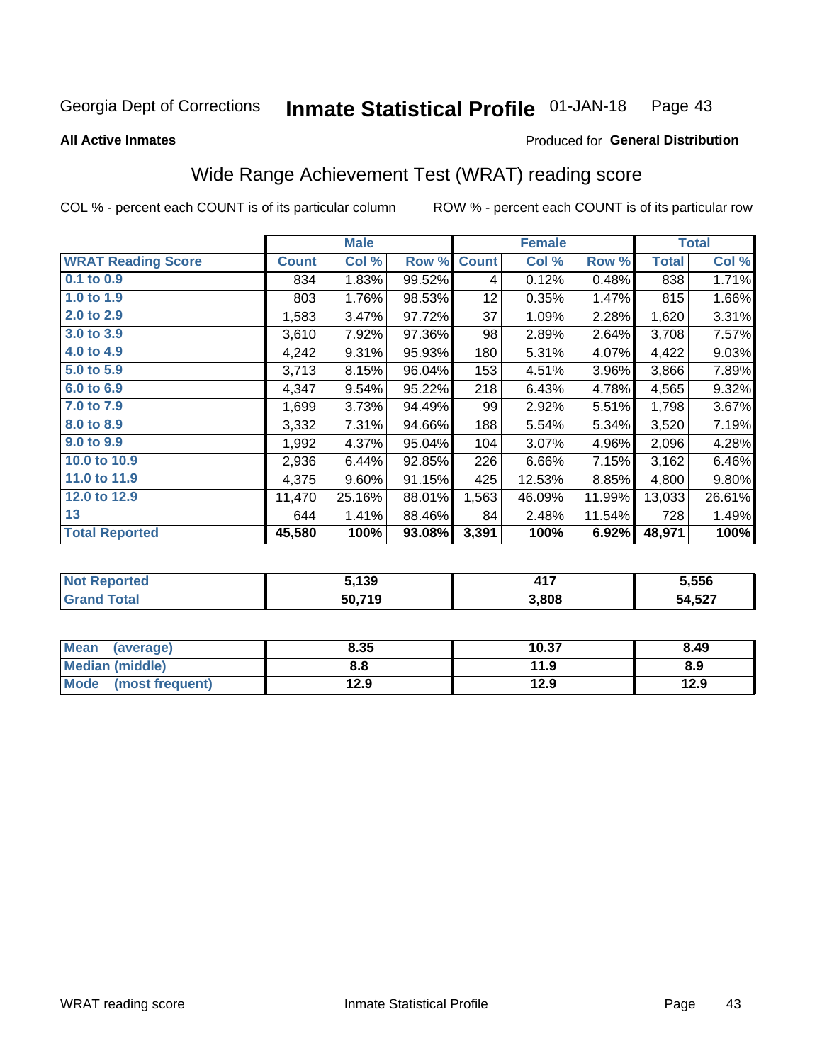Georgia Dept of Corrections **Inmate Statistical Profile** 01-JAN-18

**All Active Inmates**

Produced for **General Distribution**

## Wide Range Achievement Test (WRAT) reading score

COL % - percent each COUNT is of its particular column

ROW % - percent each COUNT is of its particular row

| | Male | | | Female | | | Total | |
|---|---|---|---|---|---|---|---|---|
| **WRAT Reading Score** | **Count** | **Col %** | **Row %** | **Count** | **Col %** | **Row %** | **Total** | **Col %** |
| 0.1 to 0.9 | 834 | 1.83% | 99.52% | 4 | 0.12% | 0.48% | 838 | 1.71% |
| 1.0 to 1.9 | 803 | 1.76% | 98.53% | 12 | 0.35% | 1.47% | 815 | 1.66% |
| 2.0 to 2.9 | 1,583 | 3.47% | 97.72% | 37 | 1.09% | 2.28% | 1,620 | 3.31% |
| 3.0 to 3.9 | 3,610 | 7.92% | 97.36% | 98 | 2.89% | 2.64% | 3,708 | 7.57% |
| 4.0 to 4.9 | 4,242 | 9.31% | 95.93% | 180 | 5.31% | 4.07% | 4,422 | 9.03% |
| 5.0 to 5.9 | 3,713 | 8.15% | 96.04% | 153 | 4.51% | 3.96% | 3,866 | 7.89% |
| 6.0 to 6.9 | 4,347 | 9.54% | 95.22% | 218 | 6.43% | 4.78% | 4,565 | 9.32% |
| 7.0 to 7.9 | 1,699 | 3.73% | 94.49% | 99 | 2.92% | 5.51% | 1,798 | 3.67% |
| 8.0 to 8.9 | 3,332 | 7.31% | 94.66% | 188 | 5.54% | 5.34% | 3,520 | 7.19% |
| 9.0 to 9.9 | 1,992 | 4.37% | 95.04% | 104 | 3.07% | 4.96% | 2,096 | 4.28% |
| 10.0 to 10.9 | 2,936 | 6.44% | 92.85% | 226 | 6.66% | 7.15% | 3,162 | 6.46% |
| 11.0 to 11.9 | 4,375 | 9.60% | 91.15% | 425 | 12.53% | 8.85% | 4,800 | 9.80% |
| 12.0 to 12.9 | 11,470 | 25.16% | 88.01% | 1,563 | 46.09% | 11.99% | 13,033 | 26.61% |
| 13 | 644 | 1.41% | 88.46% | 84 | 2.48% | 11.54% | 728 | 1.49% |
| **Total Reported** | **45,580** | **100%** | **93.08%** | **3,391** | **100%** | **6.92%** | **48,971** | **100%** |

| | Male | Female | Total |
|---|---|---|---|
| **Not Reported** | **5,139** | **417** | **5,556** |
| **Grand Total** | **50,719** | **3,808** | **54,527** |

| | Male | Female | Total |
|---|---|---|---|
| **Mean (average)** | **8.35** | **10.37** | **8.49** |
| **Median (middle)** | **8.8** | **11.9** | **8.9** |
| **Mode (most frequent)** | **12.9** | **12.9** | **12.9** |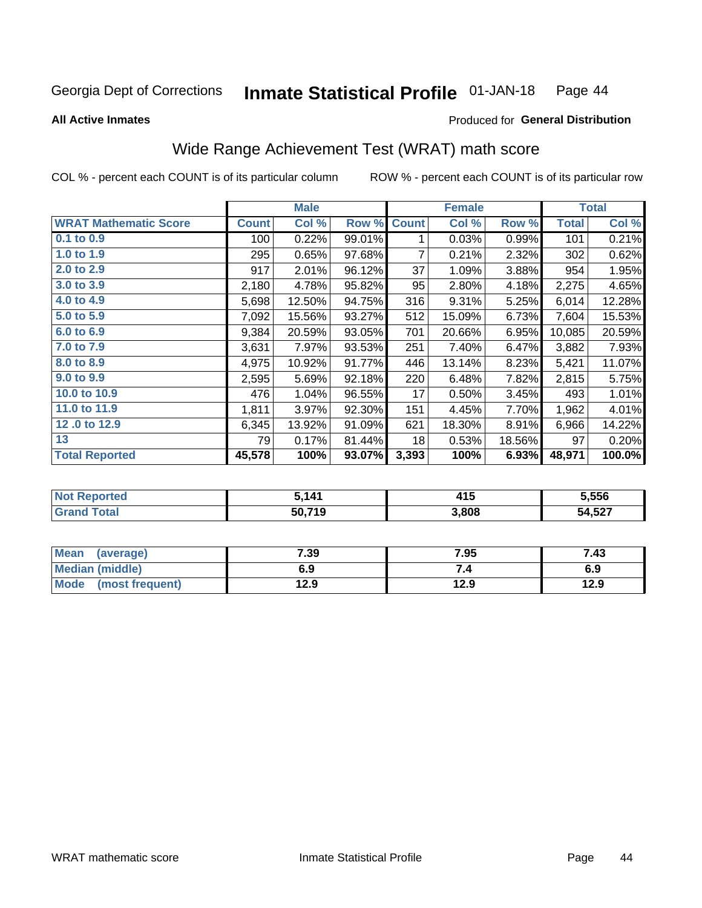Georgia Dept of Corrections **Inmate Statistical Profile** 01-JAN-18

**All Active Inmates**

Produced for **General Distribution**

## Wide Range Achievement Test (WRAT) math score

COL % - percent each COUNT is of its particular column ROW % - percent each COUNT is of its particular row

| | Male | | | Female | | | Total | |
|---|---|---|---|---|---|---|---|---|
| **WRAT Mathematic Score** | **Count** | **Col %** | **Row %** | **Count** | **Col %** | **Row %** | **Total** | **Col %** |
| **0.1 to 0.9** | 100 | 0.22% | 99.01% | 1 | 0.03% | 0.99% | 101 | 0.21% |
| **1.0 to 1.9** | 295 | 0.65% | 97.68% | 7 | 0.21% | 2.32% | 302 | 0.62% |
| **2.0 to 2.9** | 917 | 2.01% | 96.12% | 37 | 1.09% | 3.88% | 954 | 1.95% |
| **3.0 to 3.9** | 2,180 | 4.78% | 95.82% | 95 | 2.80% | 4.18% | 2,275 | 4.65% |
| **4.0 to 4.9** | 5,698 | 12.50% | 94.75% | 316 | 9.31% | 5.25% | 6,014 | 12.28% |
| **5.0 to 5.9** | 7,092 | 15.56% | 93.27% | 512 | 15.09% | 6.73% | 7,604 | 15.53% |
| **6.0 to 6.9** | 9,384 | 20.59% | 93.05% | 701 | 20.66% | 6.95% | 10,085 | 20.59% |
| **7.0 to 7.9** | 3,631 | 7.97% | 93.53% | 251 | 7.40% | 6.47% | 3,882 | 7.93% |
| **8.0 to 8.9** | 4,975 | 10.92% | 91.77% | 446 | 13.14% | 8.23% | 5,421 | 11.07% |
| **9.0 to 9.9** | 2,595 | 5.69% | 92.18% | 220 | 6.48% | 7.82% | 2,815 | 5.75% |
| **10.0 to 10.9** | 476 | 1.04% | 96.55% | 17 | 0.50% | 3.45% | 493 | 1.01% |
| **11.0 to 11.9** | 1,811 | 3.97% | 92.30% | 151 | 4.45% | 7.70% | 1,962 | 4.01% |
| **12 .0 to 12.9** | 6,345 | 13.92% | 91.09% | 621 | 18.30% | 8.91% | 6,966 | 14.22% |
| **13** | 79 | 0.17% | 81.44% | 18 | 0.53% | 18.56% | 97 | 0.20% |
| **Total Reported** | **45,578** | **100%** | **93.07%** | **3,393** | **100%** | **6.93%** | **48,971** | **100.0%** |

| | Male | Female | Total |
|---|---|---|---|
| **Not Reported** | **5,141** | **415** | **5,556** |
| **Grand Total** | **50,719** | **3,808** | **54,527** |

| | Male | Female | Total |
|---|---|---|---|
| **Mean (average)** | **7.39** | **7.95** | **7.43** |
| **Median (middle)** | **6.9** | **7.4** | **6.9** |
| **Mode (most frequent)** | **12.9** | **12.9** | **12.9** |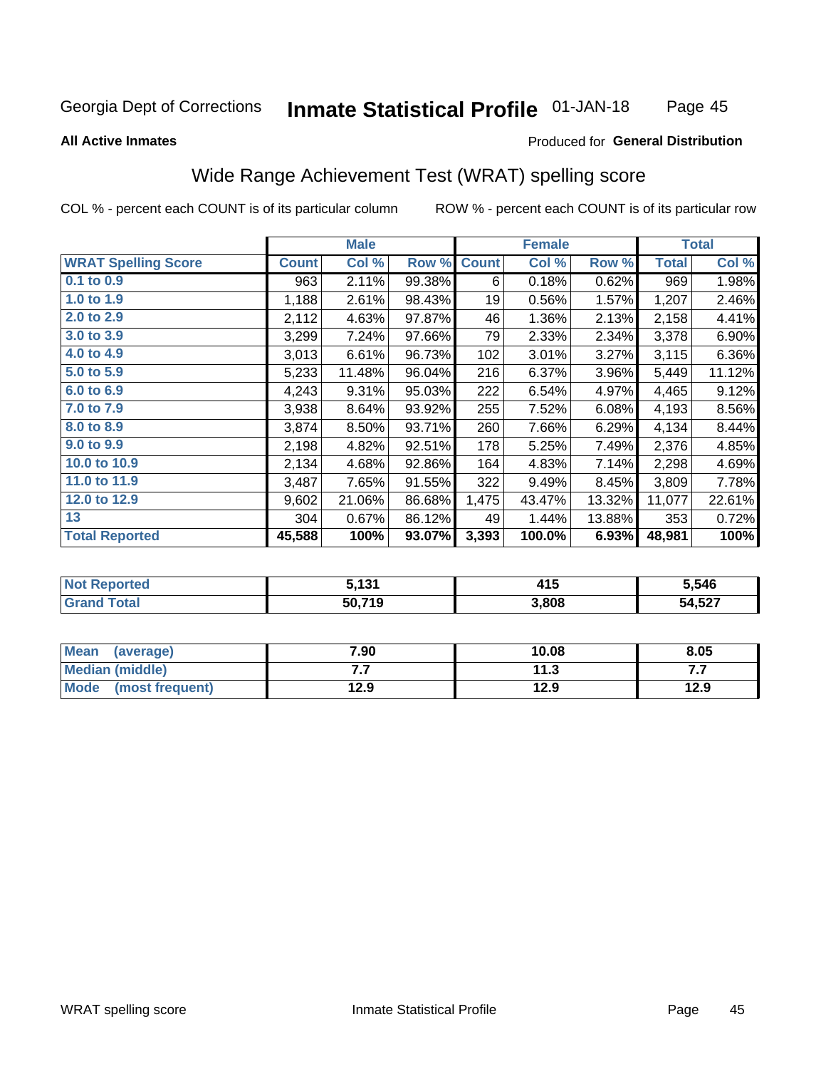Georgia Dept of Corrections **Inmate Statistical Profile** 01-JAN-18

**All Active Inmates**

Produced for **General Distribution**

## Wide Range Achievement Test (WRAT) spelling score

COL % - percent each COUNT is of its particular column ROW % - percent each COUNT is of its particular row

| | Male | | | Female | | | Total | |
|---|---|---|---|---|---|---|---|---|
| **WRAT Spelling Score** | **Count** | **Col %** | **Row %** | **Count** | **Col %** | **Row %** | **Total** | **Col %** |
| **0.1 to 0.9** | 963 | 2.11% | 99.38% | 6 | 0.18% | 0.62% | 969 | 1.98% |
| **1.0 to 1.9** | 1,188 | 2.61% | 98.43% | 19 | 0.56% | 1.57% | 1,207 | 2.46% |
| **2.0 to 2.9** | 2,112 | 4.63% | 97.87% | 46 | 1.36% | 2.13% | 2,158 | 4.41% |
| **3.0 to 3.9** | 3,299 | 7.24% | 97.66% | 79 | 2.33% | 2.34% | 3,378 | 6.90% |
| **4.0 to 4.9** | 3,013 | 6.61% | 96.73% | 102 | 3.01% | 3.27% | 3,115 | 6.36% |
| **5.0 to 5.9** | 5,233 | 11.48% | 96.04% | 216 | 6.37% | 3.96% | 5,449 | 11.12% |
| **6.0 to 6.9** | 4,243 | 9.31% | 95.03% | 222 | 6.54% | 4.97% | 4,465 | 9.12% |
| **7.0 to 7.9** | 3,938 | 8.64% | 93.92% | 255 | 7.52% | 6.08% | 4,193 | 8.56% |
| **8.0 to 8.9** | 3,874 | 8.50% | 93.71% | 260 | 7.66% | 6.29% | 4,134 | 8.44% |
| **9.0 to 9.9** | 2,198 | 4.82% | 92.51% | 178 | 5.25% | 7.49% | 2,376 | 4.85% |
| **10.0 to 10.9** | 2,134 | 4.68% | 92.86% | 164 | 4.83% | 7.14% | 2,298 | 4.69% |
| **11.0 to 11.9** | 3,487 | 7.65% | 91.55% | 322 | 9.49% | 8.45% | 3,809 | 7.78% |
| **12.0 to 12.9** | 9,602 | 21.06% | 86.68% | 1,475 | 43.47% | 13.32% | 11,077 | 22.61% |
| **13** | 304 | 0.67% | 86.12% | 49 | 1.44% | 13.88% | 353 | 0.72% |
| **Total Reported** | **45,588** | **100%** | **93.07%** | **3,393** | **100.0%** | **6.93%** | **48,981** | **100%** |

| | Male | Female | Total |
|---|---|---|---|
| **Not Reported** | **5,131** | **415** | **5,546** |
| **Grand Total** | **50,719** | **3,808** | **54,527** |

| | Male | Female | Total |
|---|---|---|---|
| **Mean (average)** | **7.90** | **10.08** | **8.05** |
| **Median (middle)** | **7.7** | **11.3** | **7.7** |
| **Mode (most frequent)** | **12.9** | **12.9** | **12.9** |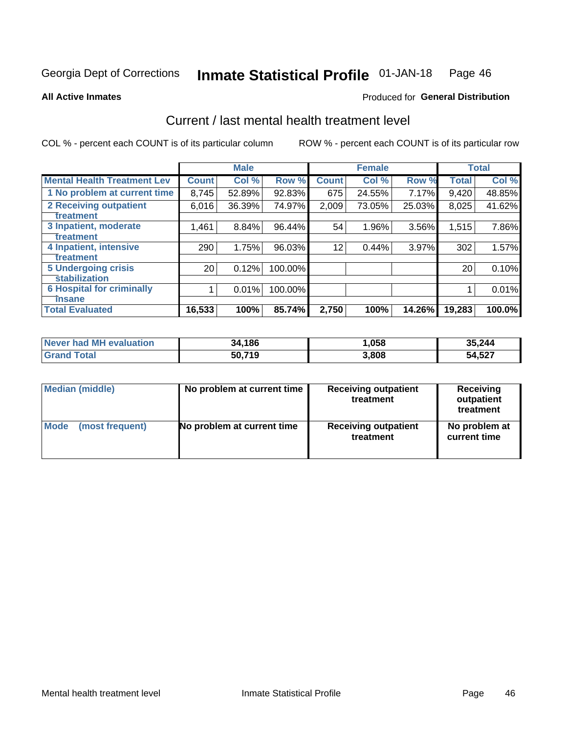Georgia Dept of Corrections **Inmate Statistical Profile** 01-JAN-18

**All Active Inmates**

Produced for **General Distribution**

## Current / last mental health treatment level

COL % - percent each COUNT is of its particular column    ROW % - percent each COUNT is of its particular row

| | Male | | | Female | | | Total | |
|---|---|---|---|---|---|---|---|---|
| **Mental Health Treatment Lev** | **Count** | **Col %** | **Row %** | **Count** | **Col %** | **Row %** | **Total** | **Col %** |
| 1 No problem at current time | 8,745 | 52.89% | 92.83% | 675 | 24.55% | 7.17% | 9,420 | 48.85% |
| 2 Receiving outpatient treatment | 6,016 | 36.39% | 74.97% | 2,009 | 73.05% | 25.03% | 8,025 | 41.62% |
| 3 Inpatient, moderate treatment | 1,461 | 8.84% | 96.44% | 54 | 1.96% | 3.56% | 1,515 | 7.86% |
| 4 Inpatient, intensive treatment | 290 | 1.75% | 96.03% | 12 | 0.44% | 3.97% | 302 | 1.57% |
| 5 Undergoing crisis stabilization | 20 | 0.12% | 100.00% | | | | 20 | 0.10% |
| 6 Hospital for criminally insane | 1 | 0.01% | 100.00% | | | | 1 | 0.01% |
| **Total Evaluated** | **16,533** | **100%** | **85.74%** | **2,750** | **100%** | **14.26%** | **19,283** | **100.0%** |

| | Male | Female | Total |
|---|---|---|---|
| Never had MH evaluation | **34,186** | **1,058** | **35,244** |
| Grand Total | **50,719** | **3,808** | **54,527** |

| | Male | Female | Total |
|---|---|---|---|
| Median (middle) | **No problem at current time** | **Receiving outpatient treatment** | **Receiving outpatient treatment** |
| Mode (most frequent) | **No problem at current time** | **Receiving outpatient treatment** | **No problem at current time** |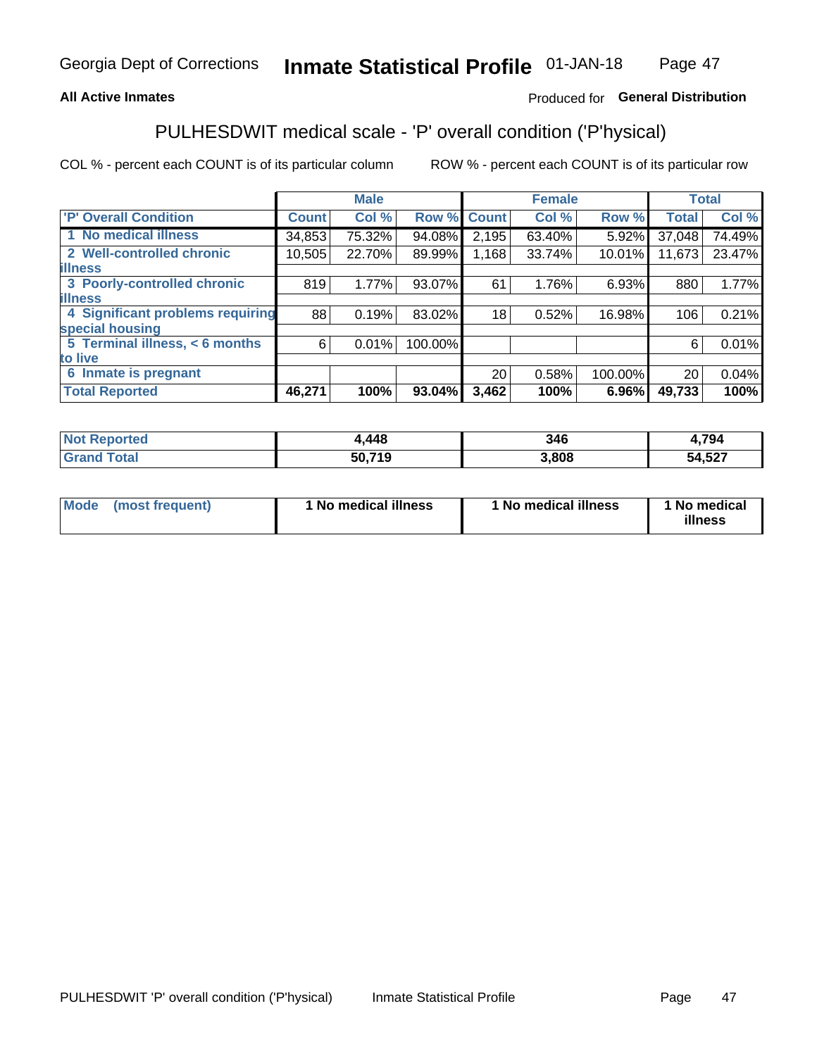Georgia Dept of Corrections **Inmate Statistical Profile** 01-JAN-18

**All Active Inmates**

Produced for **General Distribution**

## PULHESDWIT medical scale - 'P' overall condition ('P'hysical)

COL % - percent each COUNT is of its particular column

ROW % - percent each COUNT is of its particular row

| | Male | | | Female | | | Total | |
|---|---|---|---|---|---|---|---|---|
| 'P' Overall Condition | Count | Col % | Row % | Count | Col % | Row % | Total | Col % |
| 1 No medical illness | 34,853 | 75.32% | 94.08% | 2,195 | 63.40% | 5.92% | 37,048 | 74.49% |
| 2 Well-controlled chronic illness | 10,505 | 22.70% | 89.99% | 1,168 | 33.74% | 10.01% | 11,673 | 23.47% |
| 3 Poorly-controlled chronic illness | 819 | 1.77% | 93.07% | 61 | 1.76% | 6.93% | 880 | 1.77% |
| 4 Significant problems requiring special housing | 88 | 0.19% | 83.02% | 18 | 0.52% | 16.98% | 106 | 0.21% |
| 5 Terminal illness, < 6 months to live | 6 | 0.01% | 100.00% | | | | 6 | 0.01% |
| 6 Inmate is pregnant | | | | 20 | 0.58% | 100.00% | 20 | 0.04% |
| **Total Reported** | **46,271** | **100%** | **93.04%** | **3,462** | **100%** | **6.96%** | **49,733** | **100%** |

| | Male | Female | Total |
|---|---|---|---|
| Not Reported | 4,448 | 346 | 4,794 |
| Grand Total | 50,719 | 3,808 | 54,527 |

| | Male | Female | Total |
|---|---|---|---|
| Mode (most frequent) | 1 No medical illness | 1 No medical illness | 1 No medical illness |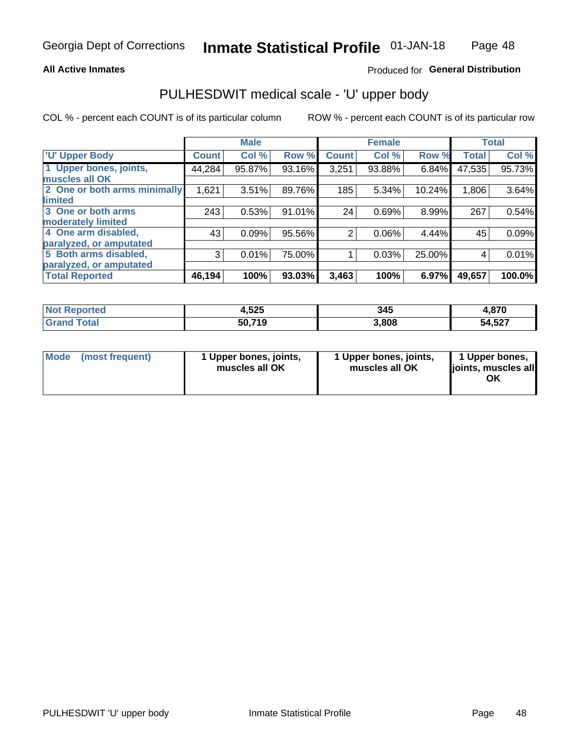**All Active Inmates**

Produced for **General Distribution**

## PULHESDWIT medical scale - 'U' upper body

COL % - percent each COUNT is of its particular column

ROW % - percent each COUNT is of its particular row

| | Male | | | Female | | | Total | |
|---|---|---|---|---|---|---|---|---|
| 'U' Upper Body | Count | Col % | Row % | Count | Col % | Row % | Total | Col % |
| 1 Upper bones, joints, muscles all OK | 44,284 | 95.87% | 93.16% | 3,251 | 93.88% | 6.84% | 47,535 | 95.73% |
| 2 One or both arms minimally limited | 1,621 | 3.51% | 89.76% | 185 | 5.34% | 10.24% | 1,806 | 3.64% |
| 3 One or both arms moderately limited | 243 | 0.53% | 91.01% | 24 | 0.69% | 8.99% | 267 | 0.54% |
| 4 One arm disabled, paralyzed, or amputated | 43 | 0.09% | 95.56% | 2 | 0.06% | 4.44% | 45 | 0.09% |
| 5 Both arms disabled, paralyzed, or amputated | 3 | 0.01% | 75.00% | 1 | 0.03% | 25.00% | 4 | 0.01% |
| **Total Reported** | **46,194** | **100%** | **93.03%** | **3,463** | **100%** | **6.97%** | **49,657** | **100.0%** |

| | Male | Female | Total |
|---|---|---|---|
| Not Reported | 4,525 | 345 | 4,870 |
| Grand Total | 50,719 | 3,808 | 54,527 |

| Mode (most frequent) | 1 Upper bones, joints, muscles all OK | 1 Upper bones, joints, muscles all OK | 1 Upper bones, joints, muscles all OK |
|---|---|---|---|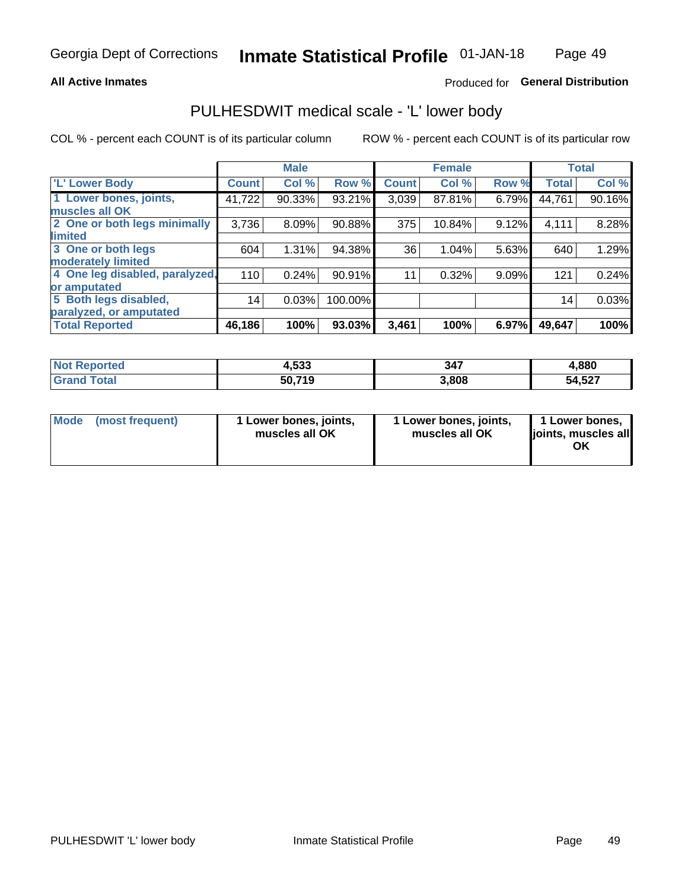**All Active Inmates**

Produced for **General Distribution**

# PULHESDWIT medical scale - 'L' lower body

COL % - percent each COUNT is of its particular column

ROW % - percent each COUNT is of its particular row

| | Male | | | Female | | | Total | |
|---|---|---|---|---|---|---|---|---|
| 'L' Lower Body | Count | Col % | Row % | Count | Col % | Row % | Total | Col % |
| 1 Lower bones, joints, muscles all OK | 41,722 | 90.33% | 93.21% | 3,039 | 87.81% | 6.79% | 44,761 | 90.16% |
| 2 One or both legs minimally limited | 3,736 | 8.09% | 90.88% | 375 | 10.84% | 9.12% | 4,111 | 8.28% |
| 3 One or both legs moderately limited | 604 | 1.31% | 94.38% | 36 | 1.04% | 5.63% | 640 | 1.29% |
| 4 One leg disabled, paralyzed, or amputated | 110 | 0.24% | 90.91% | 11 | 0.32% | 9.09% | 121 | 0.24% |
| 5 Both legs disabled, paralyzed, or amputated | 14 | 0.03% | 100.00% | | | | 14 | 0.03% |
| **Total Reported** | **46,186** | **100%** | **93.03%** | **3,461** | **100%** | **6.97%** | **49,647** | **100%** |

| | Male | Female | Total |
|---|---|---|---|
| **Not Reported** | **4,533** | **347** | **4,880** |
| **Grand Total** | **50,719** | **3,808** | **54,527** |

| | Male | Female | Total |
|---|---|---|---|
| **Mode (most frequent)** | **1 Lower bones, joints, muscles all OK** | **1 Lower bones, joints, muscles all OK** | **1 Lower bones, joints, muscles all OK** |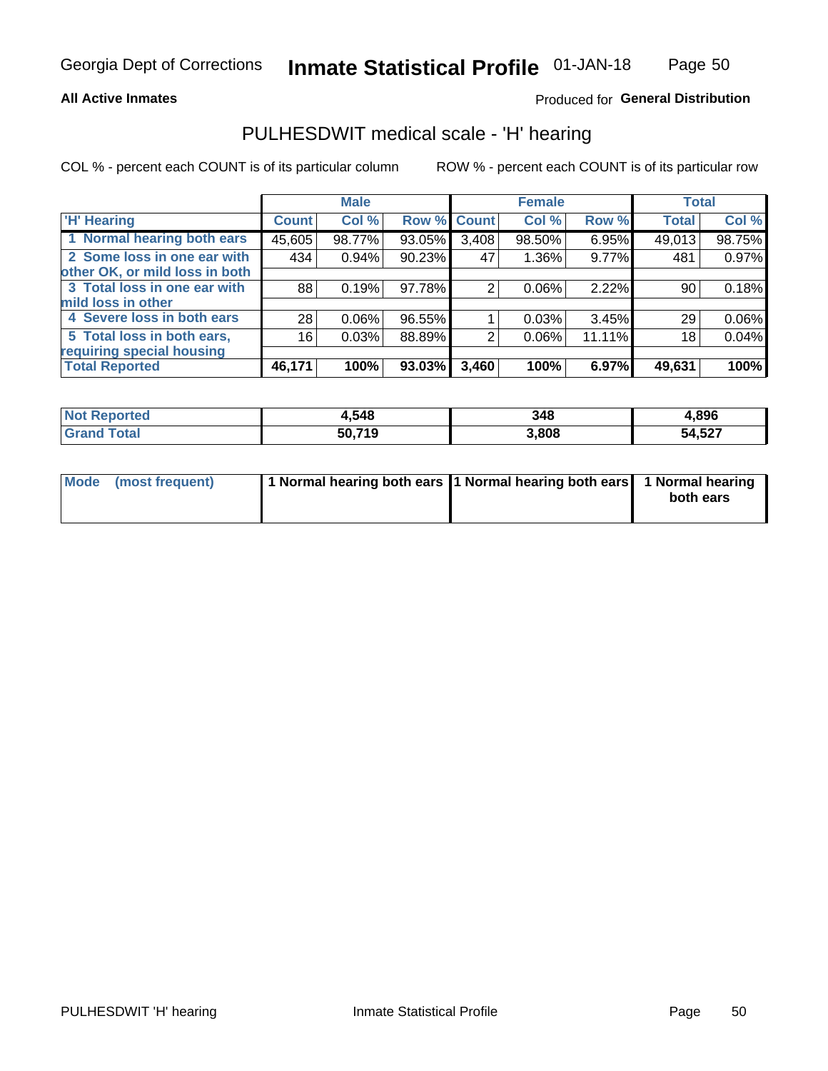# Inmate Statistical Profile

Georgia Dept of Corrections — 01-JAN-18

**All Active Inmates**

Produced for **General Distribution**

## PULHESDWIT medical scale - 'H' hearing

COL % - percent each COUNT is of its particular column

ROW % - percent each COUNT is of its particular row

| | Male | | | Female | | | Total | |
|---|---|---|---|---|---|---|---|---|
| 'H' Hearing | Count | Col % | Row % | Count | Col % | Row % | Total | Col % |
| 1 Normal hearing both ears | 45,605 | 98.77% | 93.05% | 3,408 | 98.50% | 6.95% | 49,013 | 98.75% |
| 2 Some loss in one ear with other OK, or mild loss in both | 434 | 0.94% | 90.23% | 47 | 1.36% | 9.77% | 481 | 0.97% |
| 3 Total loss in one ear with mild loss in other | 88 | 0.19% | 97.78% | 2 | 0.06% | 2.22% | 90 | 0.18% |
| 4 Severe loss in both ears | 28 | 0.06% | 96.55% | 1 | 0.03% | 3.45% | 29 | 0.06% |
| 5 Total loss in both ears, requiring special housing | 16 | 0.03% | 88.89% | 2 | 0.06% | 11.11% | 18 | 0.04% |
| **Total Reported** | **46,171** | **100%** | **93.03%** | **3,460** | **100%** | **6.97%** | **49,631** | **100%** |

| | Male | Female | Total |
|---|---|---|---|
| **Not Reported** | **4,548** | **348** | **4,896** |
| **Grand Total** | **50,719** | **3,808** | **54,527** |

| | Male | Female | Total |
|---|---|---|---|
| Mode (most frequent) | 1 Normal hearing both ears | 1 Normal hearing both ears | 1 Normal hearing both ears |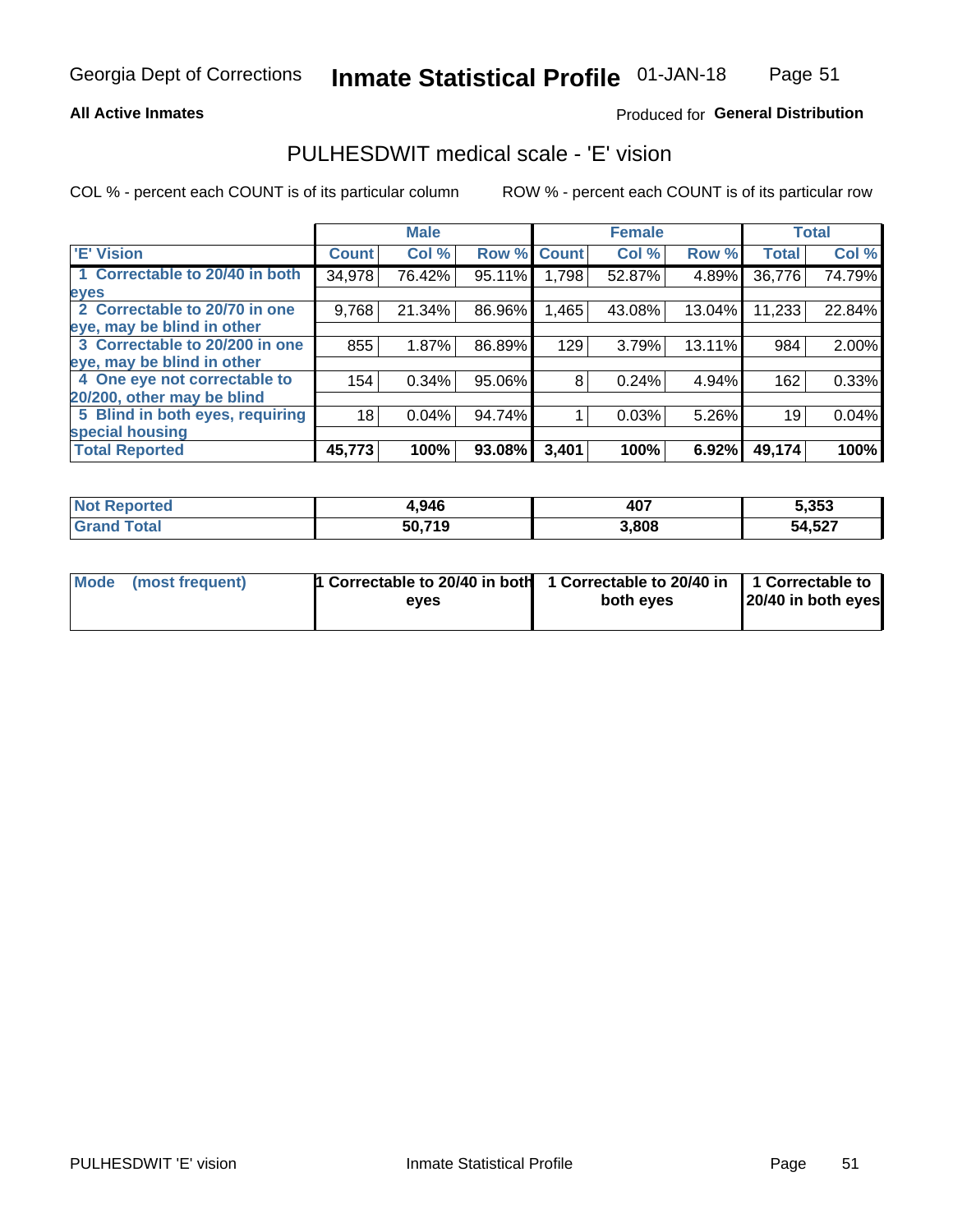Georgia Dept of Corrections **Inmate Statistical Profile** 01-JAN-18

**All Active Inmates**

Produced for **General Distribution**

## PULHESDWIT medical scale - 'E' vision

COL % - percent each COUNT is of its particular column

ROW % - percent each COUNT is of its particular row

| | Male | | | Female | | | Total | |
|---|---|---|---|---|---|---|---|---|
| 'E' Vision | Count | Col % | Row % | Count | Col % | Row % | Total | Col % |
| 1 Correctable to 20/40 in both eyes | 34,978 | 76.42% | 95.11% | 1,798 | 52.87% | 4.89% | 36,776 | 74.79% |
| 2 Correctable to 20/70 in one eye, may be blind in other | 9,768 | 21.34% | 86.96% | 1,465 | 43.08% | 13.04% | 11,233 | 22.84% |
| 3 Correctable to 20/200 in one eye, may be blind in other | 855 | 1.87% | 86.89% | 129 | 3.79% | 13.11% | 984 | 2.00% |
| 4 One eye not correctable to 20/200, other may be blind | 154 | 0.34% | 95.06% | 8 | 0.24% | 4.94% | 162 | 0.33% |
| 5 Blind in both eyes, requiring special housing | 18 | 0.04% | 94.74% | 1 | 0.03% | 5.26% | 19 | 0.04% |
| **Total Reported** | **45,773** | **100%** | **93.08%** | **3,401** | **100%** | **6.92%** | **49,174** | **100%** |

| | Male | Female | Total |
|---|---|---|---|
| **Not Reported** | **4,946** | **407** | **5,353** |
| **Grand Total** | **50,719** | **3,808** | **54,527** |

| | Male | Female | Total |
|---|---|---|---|
| **Mode (most frequent)** | **1 Correctable to 20/40 in both eyes** | **1 Correctable to 20/40 in both eyes** | **1 Correctable to 20/40 in both eyes** |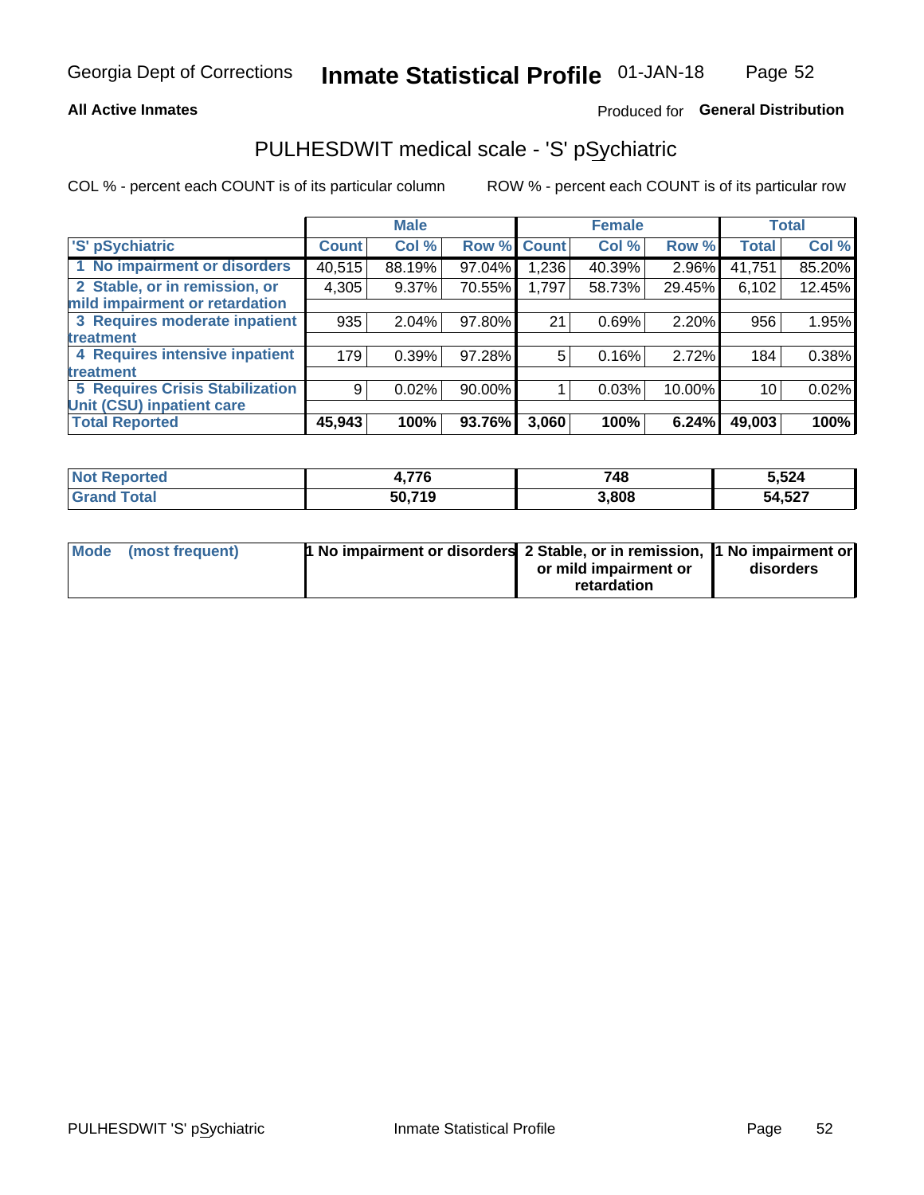# PULHESDWIT medical scale - 'S' pSychiatric

**All Active Inmates** — Produced for **General Distribution**

COL % - percent each COUNT is of its particular column

ROW % - percent each COUNT is of its particular row

| | Male | | | Female | | | Total | |
|---|---|---|---|---|---|---|---|---|
| 'S' pSychiatric | Count | Col % | Row % | Count | Col % | Row % | Total | Col % |
| 1 No impairment or disorders | 40,515 | 88.19% | 97.04% | 1,236 | 40.39% | 2.96% | 41,751 | 85.20% |
| 2 Stable, or in remission, or mild impairment or retardation | 4,305 | 9.37% | 70.55% | 1,797 | 58.73% | 29.45% | 6,102 | 12.45% |
| 3 Requires moderate inpatient treatment | 935 | 2.04% | 97.80% | 21 | 0.69% | 2.20% | 956 | 1.95% |
| 4 Requires intensive inpatient treatment | 179 | 0.39% | 97.28% | 5 | 0.16% | 2.72% | 184 | 0.38% |
| 5 Requires Crisis Stabilization Unit (CSU) inpatient care | 9 | 0.02% | 90.00% | 1 | 0.03% | 10.00% | 10 | 0.02% |
| **Total Reported** | **45,943** | **100%** | **93.76%** | **3,060** | **100%** | **6.24%** | **49,003** | **100%** |

| | Male | Female | Total |
|---|---|---|---|
| Not Reported | 4,776 | 748 | 5,524 |
| Grand Total | 50,719 | 3,808 | 54,527 |

| | Male | Female | Total |
|---|---|---|---|
| Mode (most frequent) | 1 No impairment or disorders | 2 Stable, or in remission, or mild impairment or retardation | 1 No impairment or disorders |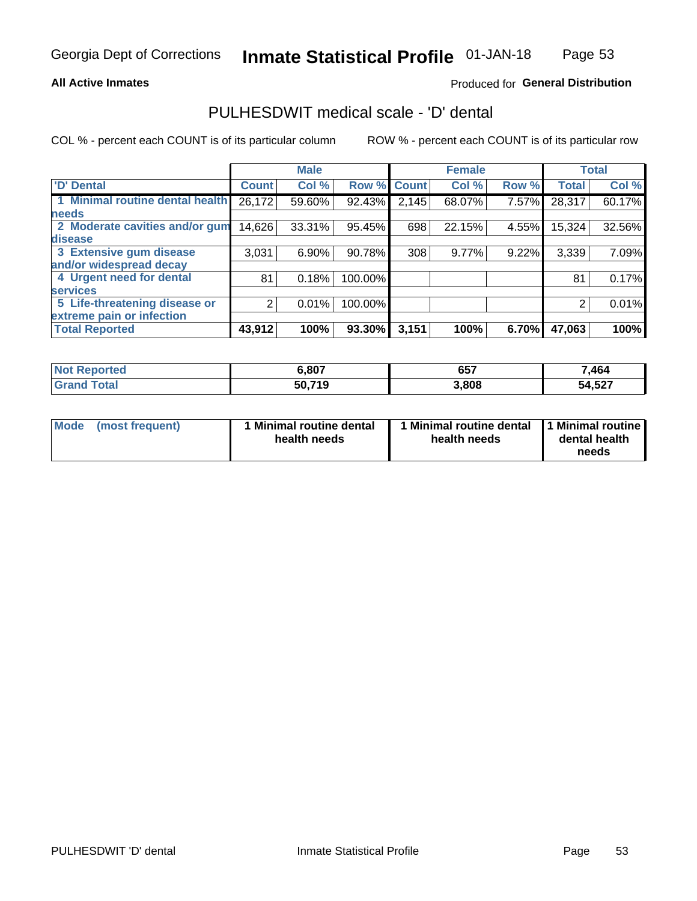Georgia Dept of Corrections **Inmate Statistical Profile** 01-JAN-18

**All Active Inmates**

Produced for **General Distribution**

## PULHESDWIT medical scale - 'D' dental

COL % - percent each COUNT is of its particular column

ROW % - percent each COUNT is of its particular row

| | Male | | | Female | | | Total | |
|---|---|---|---|---|---|---|---|---|
| 'D' Dental | Count | Col % | Row % | Count | Col % | Row % | Total | Col % |
| 1 Minimal routine dental health needs | 26,172 | 59.60% | 92.43% | 2,145 | 68.07% | 7.57% | 28,317 | 60.17% |
| 2 Moderate cavities and/or gum disease | 14,626 | 33.31% | 95.45% | 698 | 22.15% | 4.55% | 15,324 | 32.56% |
| 3 Extensive gum disease and/or widespread decay | 3,031 | 6.90% | 90.78% | 308 | 9.77% | 9.22% | 3,339 | 7.09% |
| 4 Urgent need for dental services | 81 | 0.18% | 100.00% | | | | 81 | 0.17% |
| 5 Life-threatening disease or extreme pain or infection | 2 | 0.01% | 100.00% | | | | 2 | 0.01% |
| **Total Reported** | **43,912** | **100%** | **93.30%** | **3,151** | **100%** | **6.70%** | **47,063** | **100%** |

| | Male | Female | Total |
|---|---|---|---|
| **Not Reported** | **6,807** | **657** | **7,464** |
| **Grand Total** | **50,719** | **3,808** | **54,527** |

| | Male | Female | Total |
|---|---|---|---|
| **Mode (most frequent)** | **1 Minimal routine dental health needs** | **1 Minimal routine dental health needs** | **1 Minimal routine dental health needs** |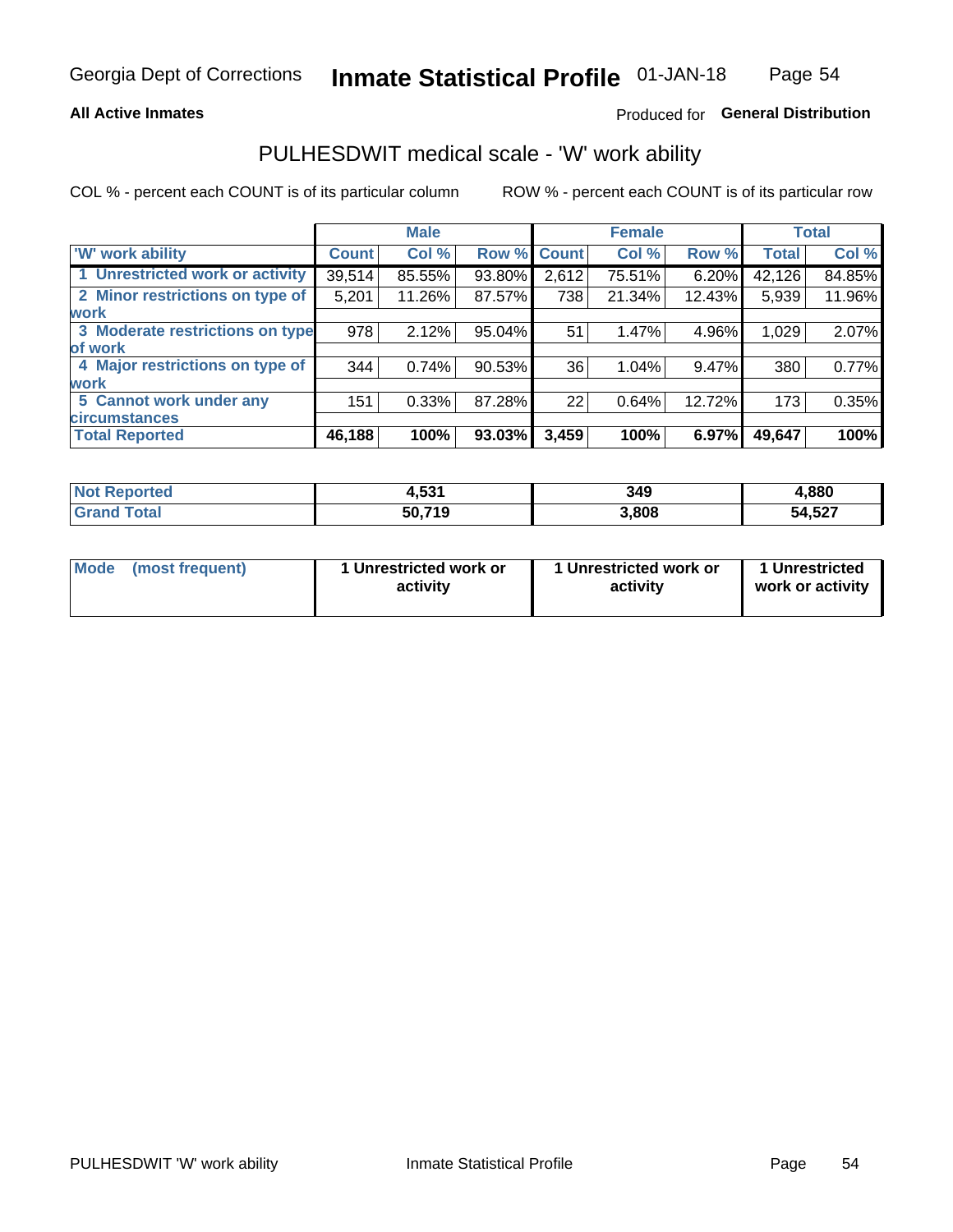**All Active Inmates** — Produced for **General Distribution**

## PULHESDWIT medical scale - 'W' work ability

COL % - percent each COUNT is of its particular column

ROW % - percent each COUNT is of its particular row

| | Male | | | Female | | | Total | |
|---|---|---|---|---|---|---|---|---|
| 'W' work ability | Count | Col % | Row % | Count | Col % | Row % | Total | Col % |
| 1 Unrestricted work or activity | 39,514 | 85.55% | 93.80% | 2,612 | 75.51% | 6.20% | 42,126 | 84.85% |
| 2 Minor restrictions on type of work | 5,201 | 11.26% | 87.57% | 738 | 21.34% | 12.43% | 5,939 | 11.96% |
| 3 Moderate restrictions on type of work | 978 | 2.12% | 95.04% | 51 | 1.47% | 4.96% | 1,029 | 2.07% |
| 4 Major restrictions on type of work | 344 | 0.74% | 90.53% | 36 | 1.04% | 9.47% | 380 | 0.77% |
| 5 Cannot work under any circumstances | 151 | 0.33% | 87.28% | 22 | 0.64% | 12.72% | 173 | 0.35% |
| **Total Reported** | **46,188** | **100%** | **93.03%** | **3,459** | **100%** | **6.97%** | **49,647** | **100%** |

| | Male | Female | Total |
|---|---|---|---|
| Not Reported | 4,531 | 349 | 4,880 |
| Grand Total | 50,719 | 3,808 | 54,527 |

| | Male | Female | Total |
|---|---|---|---|
| Mode (most frequent) | 1 Unrestricted work or activity | 1 Unrestricted work or activity | 1 Unrestricted work or activity |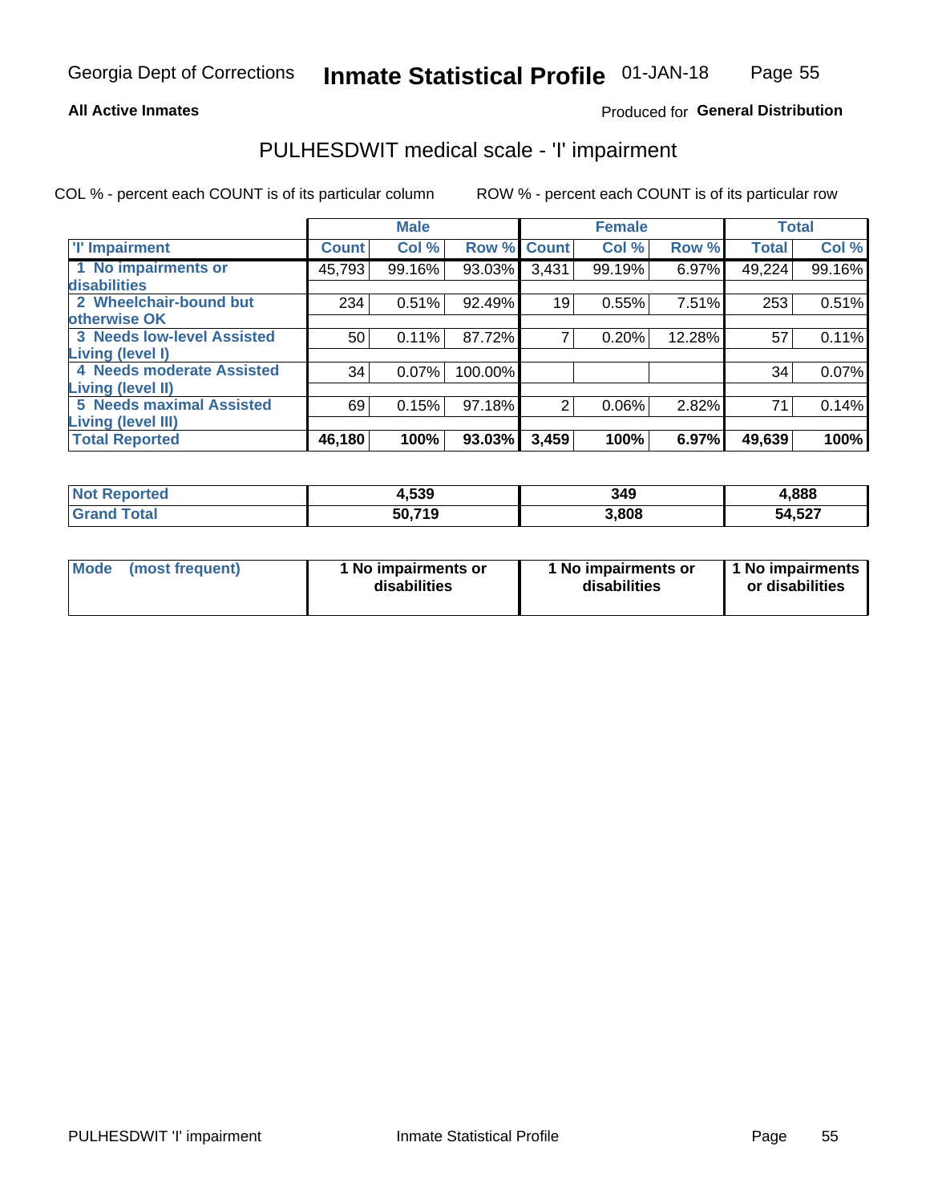Georgia Dept of Corrections **Inmate Statistical Profile** 01-JAN-18

**All Active Inmates**

Produced for **General Distribution**

# PULHESDWIT medical scale - 'I' impairment

COL % - percent each COUNT is of its particular column ROW % - percent each COUNT is of its particular row

| | Male | | | Female | | | Total | |
|---|---|---|---|---|---|---|---|---|
| **'I' Impairment** | **Count** | **Col %** | **Row %** | **Count** | **Col %** | **Row %** | **Total** | **Col %** |
| **1 No impairments or disabilities** | 45,793 | 99.16% | 93.03% | 3,431 | 99.19% | 6.97% | 49,224 | 99.16% |
| **2 Wheelchair-bound but otherwise OK** | 234 | 0.51% | 92.49% | 19 | 0.55% | 7.51% | 253 | 0.51% |
| **3 Needs low-level Assisted Living (level I)** | 50 | 0.11% | 87.72% | 7 | 0.20% | 12.28% | 57 | 0.11% |
| **4 Needs moderate Assisted Living (level II)** | 34 | 0.07% | 100.00% | | | | 34 | 0.07% |
| **5 Needs maximal Assisted Living (level III)** | 69 | 0.15% | 97.18% | 2 | 0.06% | 2.82% | 71 | 0.14% |
| **Total Reported** | **46,180** | **100%** | **93.03%** | **3,459** | **100%** | **6.97%** | **49,639** | **100%** |

| | Male | Female | Total |
|---|---|---|---|
| **Not Reported** | **4,539** | **349** | **4,888** |
| **Grand Total** | **50,719** | **3,808** | **54,527** |

| | Male | Female | Total |
|---|---|---|---|
| **Mode (most frequent)** | **1 No impairments or disabilities** | **1 No impairments or disabilities** | **1 No impairments or disabilities** |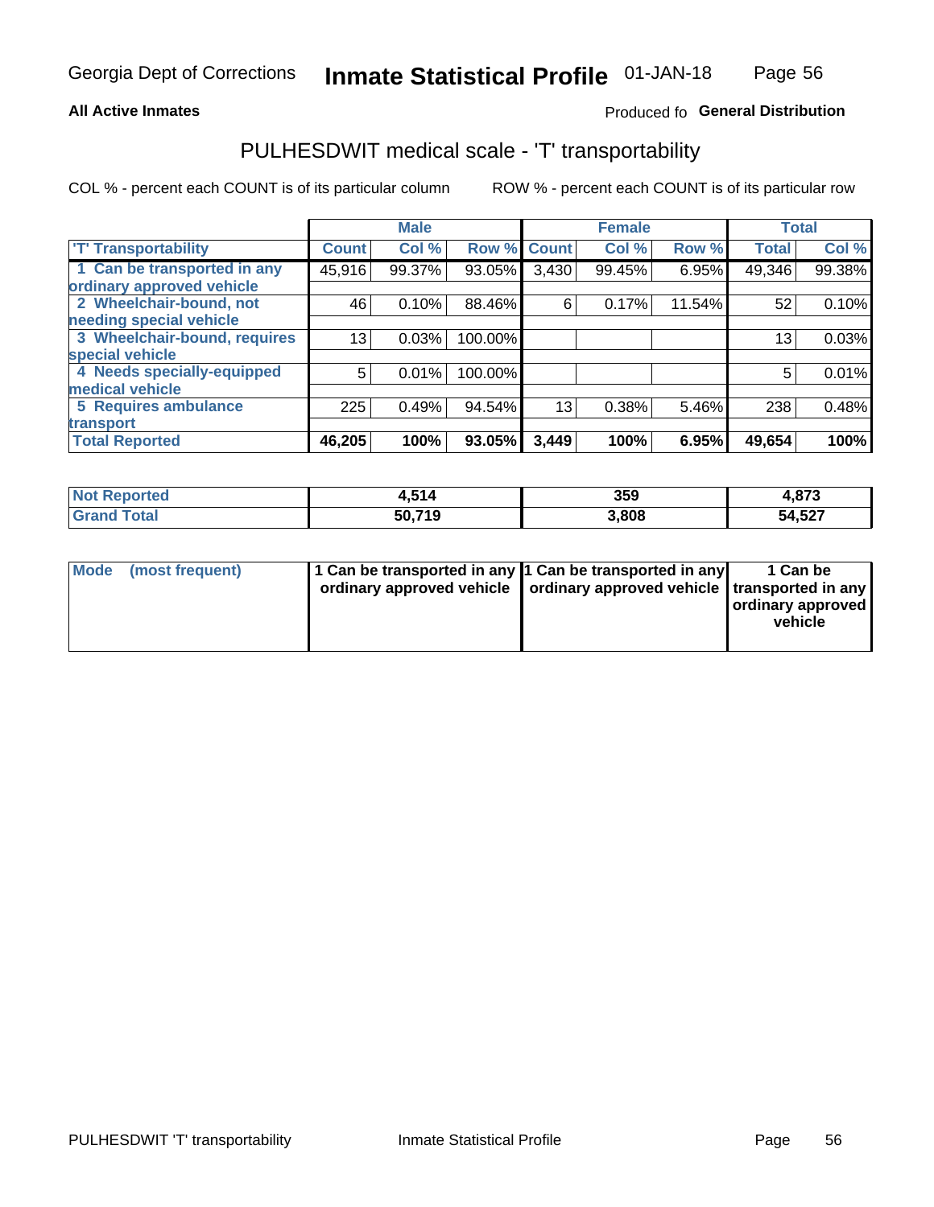Georgia Dept of Corrections **Inmate Statistical Profile** 01-JAN-18

**All Active Inmates**

Produced fo **General Distribution**

## PULHESDWIT medical scale - 'T' transportability

COL % - percent each COUNT is of its particular column     ROW % - percent each COUNT is of its particular row

| | Male | | | Female | | | Total | |
|---|---|---|---|---|---|---|---|---|
| 'T' Transportability | Count | Col % | Row % | Count | Col % | Row % | Total | Col % |
| 1 Can be transported in any ordinary approved vehicle | 45,916 | 99.37% | 93.05% | 3,430 | 99.45% | 6.95% | 49,346 | 99.38% |
| 2 Wheelchair-bound, not needing special vehicle | 46 | 0.10% | 88.46% | 6 | 0.17% | 11.54% | 52 | 0.10% |
| 3 Wheelchair-bound, requires special vehicle | 13 | 0.03% | 100.00% | | | | 13 | 0.03% |
| 4 Needs specially-equipped medical vehicle | 5 | 0.01% | 100.00% | | | | 5 | 0.01% |
| 5 Requires ambulance transport | 225 | 0.49% | 94.54% | 13 | 0.38% | 5.46% | 238 | 0.48% |
| **Total Reported** | **46,205** | **100%** | **93.05%** | **3,449** | **100%** | **6.95%** | **49,654** | **100%** |

| | Male | Female | Total |
|---|---|---|---|
| **Not Reported** | **4,514** | **359** | **4,873** |
| **Grand Total** | **50,719** | **3,808** | **54,527** |

| | Male | Female | Total |
|---|---|---|---|
| **Mode (most frequent)** | **1 Can be transported in any ordinary approved vehicle** | **1 Can be transported in any ordinary approved vehicle** | **1 Can be transported in any ordinary approved vehicle** |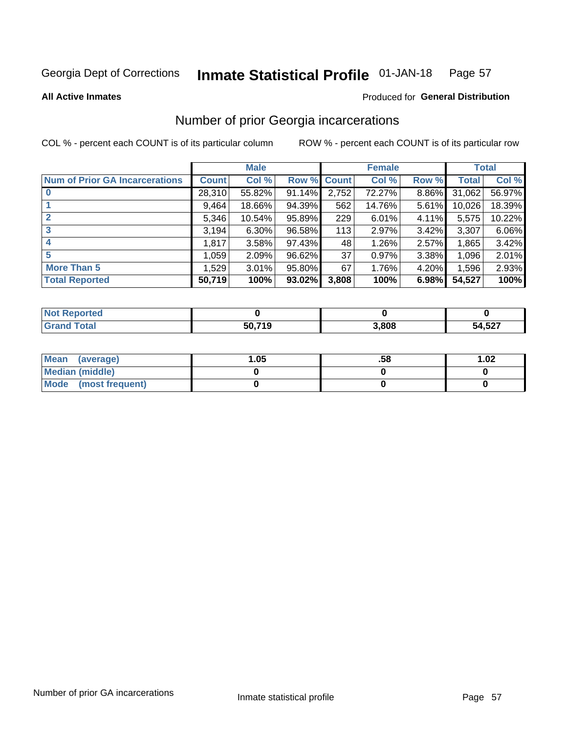Georgia Dept of Corrections **Inmate Statistical Profile** 01-JAN-18

**All Active Inmates**

Produced for **General Distribution**

## Number of prior Georgia incarcerations

COL % - percent each COUNT is of its particular column ROW % - percent each COUNT is of its particular row

| | Male | | | Female | | | Total | |
|---|---|---|---|---|---|---|---|---|
| **Num of Prior GA Incarcerations** | **Count** | **Col %** | **Row %** | **Count** | **Col %** | **Row %** | **Total** | **Col %** |
| **0** | 28,310 | 55.82% | 91.14% | 2,752 | 72.27% | 8.86% | 31,062 | 56.97% |
| **1** | 9,464 | 18.66% | 94.39% | 562 | 14.76% | 5.61% | 10,026 | 18.39% |
| **2** | 5,346 | 10.54% | 95.89% | 229 | 6.01% | 4.11% | 5,575 | 10.22% |
| **3** | 3,194 | 6.30% | 96.58% | 113 | 2.97% | 3.42% | 3,307 | 6.06% |
| **4** | 1,817 | 3.58% | 97.43% | 48 | 1.26% | 2.57% | 1,865 | 3.42% |
| **5** | 1,059 | 2.09% | 96.62% | 37 | 0.97% | 3.38% | 1,096 | 2.01% |
| **More Than 5** | 1,529 | 3.01% | 95.80% | 67 | 1.76% | 4.20% | 1,596 | 2.93% |
| **Total Reported** | **50,719** | **100%** | **93.02%** | **3,808** | **100%** | **6.98%** | **54,527** | **100%** |

| | Male | Female | Total |
|---|---|---|---|
| **Not Reported** | **0** | **0** | **0** |
| **Grand Total** | **50,719** | **3,808** | **54,527** |

| | Male | Female | Total |
|---|---|---|---|
| **Mean (average)** | **1.05** | **.58** | **1.02** |
| **Median (middle)** | **0** | **0** | **0** |
| **Mode (most frequent)** | **0** | **0** | **0** |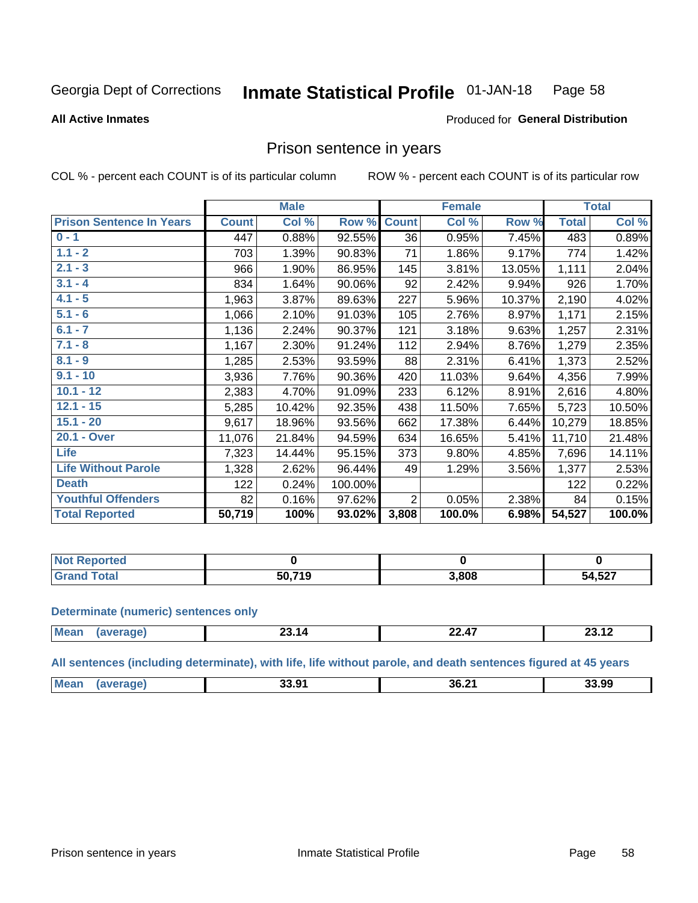Georgia Dept of Corrections **Inmate Statistical Profile** 01-JAN-18

**All Active Inmates**

Produced for **General Distribution**

## Prison sentence in years

COL % - percent each COUNT is of its particular column

ROW % - percent each COUNT is of its particular row

| | Male | | | Female | | | Total | |
|---|---|---|---|---|---|---|---|---|
| **Prison Sentence In Years** | **Count** | **Col %** | **Row %** | **Count** | **Col %** | **Row %** | **Total** | **Col %** |
| **0 - 1** | 447 | 0.88% | 92.55% | 36 | 0.95% | 7.45% | 483 | 0.89% |
| **1.1 - 2** | 703 | 1.39% | 90.83% | 71 | 1.86% | 9.17% | 774 | 1.42% |
| **2.1 - 3** | 966 | 1.90% | 86.95% | 145 | 3.81% | 13.05% | 1,111 | 2.04% |
| **3.1 - 4** | 834 | 1.64% | 90.06% | 92 | 2.42% | 9.94% | 926 | 1.70% |
| **4.1 - 5** | 1,963 | 3.87% | 89.63% | 227 | 5.96% | 10.37% | 2,190 | 4.02% |
| **5.1 - 6** | 1,066 | 2.10% | 91.03% | 105 | 2.76% | 8.97% | 1,171 | 2.15% |
| **6.1 - 7** | 1,136 | 2.24% | 90.37% | 121 | 3.18% | 9.63% | 1,257 | 2.31% |
| **7.1 - 8** | 1,167 | 2.30% | 91.24% | 112 | 2.94% | 8.76% | 1,279 | 2.35% |
| **8.1 - 9** | 1,285 | 2.53% | 93.59% | 88 | 2.31% | 6.41% | 1,373 | 2.52% |
| **9.1 - 10** | 3,936 | 7.76% | 90.36% | 420 | 11.03% | 9.64% | 4,356 | 7.99% |
| **10.1 - 12** | 2,383 | 4.70% | 91.09% | 233 | 6.12% | 8.91% | 2,616 | 4.80% |
| **12.1 - 15** | 5,285 | 10.42% | 92.35% | 438 | 11.50% | 7.65% | 5,723 | 10.50% |
| **15.1 - 20** | 9,617 | 18.96% | 93.56% | 662 | 17.38% | 6.44% | 10,279 | 18.85% |
| **20.1 - Over** | 11,076 | 21.84% | 94.59% | 634 | 16.65% | 5.41% | 11,710 | 21.48% |
| **Life** | 7,323 | 14.44% | 95.15% | 373 | 9.80% | 4.85% | 7,696 | 14.11% |
| **Life Without Parole** | 1,328 | 2.62% | 96.44% | 49 | 1.29% | 3.56% | 1,377 | 2.53% |
| **Death** | 122 | 0.24% | 100.00% | | | | 122 | 0.22% |
| **Youthful Offenders** | 82 | 0.16% | 97.62% | 2 | 0.05% | 2.38% | 84 | 0.15% |
| **Total Reported** | **50,719** | **100%** | **93.02%** | **3,808** | **100.0%** | **6.98%** | **54,527** | **100.0%** |

| | Male | Female | Total |
|---|---|---|---|
| **Not Reported** | **0** | **0** | **0** |
| **Grand Total** | **50,719** | **3,808** | **54,527** |

**Determinate (numeric) sentences only**

| | Male | Female | Total |
|---|---|---|---|
| **Mean (average)** | **23.14** | **22.47** | **23.12** |

**All sentences (including determinate), with life, life without parole, and death sentences figured at 45 years**

| | Male | Female | Total |
|---|---|---|---|
| **Mean (average)** | **33.91** | **36.21** | **33.99** |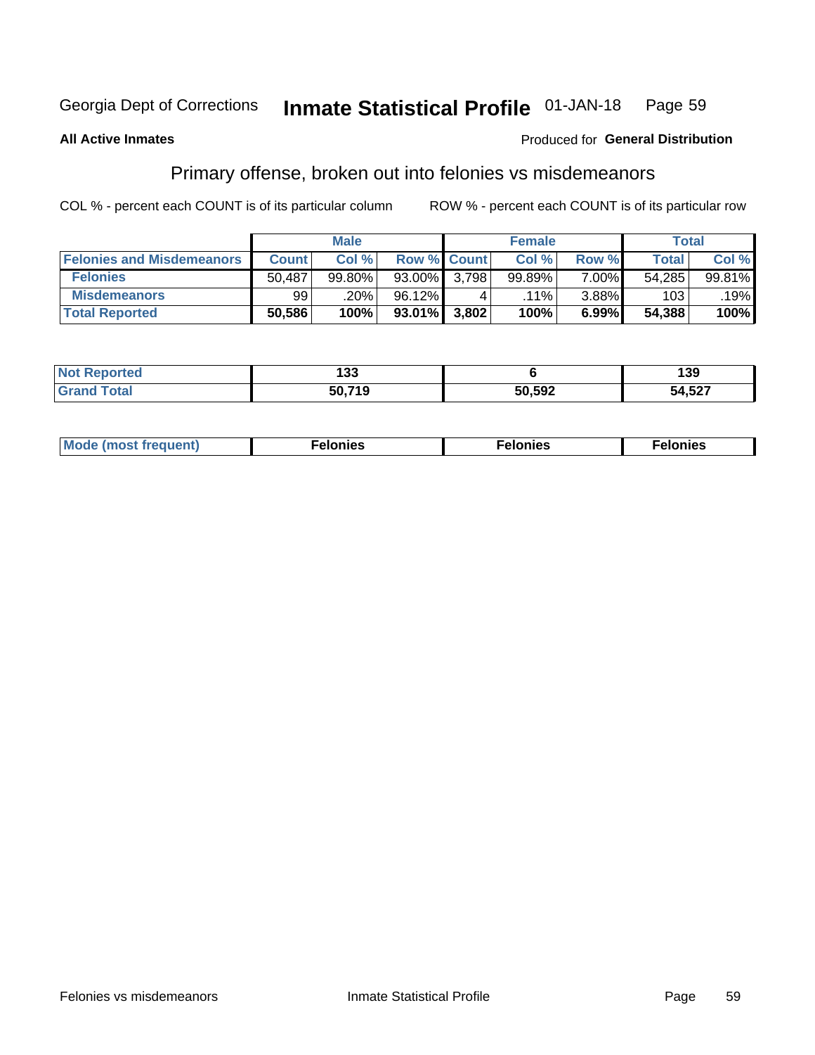Georgia Dept of Corrections **Inmate Statistical Profile** 01-JAN-18

**All Active Inmates**

Produced for **General Distribution**

## Primary offense, broken out into felonies vs misdemeanors

COL % - percent each COUNT is of its particular column

ROW % - percent each COUNT is of its particular row

| | Male | | | Female | | | Total | |
|---|---|---|---|---|---|---|---|---|
| **Felonies and Misdemeanors** | **Count** | **Col %** | **Row %** | **Count** | **Col %** | **Row %** | **Total** | **Col %** |
| **Felonies** | 50,487 | 99.80% | 93.00% | 3,798 | 99.89% | 7.00% | 54,285 | 99.81% |
| **Misdemeanors** | 99 | .20% | 96.12% | 4 | .11% | 3.88% | 103 | .19% |
| **Total Reported** | **50,586** | **100%** | **93.01%** | **3,802** | **100%** | **6.99%** | **54,388** | **100%** |

| | Male | Female | Total |
|---|---|---|---|
| **Not Reported** | **133** | **6** | **139** |
| **Grand Total** | **50,719** | **50,592** | **54,527** |

| | Male | Female | Total |
|---|---|---|---|
| **Mode (most frequent)** | **Felonies** | **Felonies** | **Felonies** |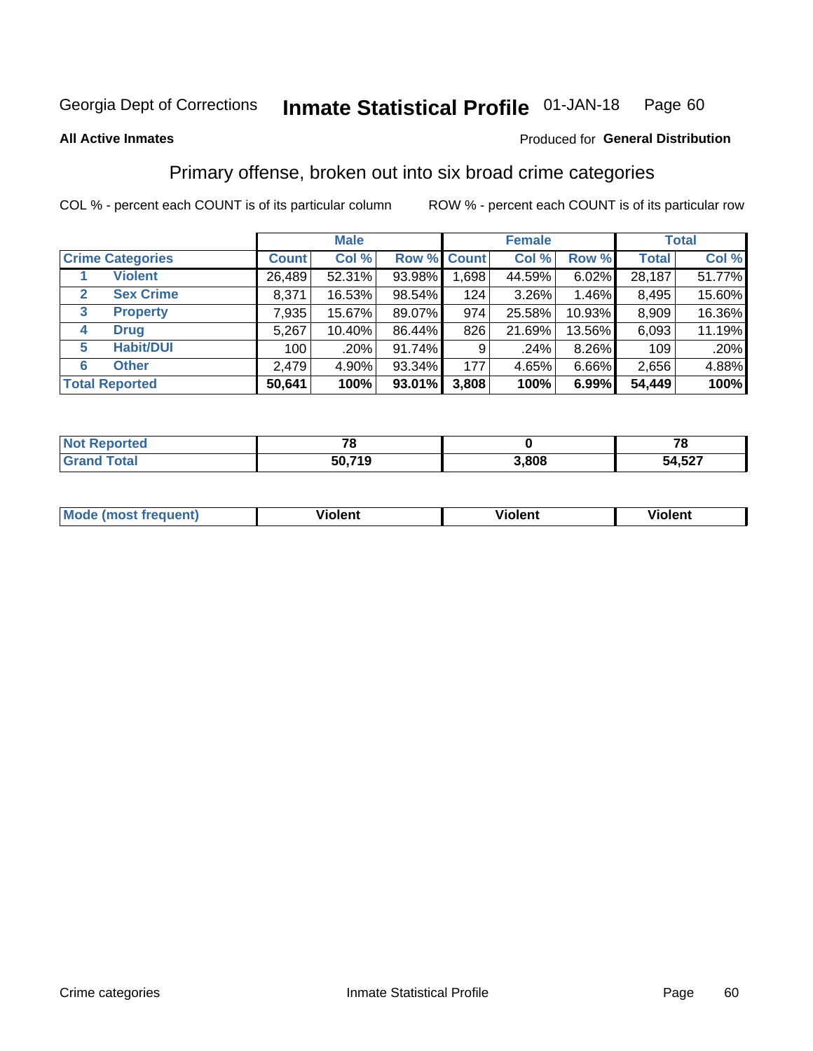Georgia Dept of Corrections **Inmate Statistical Profile** 01-JAN-18

**All Active Inmates**

Produced for **General Distribution**

## Primary offense, broken out into six broad crime categories

COL % - percent each COUNT is of its particular column

ROW % - percent each COUNT is of its particular row

| | | Male | | | Female | | | Total | |
|---|---|---|---|---|---|---|---|---|---|
| **Crime Categories** | | **Count** | **Col %** | **Row %** | **Count** | **Col %** | **Row %** | **Total** | **Col %** |
| 1 | **Violent** | 26,489 | 52.31% | 93.98% | 1,698 | 44.59% | 6.02% | 28,187 | 51.77% |
| 2 | **Sex Crime** | 8,371 | 16.53% | 98.54% | 124 | 3.26% | 1.46% | 8,495 | 15.60% |
| 3 | **Property** | 7,935 | 15.67% | 89.07% | 974 | 25.58% | 10.93% | 8,909 | 16.36% |
| 4 | **Drug** | 5,267 | 10.40% | 86.44% | 826 | 21.69% | 13.56% | 6,093 | 11.19% |
| 5 | **Habit/DUI** | 100 | .20% | 91.74% | 9 | .24% | 8.26% | 109 | .20% |
| 6 | **Other** | 2,479 | 4.90% | 93.34% | 177 | 4.65% | 6.66% | 2,656 | 4.88% |
| **Total Reported** | | **50,641** | **100%** | **93.01%** | **3,808** | **100%** | **6.99%** | **54,449** | **100%** |

| | Male | Female | Total |
|---|---|---|---|
| **Not Reported** | **78** | **0** | **78** |
| **Grand Total** | **50,719** | **3,808** | **54,527** |

| | Male | Female | Total |
|---|---|---|---|
| **Mode (most frequent)** | **Violent** | **Violent** | **Violent** |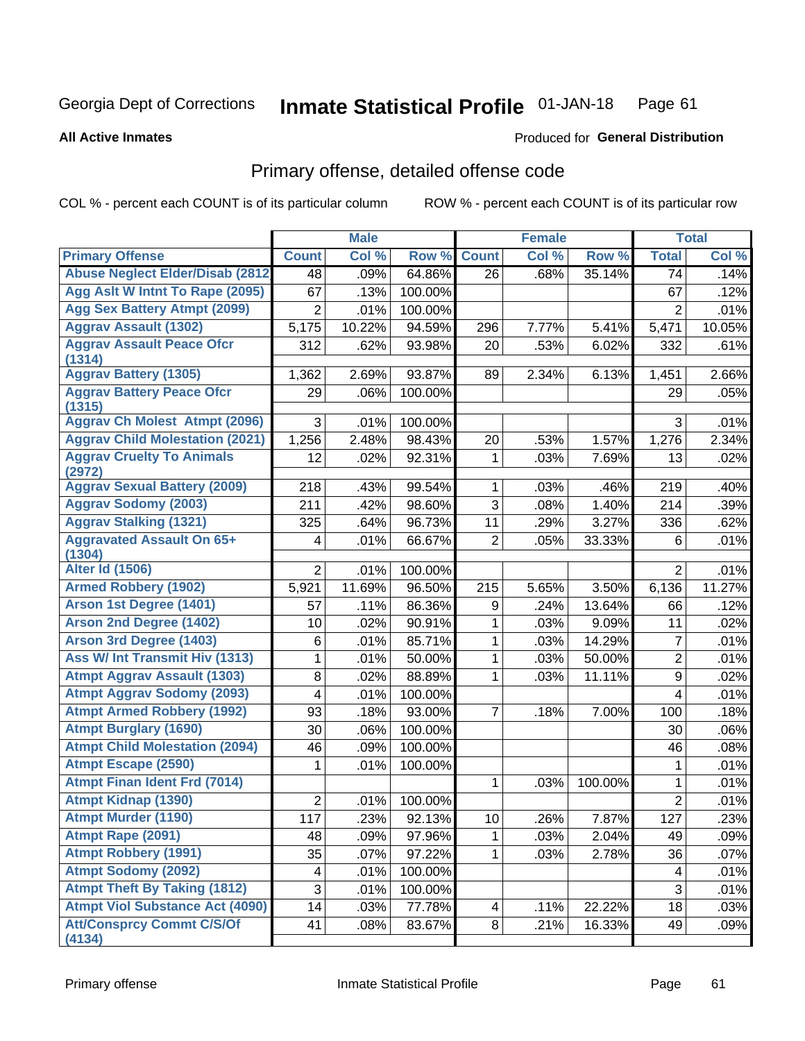Georgia Dept of Corrections

# Inmate Statistical Profile 01-JAN-18

**All Active Inmates**

Produced for **General Distribution**

## Primary offense, detailed offense code

COL % - percent each COUNT is of its particular column

ROW % - percent each COUNT is of its particular row

| | Male | | | Female | | | Total | |
|---|---|---|---|---|---|---|---|---|
| **Primary Offense** | **Count** | **Col %** | **Row %** | **Count** | **Col %** | **Row %** | **Total** | **Col %** |
| Abuse Neglect Elder/Disab (2812 | 48 | .09% | 64.86% | 26 | .68% | 35.14% | 74 | .14% |
| Agg Aslt W Intnt To Rape (2095) | 67 | .13% | 100.00% | | | | 67 | .12% |
| Agg Sex Battery Atmpt (2099) | 2 | .01% | 100.00% | | | | 2 | .01% |
| Aggrav Assault (1302) | 5,175 | 10.22% | 94.59% | 296 | 7.77% | 5.41% | 5,471 | 10.05% |
| Aggrav Assault Peace Ofcr (1314) | 312 | .62% | 93.98% | 20 | .53% | 6.02% | 332 | .61% |
| Aggrav Battery (1305) | 1,362 | 2.69% | 93.87% | 89 | 2.34% | 6.13% | 1,451 | 2.66% |
| Aggrav Battery Peace Ofcr (1315) | 29 | .06% | 100.00% | | | | 29 | .05% |
| Aggrav Ch Molest Atmpt (2096) | 3 | .01% | 100.00% | | | | 3 | .01% |
| Aggrav Child Molestation (2021) | 1,256 | 2.48% | 98.43% | 20 | .53% | 1.57% | 1,276 | 2.34% |
| Aggrav Cruelty To Animals (2972) | 12 | .02% | 92.31% | 1 | .03% | 7.69% | 13 | .02% |
| Aggrav Sexual Battery (2009) | 218 | .43% | 99.54% | 1 | .03% | .46% | 219 | .40% |
| Aggrav Sodomy (2003) | 211 | .42% | 98.60% | 3 | .08% | 1.40% | 214 | .39% |
| Aggrav Stalking (1321) | 325 | .64% | 96.73% | 11 | .29% | 3.27% | 336 | .62% |
| Aggravated Assault On 65+ (1304) | 4 | .01% | 66.67% | 2 | .05% | 33.33% | 6 | .01% |
| Alter Id (1506) | 2 | .01% | 100.00% | | | | 2 | .01% |
| Armed Robbery (1902) | 5,921 | 11.69% | 96.50% | 215 | 5.65% | 3.50% | 6,136 | 11.27% |
| Arson 1st Degree (1401) | 57 | .11% | 86.36% | 9 | .24% | 13.64% | 66 | .12% |
| Arson 2nd Degree (1402) | 10 | .02% | 90.91% | 1 | .03% | 9.09% | 11 | .02% |
| Arson 3rd Degree (1403) | 6 | .01% | 85.71% | 1 | .03% | 14.29% | 7 | .01% |
| Ass W/ Int Transmit Hiv (1313) | 1 | .01% | 50.00% | 1 | .03% | 50.00% | 2 | .01% |
| Atmpt Aggrav Assault (1303) | 8 | .02% | 88.89% | 1 | .03% | 11.11% | 9 | .02% |
| Atmpt Aggrav Sodomy (2093) | 4 | .01% | 100.00% | | | | 4 | .01% |
| Atmpt Armed Robbery (1992) | 93 | .18% | 93.00% | 7 | .18% | 7.00% | 100 | .18% |
| Atmpt Burglary (1690) | 30 | .06% | 100.00% | | | | 30 | .06% |
| Atmpt Child Molestation (2094) | 46 | .09% | 100.00% | | | | 46 | .08% |
| Atmpt Escape (2590) | 1 | .01% | 100.00% | | | | 1 | .01% |
| Atmpt Finan Ident Frd (7014) | | | | 1 | .03% | 100.00% | 1 | .01% |
| Atmpt Kidnap (1390) | 2 | .01% | 100.00% | | | | 2 | .01% |
| Atmpt Murder (1190) | 117 | .23% | 92.13% | 10 | .26% | 7.87% | 127 | .23% |
| Atmpt Rape (2091) | 48 | .09% | 97.96% | 1 | .03% | 2.04% | 49 | .09% |
| Atmpt Robbery (1991) | 35 | .07% | 97.22% | 1 | .03% | 2.78% | 36 | .07% |
| Atmpt Sodomy (2092) | 4 | .01% | 100.00% | | | | 4 | .01% |
| Atmpt Theft By Taking (1812) | 3 | .01% | 100.00% | | | | 3 | .01% |
| Atmpt Viol Substance Act (4090) | 14 | .03% | 77.78% | 4 | .11% | 22.22% | 18 | .03% |
| Att/Consprcy Commt C/S/Of (4134) | 41 | .08% | 83.67% | 8 | .21% | 16.33% | 49 | .09% |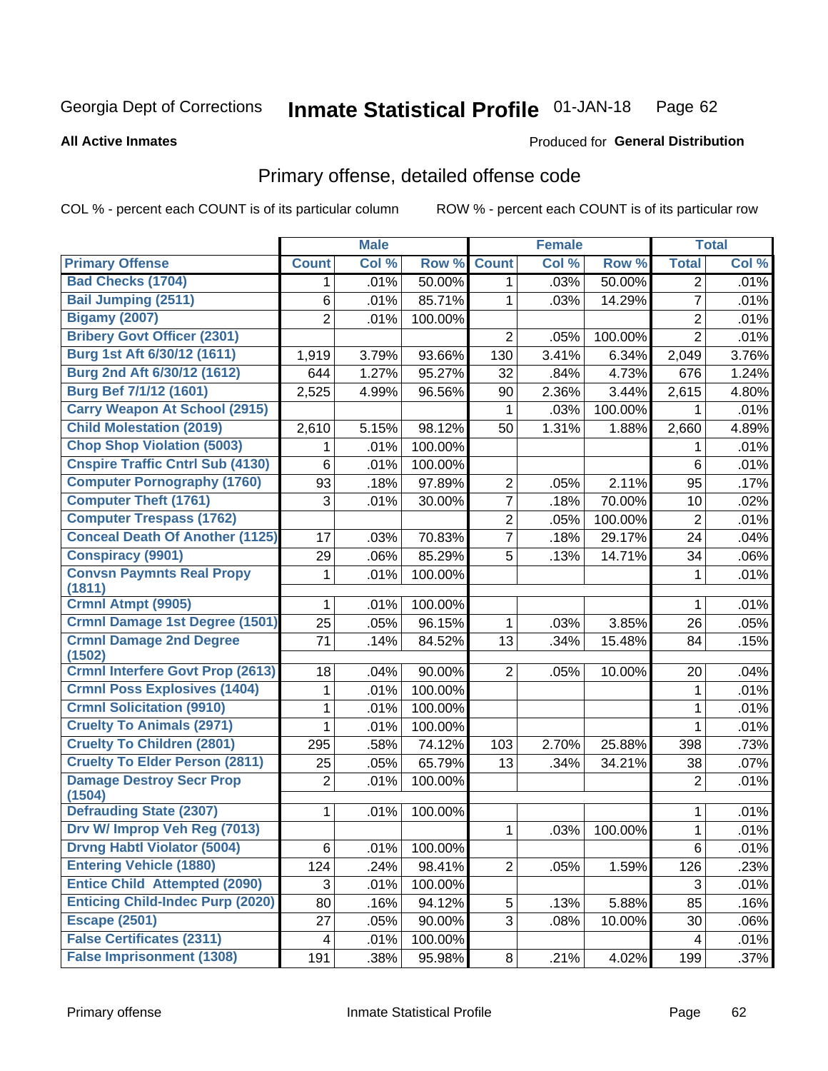Georgia Dept of Corrections **Inmate Statistical Profile** 01-JAN-18

**All Active Inmates**

Produced for **General Distribution**

## Primary offense, detailed offense code

COL % - percent each COUNT is of its particular column

ROW % - percent each COUNT is of its particular row

| | Male | | | Female | | | Total | |
|---|---|---|---|---|---|---|---|---|
| **Primary Offense** | **Count** | **Col %** | **Row %** | **Count** | **Col %** | **Row %** | **Total** | **Col %** |
| Bad Checks (1704) | 1 | .01% | 50.00% | 1 | .03% | 50.00% | 2 | .01% |
| Bail Jumping (2511) | 6 | .01% | 85.71% | 1 | .03% | 14.29% | 7 | .01% |
| Bigamy (2007) | 2 | .01% | 100.00% | | | | 2 | .01% |
| Bribery Govt Officer (2301) | | | | 2 | .05% | 100.00% | 2 | .01% |
| Burg 1st Aft 6/30/12 (1611) | 1,919 | 3.79% | 93.66% | 130 | 3.41% | 6.34% | 2,049 | 3.76% |
| Burg 2nd Aft 6/30/12 (1612) | 644 | 1.27% | 95.27% | 32 | .84% | 4.73% | 676 | 1.24% |
| Burg Bef 7/1/12 (1601) | 2,525 | 4.99% | 96.56% | 90 | 2.36% | 3.44% | 2,615 | 4.80% |
| Carry Weapon At School (2915) | | | | 1 | .03% | 100.00% | 1 | .01% |
| Child Molestation (2019) | 2,610 | 5.15% | 98.12% | 50 | 1.31% | 1.88% | 2,660 | 4.89% |
| Chop Shop Violation (5003) | 1 | .01% | 100.00% | | | | 1 | .01% |
| Cnspire Traffic Cntrl Sub (4130) | 6 | .01% | 100.00% | | | | 6 | .01% |
| Computer Pornography (1760) | 93 | .18% | 97.89% | 2 | .05% | 2.11% | 95 | .17% |
| Computer Theft (1761) | 3 | .01% | 30.00% | 7 | .18% | 70.00% | 10 | .02% |
| Computer Trespass (1762) | | | | 2 | .05% | 100.00% | 2 | .01% |
| Conceal Death Of Another (1125) | 17 | .03% | 70.83% | 7 | .18% | 29.17% | 24 | .04% |
| Conspiracy (9901) | 29 | .06% | 85.29% | 5 | .13% | 14.71% | 34 | .06% |
| Convsn Paymnts Real Propy (1811) | 1 | .01% | 100.00% | | | | 1 | .01% |
| Crmnl Atmpt (9905) | 1 | .01% | 100.00% | | | | 1 | .01% |
| Crmnl Damage 1st Degree (1501) | 25 | .05% | 96.15% | 1 | .03% | 3.85% | 26 | .05% |
| Crmnl Damage 2nd Degree (1502) | 71 | .14% | 84.52% | 13 | .34% | 15.48% | 84 | .15% |
| Crmnl Interfere Govt Prop (2613) | 18 | .04% | 90.00% | 2 | .05% | 10.00% | 20 | .04% |
| Crmnl Poss Explosives (1404) | 1 | .01% | 100.00% | | | | 1 | .01% |
| Crmnl Solicitation (9910) | 1 | .01% | 100.00% | | | | 1 | .01% |
| Cruelty To Animals (2971) | 1 | .01% | 100.00% | | | | 1 | .01% |
| Cruelty To Children (2801) | 295 | .58% | 74.12% | 103 | 2.70% | 25.88% | 398 | .73% |
| Cruelty To Elder Person (2811) | 25 | .05% | 65.79% | 13 | .34% | 34.21% | 38 | .07% |
| Damage Destroy Secr Prop (1504) | 2 | .01% | 100.00% | | | | 2 | .01% |
| Defrauding State (2307) | 1 | .01% | 100.00% | | | | 1 | .01% |
| Drv W/ Improp Veh Reg (7013) | | | | 1 | .03% | 100.00% | 1 | .01% |
| Drvng Habtl Violator (5004) | 6 | .01% | 100.00% | | | | 6 | .01% |
| Entering Vehicle (1880) | 124 | .24% | 98.41% | 2 | .05% | 1.59% | 126 | .23% |
| Entice Child Attempted (2090) | 3 | .01% | 100.00% | | | | 3 | .01% |
| Enticing Child-Indec Purp (2020) | 80 | .16% | 94.12% | 5 | .13% | 5.88% | 85 | .16% |
| Escape (2501) | 27 | .05% | 90.00% | 3 | .08% | 10.00% | 30 | .06% |
| False Certificates (2311) | 4 | .01% | 100.00% | | | | 4 | .01% |
| False Imprisonment (1308) | 191 | .38% | 95.98% | 8 | .21% | 4.02% | 199 | .37% |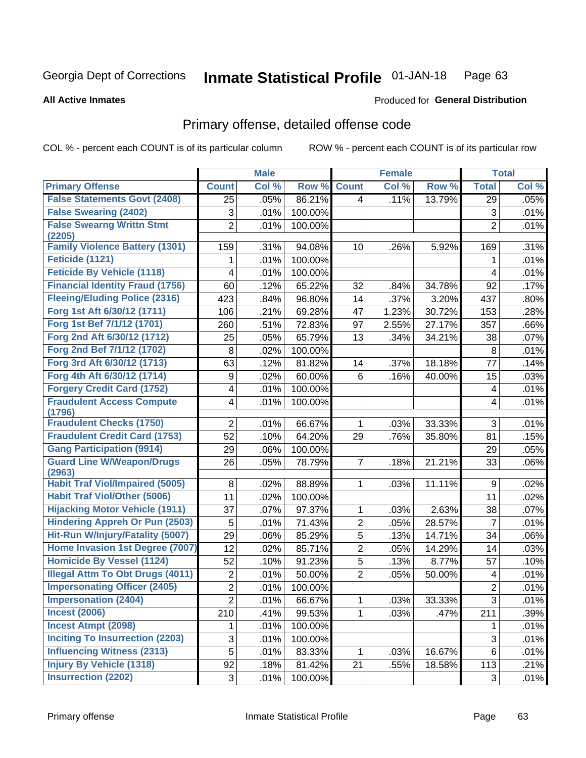Georgia Dept of Corrections **Inmate Statistical Profile** 01-JAN-18

**All Active Inmates** Produced for **General Distribution**

## Primary offense, detailed offense code

COL % - percent each COUNT is of its particular column ROW % - percent each COUNT is of its particular row

| | Male | | | Female | | | Total | |
|---|---|---|---|---|---|---|---|---|
| Primary Offense | Count | Col % | Row % | Count | Col % | Row % | Total | Col % |
| False Statements Govt (2408) | 25 | .05% | 86.21% | 4 | .11% | 13.79% | 29 | .05% |
| False Swearing (2402) | 3 | .01% | 100.00% | | | | 3 | .01% |
| False Swearng Writtn Stmt (2205) | 2 | .01% | 100.00% | | | | 2 | .01% |
| Family Violence Battery (1301) | 159 | .31% | 94.08% | 10 | .26% | 5.92% | 169 | .31% |
| Feticide (1121) | 1 | .01% | 100.00% | | | | 1 | .01% |
| Feticide By Vehicle (1118) | 4 | .01% | 100.00% | | | | 4 | .01% |
| Financial Identity Fraud (1756) | 60 | .12% | 65.22% | 32 | .84% | 34.78% | 92 | .17% |
| Fleeing/Eluding Police (2316) | 423 | .84% | 96.80% | 14 | .37% | 3.20% | 437 | .80% |
| Forg 1st Aft 6/30/12 (1711) | 106 | .21% | 69.28% | 47 | 1.23% | 30.72% | 153 | .28% |
| Forg 1st Bef 7/1/12 (1701) | 260 | .51% | 72.83% | 97 | 2.55% | 27.17% | 357 | .66% |
| Forg 2nd Aft 6/30/12 (1712) | 25 | .05% | 65.79% | 13 | .34% | 34.21% | 38 | .07% |
| Forg 2nd Bef 7/1/12 (1702) | 8 | .02% | 100.00% | | | | 8 | .01% |
| Forg 3rd Aft 6/30/12 (1713) | 63 | .12% | 81.82% | 14 | .37% | 18.18% | 77 | .14% |
| Forg 4th Aft 6/30/12 (1714) | 9 | .02% | 60.00% | 6 | .16% | 40.00% | 15 | .03% |
| Forgery Credit Card (1752) | 4 | .01% | 100.00% | | | | 4 | .01% |
| Fraudulent Access Compute (1796) | 4 | .01% | 100.00% | | | | 4 | .01% |
| Fraudulent Checks (1750) | 2 | .01% | 66.67% | 1 | .03% | 33.33% | 3 | .01% |
| Fraudulent Credit Card (1753) | 52 | .10% | 64.20% | 29 | .76% | 35.80% | 81 | .15% |
| Gang Participation (9914) | 29 | .06% | 100.00% | | | | 29 | .05% |
| Guard Line W/Weapon/Drugs (2963) | 26 | .05% | 78.79% | 7 | .18% | 21.21% | 33 | .06% |
| Habit Traf Viol/Impaired (5005) | 8 | .02% | 88.89% | 1 | .03% | 11.11% | 9 | .02% |
| Habit Traf Viol/Other (5006) | 11 | .02% | 100.00% | | | | 11 | .02% |
| Hijacking Motor Vehicle (1911) | 37 | .07% | 97.37% | 1 | .03% | 2.63% | 38 | .07% |
| Hindering Appreh Or Pun (2503) | 5 | .01% | 71.43% | 2 | .05% | 28.57% | 7 | .01% |
| Hit-Run W/Injury/Fatality (5007) | 29 | .06% | 85.29% | 5 | .13% | 14.71% | 34 | .06% |
| Home Invasion 1st Degree (7007) | 12 | .02% | 85.71% | 2 | .05% | 14.29% | 14 | .03% |
| Homicide By Vessel (1124) | 52 | .10% | 91.23% | 5 | .13% | 8.77% | 57 | .10% |
| Illegal Attm To Obt Drugs (4011) | 2 | .01% | 50.00% | 2 | .05% | 50.00% | 4 | .01% |
| Impersonating Officer (2405) | 2 | .01% | 100.00% | | | | 2 | .01% |
| Impersonation (2404) | 2 | .01% | 66.67% | 1 | .03% | 33.33% | 3 | .01% |
| Incest (2006) | 210 | .41% | 99.53% | 1 | .03% | .47% | 211 | .39% |
| Incest Atmpt (2098) | 1 | .01% | 100.00% | | | | 1 | .01% |
| Inciting To Insurrection (2203) | 3 | .01% | 100.00% | | | | 3 | .01% |
| Influencing Witness (2313) | 5 | .01% | 83.33% | 1 | .03% | 16.67% | 6 | .01% |
| Injury By Vehicle (1318) | 92 | .18% | 81.42% | 21 | .55% | 18.58% | 113 | .21% |
| Insurrection (2202) | 3 | .01% | 100.00% | | | | 3 | .01% |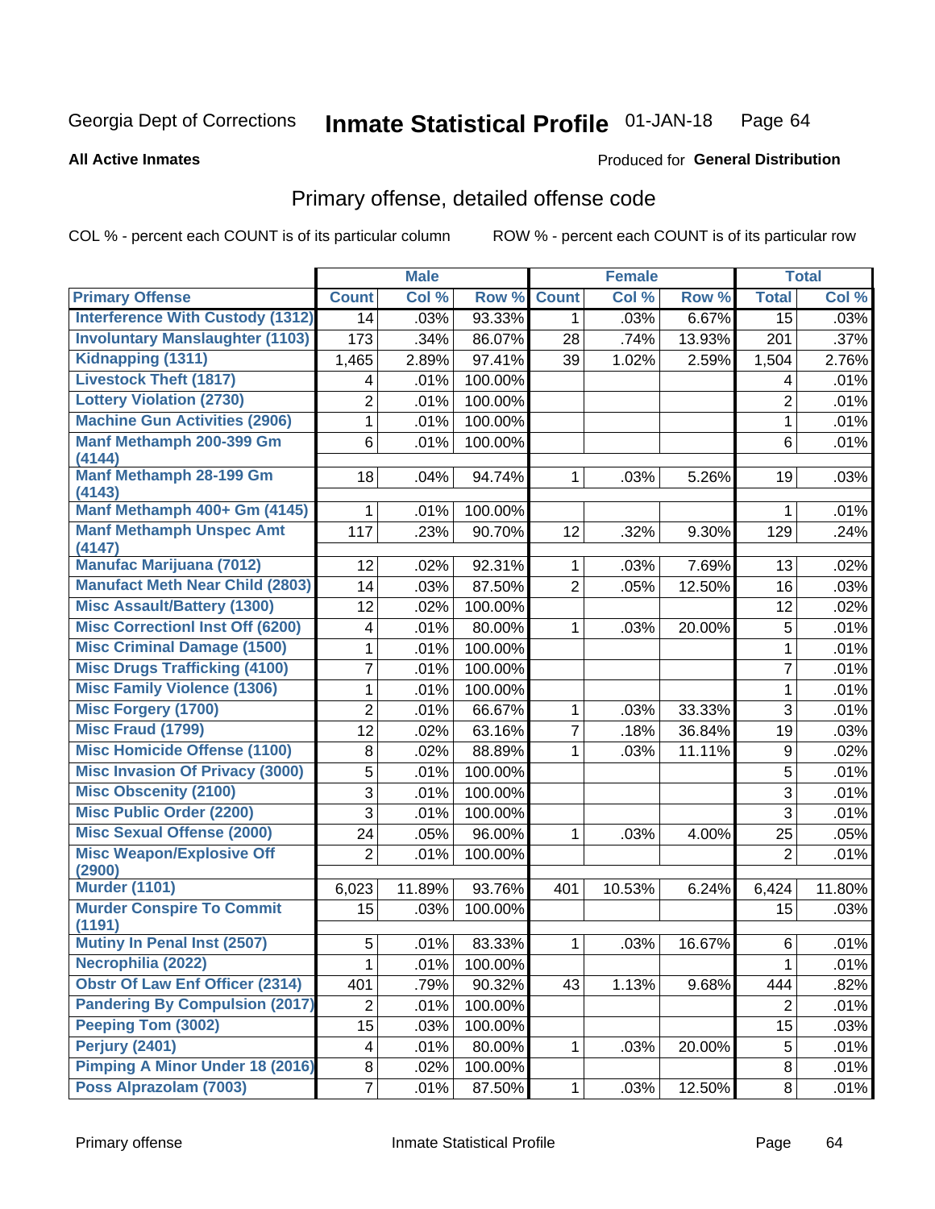Georgia Dept of Corrections **Inmate Statistical Profile** 01-JAN-18

**All Active Inmates**

Produced for **General Distribution**

## Primary offense, detailed offense code

COL % - percent each COUNT is of its particular column ROW % - percent each COUNT is of its particular row

| | Male | | | Female | | | Total | |
|---|---|---|---|---|---|---|---|---|
| Primary Offense | Count | Col % | Row % | Count | Col % | Row % | Total | Col % |
| Interference With Custody (1312) | 14 | .03% | 93.33% | 1 | .03% | 6.67% | 15 | .03% |
| Involuntary Manslaughter (1103) | 173 | .34% | 86.07% | 28 | .74% | 13.93% | 201 | .37% |
| Kidnapping (1311) | 1,465 | 2.89% | 97.41% | 39 | 1.02% | 2.59% | 1,504 | 2.76% |
| Livestock Theft (1817) | 4 | .01% | 100.00% | | | | 4 | .01% |
| Lottery Violation (2730) | 2 | .01% | 100.00% | | | | 2 | .01% |
| Machine Gun Activities (2906) | 1 | .01% | 100.00% | | | | 1 | .01% |
| Manf Methamph 200-399 Gm (4144) | 6 | .01% | 100.00% | | | | 6 | .01% |
| Manf Methamph 28-199 Gm (4143) | 18 | .04% | 94.74% | 1 | .03% | 5.26% | 19 | .03% |
| Manf Methamph 400+ Gm (4145) | 1 | .01% | 100.00% | | | | 1 | .01% |
| Manf Methamph Unspec Amt (4147) | 117 | .23% | 90.70% | 12 | .32% | 9.30% | 129 | .24% |
| Manufac Marijuana (7012) | 12 | .02% | 92.31% | 1 | .03% | 7.69% | 13 | .02% |
| Manufact Meth Near Child (2803) | 14 | .03% | 87.50% | 2 | .05% | 12.50% | 16 | .03% |
| Misc Assault/Battery (1300) | 12 | .02% | 100.00% | | | | 12 | .02% |
| Misc Correctionl Inst Off (6200) | 4 | .01% | 80.00% | 1 | .03% | 20.00% | 5 | .01% |
| Misc Criminal Damage (1500) | 1 | .01% | 100.00% | | | | 1 | .01% |
| Misc Drugs Trafficking (4100) | 7 | .01% | 100.00% | | | | 7 | .01% |
| Misc Family Violence (1306) | 1 | .01% | 100.00% | | | | 1 | .01% |
| Misc Forgery (1700) | 2 | .01% | 66.67% | 1 | .03% | 33.33% | 3 | .01% |
| Misc Fraud (1799) | 12 | .02% | 63.16% | 7 | .18% | 36.84% | 19 | .03% |
| Misc Homicide Offense (1100) | 8 | .02% | 88.89% | 1 | .03% | 11.11% | 9 | .02% |
| Misc Invasion Of Privacy (3000) | 5 | .01% | 100.00% | | | | 5 | .01% |
| Misc Obscenity (2100) | 3 | .01% | 100.00% | | | | 3 | .01% |
| Misc Public Order (2200) | 3 | .01% | 100.00% | | | | 3 | .01% |
| Misc Sexual Offense (2000) | 24 | .05% | 96.00% | 1 | .03% | 4.00% | 25 | .05% |
| Misc Weapon/Explosive Off (2900) | 2 | .01% | 100.00% | | | | 2 | .01% |
| Murder (1101) | 6,023 | 11.89% | 93.76% | 401 | 10.53% | 6.24% | 6,424 | 11.80% |
| Murder Conspire To Commit (1191) | 15 | .03% | 100.00% | | | | 15 | .03% |
| Mutiny In Penal Inst (2507) | 5 | .01% | 83.33% | 1 | .03% | 16.67% | 6 | .01% |
| Necrophilia (2022) | 1 | .01% | 100.00% | | | | 1 | .01% |
| Obstr Of Law Enf Officer (2314) | 401 | .79% | 90.32% | 43 | 1.13% | 9.68% | 444 | .82% |
| Pandering By Compulsion (2017) | 2 | .01% | 100.00% | | | | 2 | .01% |
| Peeping Tom (3002) | 15 | .03% | 100.00% | | | | 15 | .03% |
| Perjury (2401) | 4 | .01% | 80.00% | 1 | .03% | 20.00% | 5 | .01% |
| Pimping A Minor Under 18 (2016) | 8 | .02% | 100.00% | | | | 8 | .01% |
| Poss Alprazolam (7003) | 7 | .01% | 87.50% | 1 | .03% | 12.50% | 8 | .01% |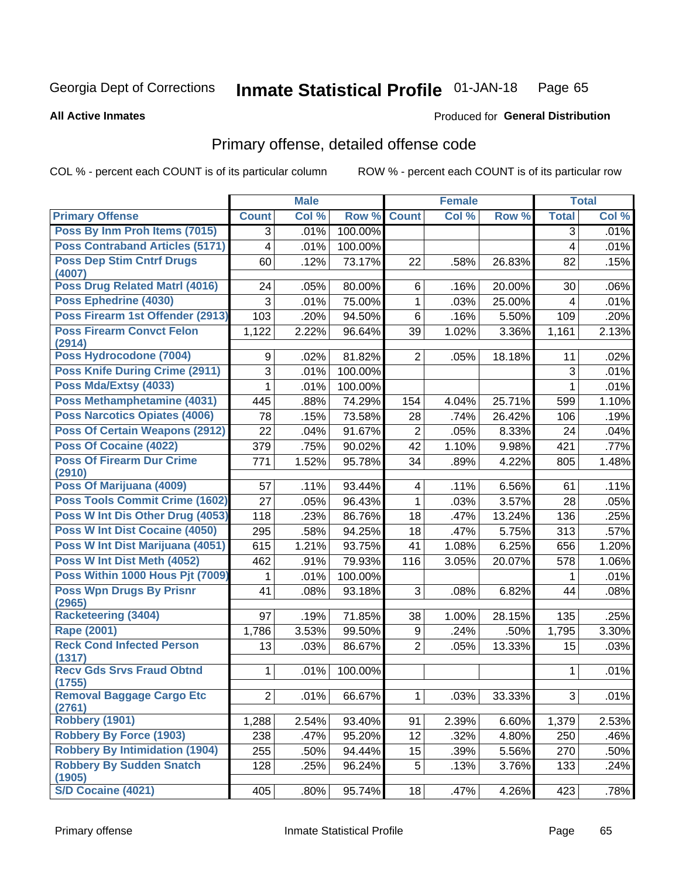Georgia Dept of Corrections **Inmate Statistical Profile** 01-JAN-18

**All Active Inmates**

Produced for **General Distribution**

## Primary offense, detailed offense code

COL % - percent each COUNT is of its particular column ROW % - percent each COUNT is of its particular row

| | Male | | | Female | | | Total | |
|---|---|---|---|---|---|---|---|---|
| Primary Offense | Count | Col % | Row % | Count | Col % | Row % | Total | Col % |
| Poss By Inm Proh Items (7015) | 3 | .01% | 100.00% | | | | 3 | .01% |
| Poss Contraband Articles (5171) | 4 | .01% | 100.00% | | | | 4 | .01% |
| Poss Dep Stim Cntrf Drugs (4007) | 60 | .12% | 73.17% | 22 | .58% | 26.83% | 82 | .15% |
| Poss Drug Related Matrl (4016) | 24 | .05% | 80.00% | 6 | .16% | 20.00% | 30 | .06% |
| Poss Ephedrine (4030) | 3 | .01% | 75.00% | 1 | .03% | 25.00% | 4 | .01% |
| Poss Firearm 1st Offender (2913) | 103 | .20% | 94.50% | 6 | .16% | 5.50% | 109 | .20% |
| Poss Firearm Convct Felon (2914) | 1,122 | 2.22% | 96.64% | 39 | 1.02% | 3.36% | 1,161 | 2.13% |
| Poss Hydrocodone (7004) | 9 | .02% | 81.82% | 2 | .05% | 18.18% | 11 | .02% |
| Poss Knife During Crime (2911) | 3 | .01% | 100.00% | | | | 3 | .01% |
| Poss Mda/Extsy (4033) | 1 | .01% | 100.00% | | | | 1 | .01% |
| Poss Methamphetamine (4031) | 445 | .88% | 74.29% | 154 | 4.04% | 25.71% | 599 | 1.10% |
| Poss Narcotics Opiates (4006) | 78 | .15% | 73.58% | 28 | .74% | 26.42% | 106 | .19% |
| Poss Of Certain Weapons (2912) | 22 | .04% | 91.67% | 2 | .05% | 8.33% | 24 | .04% |
| Poss Of Cocaine (4022) | 379 | .75% | 90.02% | 42 | 1.10% | 9.98% | 421 | .77% |
| Poss Of Firearm Dur Crime (2910) | 771 | 1.52% | 95.78% | 34 | .89% | 4.22% | 805 | 1.48% |
| Poss Of Marijuana (4009) | 57 | .11% | 93.44% | 4 | .11% | 6.56% | 61 | .11% |
| Poss Tools Commit Crime (1602) | 27 | .05% | 96.43% | 1 | .03% | 3.57% | 28 | .05% |
| Poss W Int Dis Other Drug (4053) | 118 | .23% | 86.76% | 18 | .47% | 13.24% | 136 | .25% |
| Poss W Int Dist Cocaine (4050) | 295 | .58% | 94.25% | 18 | .47% | 5.75% | 313 | .57% |
| Poss W Int Dist Marijuana (4051) | 615 | 1.21% | 93.75% | 41 | 1.08% | 6.25% | 656 | 1.20% |
| Poss W Int Dist Meth (4052) | 462 | .91% | 79.93% | 116 | 3.05% | 20.07% | 578 | 1.06% |
| Poss Within 1000 Hous Pjt (7009) | 1 | .01% | 100.00% | | | | 1 | .01% |
| Poss Wpn Drugs By Prisnr (2965) | 41 | .08% | 93.18% | 3 | .08% | 6.82% | 44 | .08% |
| Racketeering (3404) | 97 | .19% | 71.85% | 38 | 1.00% | 28.15% | 135 | .25% |
| Rape (2001) | 1,786 | 3.53% | 99.50% | 9 | .24% | .50% | 1,795 | 3.30% |
| Reck Cond Infected Person (1317) | 13 | .03% | 86.67% | 2 | .05% | 13.33% | 15 | .03% |
| Recv Gds Srvs Fraud Obtnd (1755) | 1 | .01% | 100.00% | | | | 1 | .01% |
| Removal Baggage Cargo Etc (2761) | 2 | .01% | 66.67% | 1 | .03% | 33.33% | 3 | .01% |
| Robbery (1901) | 1,288 | 2.54% | 93.40% | 91 | 2.39% | 6.60% | 1,379 | 2.53% |
| Robbery By Force (1903) | 238 | .47% | 95.20% | 12 | .32% | 4.80% | 250 | .46% |
| Robbery By Intimidation (1904) | 255 | .50% | 94.44% | 15 | .39% | 5.56% | 270 | .50% |
| Robbery By Sudden Snatch (1905) | 128 | .25% | 96.24% | 5 | .13% | 3.76% | 133 | .24% |
| S/D Cocaine (4021) | 405 | .80% | 95.74% | 18 | .47% | 4.26% | 423 | .78% |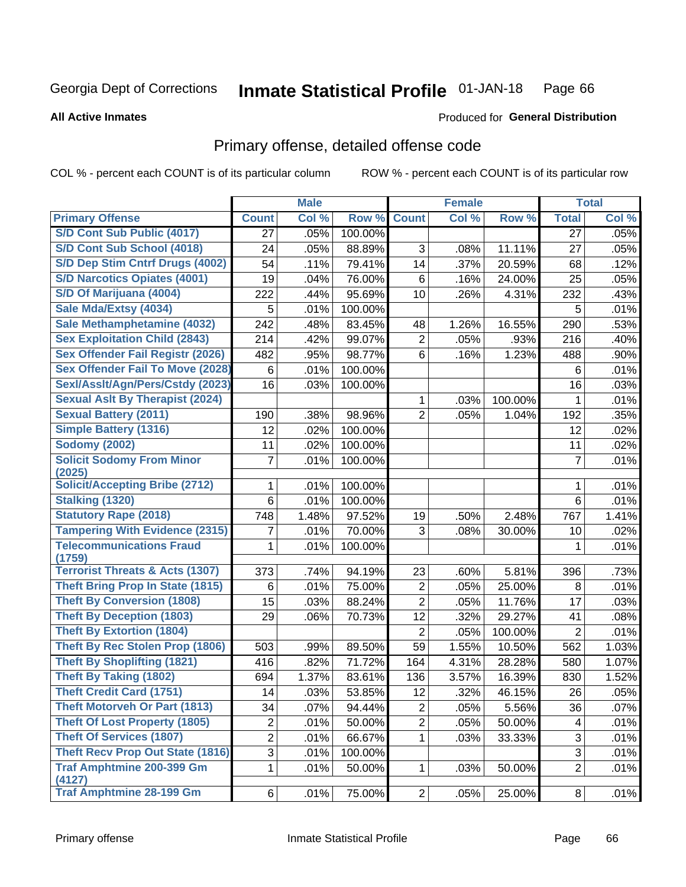Georgia Dept of Corrections **Inmate Statistical Profile** 01-JAN-18

**All Active Inmates** Produced for **General Distribution**

## Primary offense, detailed offense code

COL % - percent each COUNT is of its particular column ROW % - percent each COUNT is of its particular row

| | Male | | | Female | | | Total | |
|---|---|---|---|---|---|---|---|---|
| Primary Offense | Count | Col % | Row % | Count | Col % | Row % | Total | Col % |
| S/D Cont Sub Public (4017) | 27 | .05% | 100.00% | | | | 27 | .05% |
| S/D Cont Sub School (4018) | 24 | .05% | 88.89% | 3 | .08% | 11.11% | 27 | .05% |
| S/D Dep Stim Cntrf Drugs (4002) | 54 | .11% | 79.41% | 14 | .37% | 20.59% | 68 | .12% |
| S/D Narcotics Opiates (4001) | 19 | .04% | 76.00% | 6 | .16% | 24.00% | 25 | .05% |
| S/D Of Marijuana (4004) | 222 | .44% | 95.69% | 10 | .26% | 4.31% | 232 | .43% |
| Sale Mda/Extsy (4034) | 5 | .01% | 100.00% | | | | 5 | .01% |
| Sale Methamphetamine (4032) | 242 | .48% | 83.45% | 48 | 1.26% | 16.55% | 290 | .53% |
| Sex Exploitation Child (2843) | 214 | .42% | 99.07% | 2 | .05% | .93% | 216 | .40% |
| Sex Offender Fail Registr (2026) | 482 | .95% | 98.77% | 6 | .16% | 1.23% | 488 | .90% |
| Sex Offender Fail To Move (2028) | 6 | .01% | 100.00% | | | | 6 | .01% |
| Sexl/Asslt/Agn/Pers/Cstdy (2023) | 16 | .03% | 100.00% | | | | 16 | .03% |
| Sexual Aslt By Therapist (2024) | | | | 1 | .03% | 100.00% | 1 | .01% |
| Sexual Battery (2011) | 190 | .38% | 98.96% | 2 | .05% | 1.04% | 192 | .35% |
| Simple Battery (1316) | 12 | .02% | 100.00% | | | | 12 | .02% |
| Sodomy (2002) | 11 | .02% | 100.00% | | | | 11 | .02% |
| Solicit Sodomy From Minor (2025) | 7 | .01% | 100.00% | | | | 7 | .01% |
| Solicit/Accepting Bribe (2712) | 1 | .01% | 100.00% | | | | 1 | .01% |
| Stalking (1320) | 6 | .01% | 100.00% | | | | 6 | .01% |
| Statutory Rape (2018) | 748 | 1.48% | 97.52% | 19 | .50% | 2.48% | 767 | 1.41% |
| Tampering With Evidence (2315) | 7 | .01% | 70.00% | 3 | .08% | 30.00% | 10 | .02% |
| Telecommunications Fraud (1759) | 1 | .01% | 100.00% | | | | 1 | .01% |
| Terrorist Threats & Acts (1307) | 373 | .74% | 94.19% | 23 | .60% | 5.81% | 396 | .73% |
| Theft Bring Prop In State (1815) | 6 | .01% | 75.00% | 2 | .05% | 25.00% | 8 | .01% |
| Theft By Conversion (1808) | 15 | .03% | 88.24% | 2 | .05% | 11.76% | 17 | .03% |
| Theft By Deception (1803) | 29 | .06% | 70.73% | 12 | .32% | 29.27% | 41 | .08% |
| Theft By Extortion (1804) | | | | 2 | .05% | 100.00% | 2 | .01% |
| Theft By Rec Stolen Prop (1806) | 503 | .99% | 89.50% | 59 | 1.55% | 10.50% | 562 | 1.03% |
| Theft By Shoplifting (1821) | 416 | .82% | 71.72% | 164 | 4.31% | 28.28% | 580 | 1.07% |
| Theft By Taking (1802) | 694 | 1.37% | 83.61% | 136 | 3.57% | 16.39% | 830 | 1.52% |
| Theft Credit Card (1751) | 14 | .03% | 53.85% | 12 | .32% | 46.15% | 26 | .05% |
| Theft Motorveh Or Part (1813) | 34 | .07% | 94.44% | 2 | .05% | 5.56% | 36 | .07% |
| Theft Of Lost Property (1805) | 2 | .01% | 50.00% | 2 | .05% | 50.00% | 4 | .01% |
| Theft Of Services (1807) | 2 | .01% | 66.67% | 1 | .03% | 33.33% | 3 | .01% |
| Theft Recv Prop Out State (1816) | 3 | .01% | 100.00% | | | | 3 | .01% |
| Traf Amphtmine 200-399 Gm (4127) | 1 | .01% | 50.00% | 1 | .03% | 50.00% | 2 | .01% |
| Traf Amphtmine 28-199 Gm | 6 | .01% | 75.00% | 2 | .05% | 25.00% | 8 | .01% |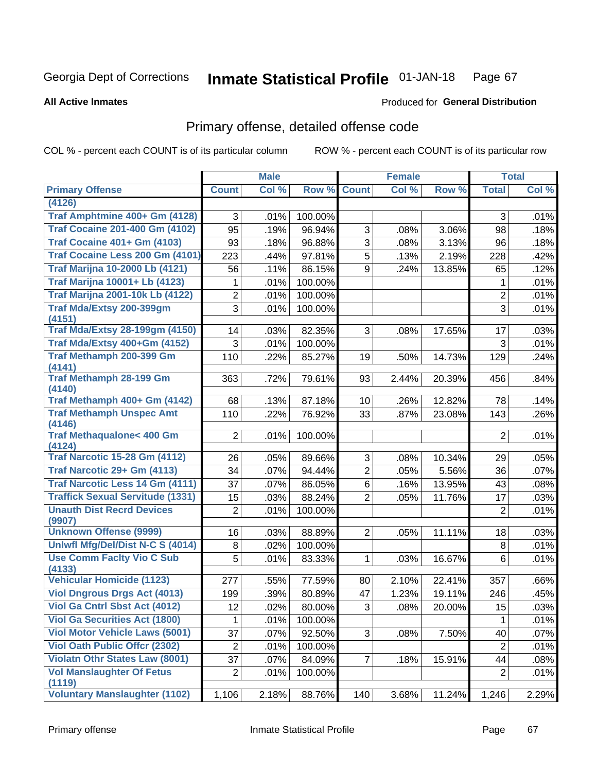Georgia Dept of Corrections **Inmate Statistical Profile** 01-JAN-18

**All Active Inmates**

Produced for **General Distribution**

## Primary offense, detailed offense code

COL % - percent each COUNT is of its particular column

ROW % - percent each COUNT is of its particular row

| | Male | | | Female | | | Total | |
|---|---|---|---|---|---|---|---|---|
| **Primary Offense** | **Count** | **Col %** | **Row %** | **Count** | **Col %** | **Row %** | **Total** | **Col %** |
| (4126) | | | | | | | | |
| Traf Amphtmine 400+ Gm (4128) | 3 | .01% | 100.00% | | | | 3 | .01% |
| Traf Cocaine 201-400 Gm (4102) | 95 | .19% | 96.94% | 3 | .08% | 3.06% | 98 | .18% |
| Traf Cocaine 401+ Gm (4103) | 93 | .18% | 96.88% | 3 | .08% | 3.13% | 96 | .18% |
| Traf Cocaine Less 200 Gm (4101) | 223 | .44% | 97.81% | 5 | .13% | 2.19% | 228 | .42% |
| Traf Marijna 10-2000 Lb (4121) | 56 | .11% | 86.15% | 9 | .24% | 13.85% | 65 | .12% |
| Traf Marijna 10001+ Lb (4123) | 1 | .01% | 100.00% | | | | 1 | .01% |
| Traf Marijna 2001-10k Lb (4122) | 2 | .01% | 100.00% | | | | 2 | .01% |
| Traf Mda/Extsy 200-399gm (4151) | 3 | .01% | 100.00% | | | | 3 | .01% |
| Traf Mda/Extsy 28-199gm (4150) | 14 | .03% | 82.35% | 3 | .08% | 17.65% | 17 | .03% |
| Traf Mda/Extsy 400+Gm (4152) | 3 | .01% | 100.00% | | | | 3 | .01% |
| Traf Methamph 200-399 Gm (4141) | 110 | .22% | 85.27% | 19 | .50% | 14.73% | 129 | .24% |
| Traf Methamph 28-199 Gm (4140) | 363 | .72% | 79.61% | 93 | 2.44% | 20.39% | 456 | .84% |
| Traf Methamph 400+ Gm (4142) | 68 | .13% | 87.18% | 10 | .26% | 12.82% | 78 | .14% |
| Traf Methamph Unspec Amt (4146) | 110 | .22% | 76.92% | 33 | .87% | 23.08% | 143 | .26% |
| Traf Methaqualone< 400 Gm (4124) | 2 | .01% | 100.00% | | | | 2 | .01% |
| Traf Narcotic 15-28 Gm (4112) | 26 | .05% | 89.66% | 3 | .08% | 10.34% | 29 | .05% |
| Traf Narcotic 29+ Gm (4113) | 34 | .07% | 94.44% | 2 | .05% | 5.56% | 36 | .07% |
| Traf Narcotic Less 14 Gm (4111) | 37 | .07% | 86.05% | 6 | .16% | 13.95% | 43 | .08% |
| Traffick Sexual Servitude (1331) | 15 | .03% | 88.24% | 2 | .05% | 11.76% | 17 | .03% |
| Unauth Dist Recrd Devices (9907) | 2 | .01% | 100.00% | | | | 2 | .01% |
| Unknown Offense (9999) | 16 | .03% | 88.89% | 2 | .05% | 11.11% | 18 | .03% |
| Unlwfl Mfg/Del/Dist N-C S (4014) | 8 | .02% | 100.00% | | | | 8 | .01% |
| Use Comm Faclty Vio C Sub (4133) | 5 | .01% | 83.33% | 1 | .03% | 16.67% | 6 | .01% |
| Vehicular Homicide (1123) | 277 | .55% | 77.59% | 80 | 2.10% | 22.41% | 357 | .66% |
| Viol Dngrous Drgs Act (4013) | 199 | .39% | 80.89% | 47 | 1.23% | 19.11% | 246 | .45% |
| Viol Ga Cntrl Sbst Act (4012) | 12 | .02% | 80.00% | 3 | .08% | 20.00% | 15 | .03% |
| Viol Ga Securities Act (1800) | 1 | .01% | 100.00% | | | | 1 | .01% |
| Viol Motor Vehicle Laws (5001) | 37 | .07% | 92.50% | 3 | .08% | 7.50% | 40 | .07% |
| Viol Oath Public Offcr (2302) | 2 | .01% | 100.00% | | | | 2 | .01% |
| Violatn Othr States Law (8001) | 37 | .07% | 84.09% | 7 | .18% | 15.91% | 44 | .08% |
| Vol Manslaughter Of Fetus (1119) | 2 | .01% | 100.00% | | | | 2 | .01% |
| Voluntary Manslaughter (1102) | 1,106 | 2.18% | 88.76% | 140 | 3.68% | 11.24% | 1,246 | 2.29% |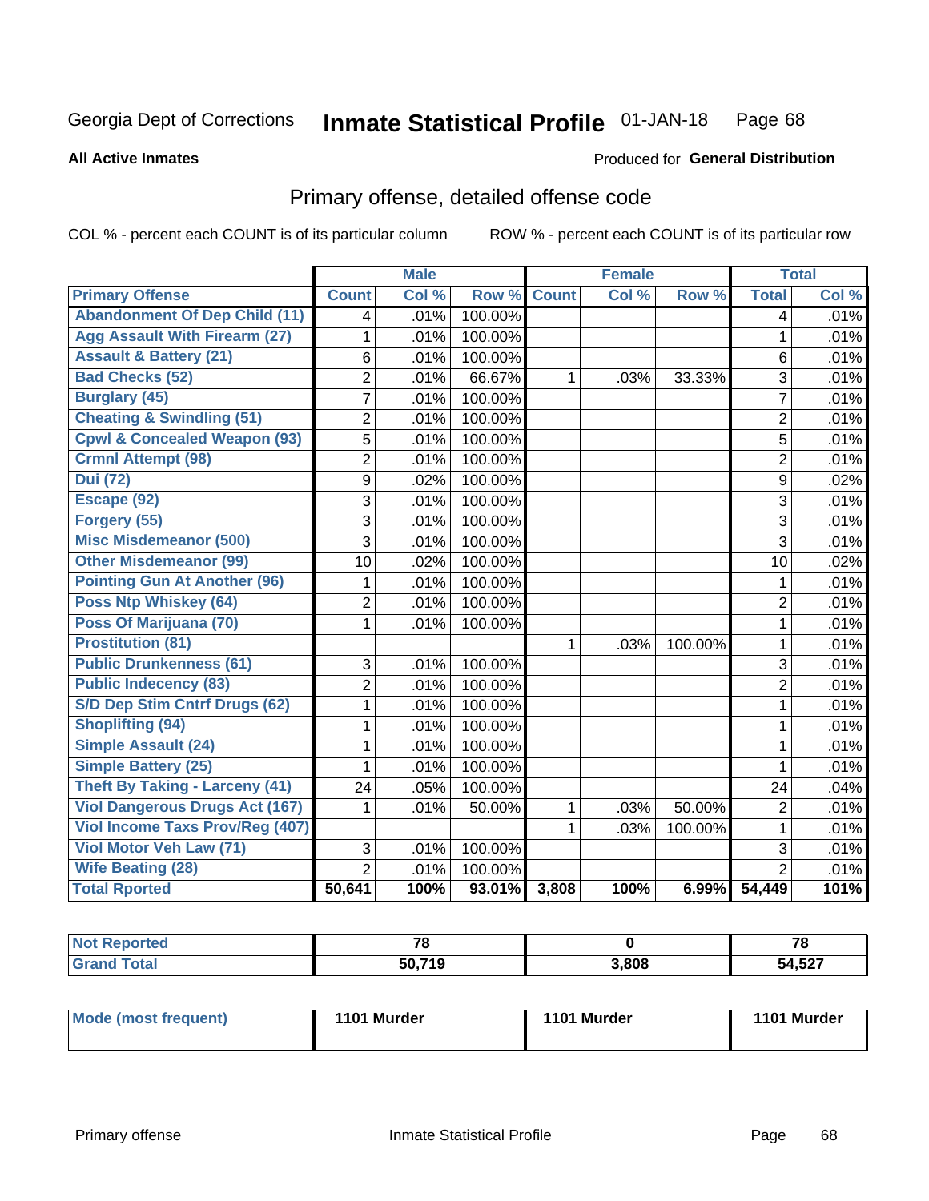Georgia Dept of Corrections **Inmate Statistical Profile** 01-JAN-18

**All Active Inmates**

Produced for **General Distribution**

## Primary offense, detailed offense code

COL % - percent each COUNT is of its particular column

ROW % - percent each COUNT is of its particular row

| | Male | | | Female | | | Total | |
|---|---|---|---|---|---|---|---|---|
| **Primary Offense** | **Count** | **Col %** | **Row %** | **Count** | **Col %** | **Row %** | **Total** | **Col %** |
| Abandonment Of Dep Child (11) | 4 | .01% | 100.00% | | | | 4 | .01% |
| Agg Assault With Firearm (27) | 1 | .01% | 100.00% | | | | 1 | .01% |
| Assault & Battery (21) | 6 | .01% | 100.00% | | | | 6 | .01% |
| Bad Checks (52) | 2 | .01% | 66.67% | 1 | .03% | 33.33% | 3 | .01% |
| Burglary (45) | 7 | .01% | 100.00% | | | | 7 | .01% |
| Cheating & Swindling (51) | 2 | .01% | 100.00% | | | | 2 | .01% |
| Cpwl & Concealed Weapon (93) | 5 | .01% | 100.00% | | | | 5 | .01% |
| Crmnl Attempt (98) | 2 | .01% | 100.00% | | | | 2 | .01% |
| Dui (72) | 9 | .02% | 100.00% | | | | 9 | .02% |
| Escape (92) | 3 | .01% | 100.00% | | | | 3 | .01% |
| Forgery (55) | 3 | .01% | 100.00% | | | | 3 | .01% |
| Misc Misdemeanor (500) | 3 | .01% | 100.00% | | | | 3 | .01% |
| Other Misdemeanor (99) | 10 | .02% | 100.00% | | | | 10 | .02% |
| Pointing Gun At Another (96) | 1 | .01% | 100.00% | | | | 1 | .01% |
| Poss Ntp Whiskey (64) | 2 | .01% | 100.00% | | | | 2 | .01% |
| Poss Of Marijuana (70) | 1 | .01% | 100.00% | | | | 1 | .01% |
| Prostitution (81) | | | | 1 | .03% | 100.00% | 1 | .01% |
| Public Drunkenness (61) | 3 | .01% | 100.00% | | | | 3 | .01% |
| Public Indecency (83) | 2 | .01% | 100.00% | | | | 2 | .01% |
| S/D Dep Stim Cntrf Drugs (62) | 1 | .01% | 100.00% | | | | 1 | .01% |
| Shoplifting (94) | 1 | .01% | 100.00% | | | | 1 | .01% |
| Simple Assault (24) | 1 | .01% | 100.00% | | | | 1 | .01% |
| Simple Battery (25) | 1 | .01% | 100.00% | | | | 1 | .01% |
| Theft By Taking - Larceny (41) | 24 | .05% | 100.00% | | | | 24 | .04% |
| Viol Dangerous Drugs Act (167) | 1 | .01% | 50.00% | 1 | .03% | 50.00% | 2 | .01% |
| Viol Income Taxs Prov/Reg (407) | | | | 1 | .03% | 100.00% | 1 | .01% |
| Viol Motor Veh Law (71) | 3 | .01% | 100.00% | | | | 3 | .01% |
| Wife Beating (28) | 2 | .01% | 100.00% | | | | 2 | .01% |
| **Total Rported** | **50,641** | **100%** | **93.01%** | **3,808** | **100%** | **6.99%** | **54,449** | **101%** |

| | Male | Female | Total |
|---|---|---|---|
| Not Reported | 78 | 0 | 78 |
| Grand Total | 50,719 | 3,808 | 54,527 |

| | Male | Female | Total |
|---|---|---|---|
| Mode (most frequent) | 1101 Murder | 1101 Murder | 1101 Murder |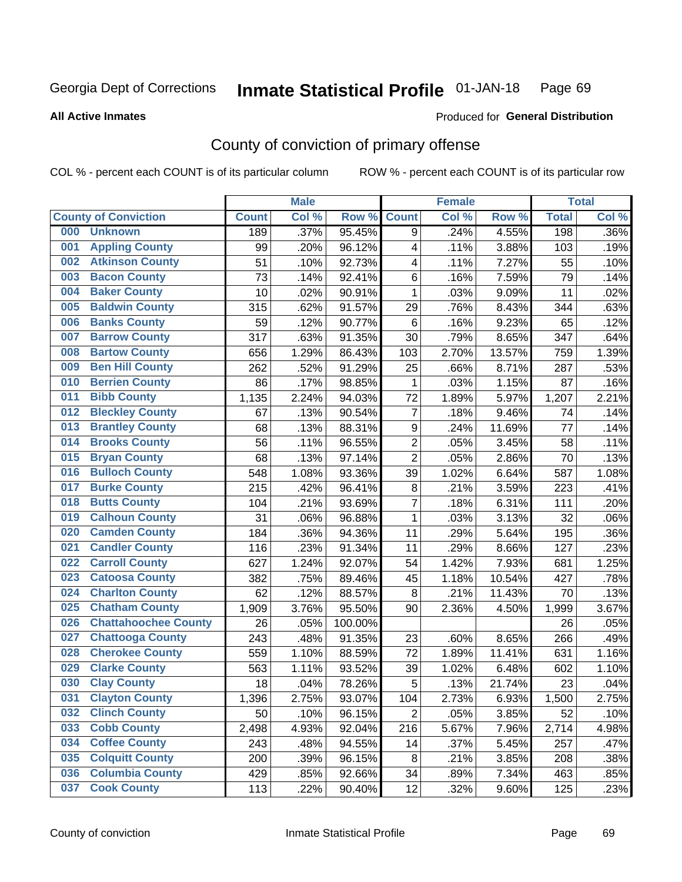Georgia Dept of Corrections **Inmate Statistical Profile** 01-JAN-18

**All Active Inmates**

Produced for **General Distribution**

## County of conviction of primary offense

COL % - percent each COUNT is of its particular column ROW % - percent each COUNT is of its particular row

| | | Male | | | Female | | | Total | |
|---|---|---|---|---|---|---|---|---|---|
| **County of Conviction** | | **Count** | **Col %** | **Row %** | **Count** | **Col %** | **Row %** | **Total** | **Col %** |
| 000 | Unknown | 189 | .37% | 95.45% | 9 | .24% | 4.55% | 198 | .36% |
| 001 | Appling County | 99 | .20% | 96.12% | 4 | .11% | 3.88% | 103 | .19% |
| 002 | Atkinson County | 51 | .10% | 92.73% | 4 | .11% | 7.27% | 55 | .10% |
| 003 | Bacon County | 73 | .14% | 92.41% | 6 | .16% | 7.59% | 79 | .14% |
| 004 | Baker County | 10 | .02% | 90.91% | 1 | .03% | 9.09% | 11 | .02% |
| 005 | Baldwin County | 315 | .62% | 91.57% | 29 | .76% | 8.43% | 344 | .63% |
| 006 | Banks County | 59 | .12% | 90.77% | 6 | .16% | 9.23% | 65 | .12% |
| 007 | Barrow County | 317 | .63% | 91.35% | 30 | .79% | 8.65% | 347 | .64% |
| 008 | Bartow County | 656 | 1.29% | 86.43% | 103 | 2.70% | 13.57% | 759 | 1.39% |
| 009 | Ben Hill County | 262 | .52% | 91.29% | 25 | .66% | 8.71% | 287 | .53% |
| 010 | Berrien County | 86 | .17% | 98.85% | 1 | .03% | 1.15% | 87 | .16% |
| 011 | Bibb County | 1,135 | 2.24% | 94.03% | 72 | 1.89% | 5.97% | 1,207 | 2.21% |
| 012 | Bleckley County | 67 | .13% | 90.54% | 7 | .18% | 9.46% | 74 | .14% |
| 013 | Brantley County | 68 | .13% | 88.31% | 9 | .24% | 11.69% | 77 | .14% |
| 014 | Brooks County | 56 | .11% | 96.55% | 2 | .05% | 3.45% | 58 | .11% |
| 015 | Bryan County | 68 | .13% | 97.14% | 2 | .05% | 2.86% | 70 | .13% |
| 016 | Bulloch County | 548 | 1.08% | 93.36% | 39 | 1.02% | 6.64% | 587 | 1.08% |
| 017 | Burke County | 215 | .42% | 96.41% | 8 | .21% | 3.59% | 223 | .41% |
| 018 | Butts County | 104 | .21% | 93.69% | 7 | .18% | 6.31% | 111 | .20% |
| 019 | Calhoun County | 31 | .06% | 96.88% | 1 | .03% | 3.13% | 32 | .06% |
| 020 | Camden County | 184 | .36% | 94.36% | 11 | .29% | 5.64% | 195 | .36% |
| 021 | Candler County | 116 | .23% | 91.34% | 11 | .29% | 8.66% | 127 | .23% |
| 022 | Carroll County | 627 | 1.24% | 92.07% | 54 | 1.42% | 7.93% | 681 | 1.25% |
| 023 | Catoosa County | 382 | .75% | 89.46% | 45 | 1.18% | 10.54% | 427 | .78% |
| 024 | Charlton County | 62 | .12% | 88.57% | 8 | .21% | 11.43% | 70 | .13% |
| 025 | Chatham County | 1,909 | 3.76% | 95.50% | 90 | 2.36% | 4.50% | 1,999 | 3.67% |
| 026 | Chattahoochee County | 26 | .05% | 100.00% | | | | 26 | .05% |
| 027 | Chattooga County | 243 | .48% | 91.35% | 23 | .60% | 8.65% | 266 | .49% |
| 028 | Cherokee County | 559 | 1.10% | 88.59% | 72 | 1.89% | 11.41% | 631 | 1.16% |
| 029 | Clarke County | 563 | 1.11% | 93.52% | 39 | 1.02% | 6.48% | 602 | 1.10% |
| 030 | Clay County | 18 | .04% | 78.26% | 5 | .13% | 21.74% | 23 | .04% |
| 031 | Clayton County | 1,396 | 2.75% | 93.07% | 104 | 2.73% | 6.93% | 1,500 | 2.75% |
| 032 | Clinch County | 50 | .10% | 96.15% | 2 | .05% | 3.85% | 52 | .10% |
| 033 | Cobb County | 2,498 | 4.93% | 92.04% | 216 | 5.67% | 7.96% | 2,714 | 4.98% |
| 034 | Coffee County | 243 | .48% | 94.55% | 14 | .37% | 5.45% | 257 | .47% |
| 035 | Colquitt County | 200 | .39% | 96.15% | 8 | .21% | 3.85% | 208 | .38% |
| 036 | Columbia County | 429 | .85% | 92.66% | 34 | .89% | 7.34% | 463 | .85% |
| 037 | Cook County | 113 | .22% | 90.40% | 12 | .32% | 9.60% | 125 | .23% |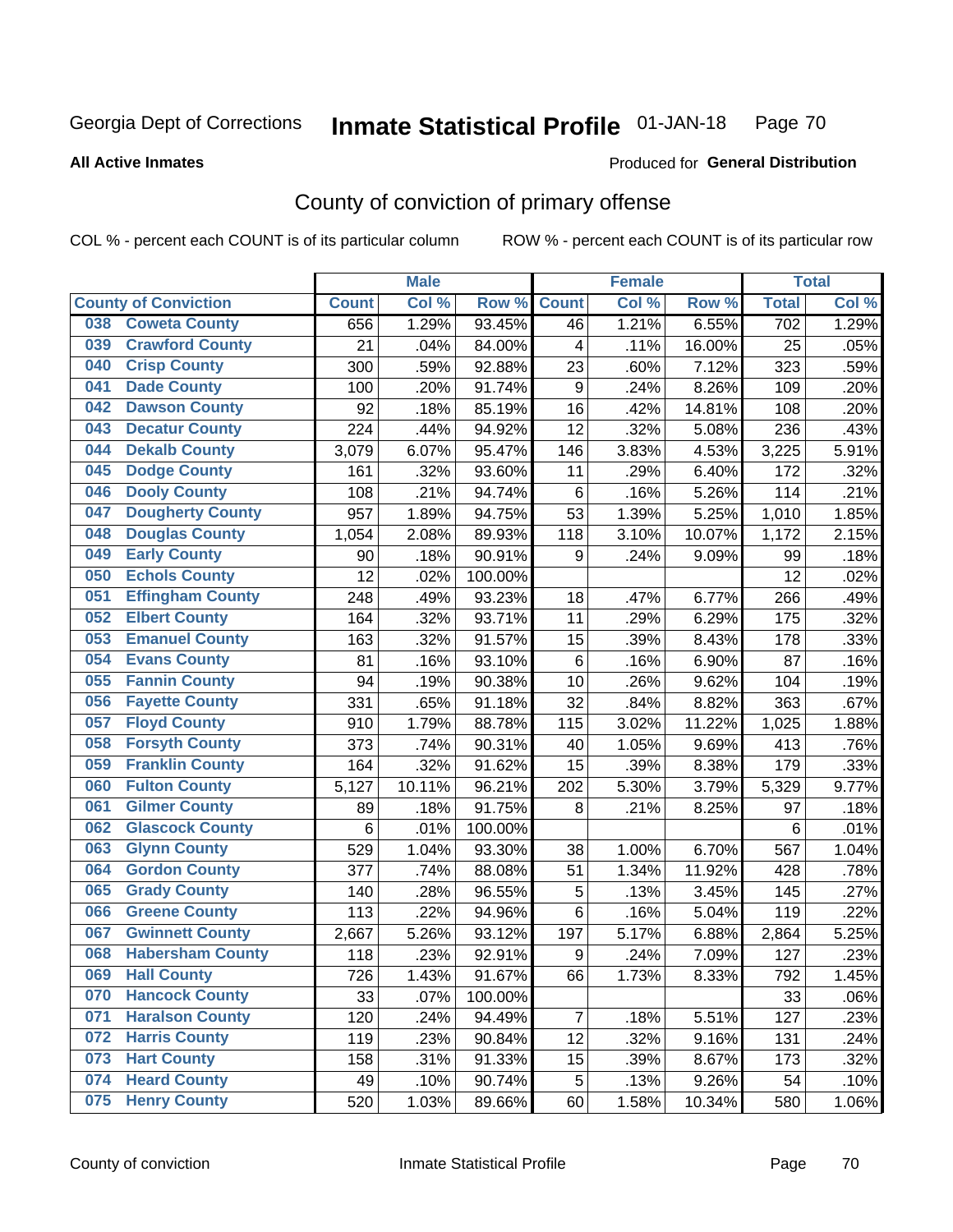Georgia Dept of Corrections **Inmate Statistical Profile** 01-JAN-18

**All Active Inmates**

Produced for **General Distribution**

## County of conviction of primary offense

COL % - percent each COUNT is of its particular column ROW % - percent each COUNT is of its particular row

| County of Conviction | Male | | | Female | | | Total | |
|---|---|---|---|---|---|---|---|---|
| | Count | Col % | Row % | Count | Col % | Row % | Total | Col % |
| 038 Coweta County | 656 | 1.29% | 93.45% | 46 | 1.21% | 6.55% | 702 | 1.29% |
| 039 Crawford County | 21 | .04% | 84.00% | 4 | .11% | 16.00% | 25 | .05% |
| 040 Crisp County | 300 | .59% | 92.88% | 23 | .60% | 7.12% | 323 | .59% |
| 041 Dade County | 100 | .20% | 91.74% | 9 | .24% | 8.26% | 109 | .20% |
| 042 Dawson County | 92 | .18% | 85.19% | 16 | .42% | 14.81% | 108 | .20% |
| 043 Decatur County | 224 | .44% | 94.92% | 12 | .32% | 5.08% | 236 | .43% |
| 044 Dekalb County | 3,079 | 6.07% | 95.47% | 146 | 3.83% | 4.53% | 3,225 | 5.91% |
| 045 Dodge County | 161 | .32% | 93.60% | 11 | .29% | 6.40% | 172 | .32% |
| 046 Dooly County | 108 | .21% | 94.74% | 6 | .16% | 5.26% | 114 | .21% |
| 047 Dougherty County | 957 | 1.89% | 94.75% | 53 | 1.39% | 5.25% | 1,010 | 1.85% |
| 048 Douglas County | 1,054 | 2.08% | 89.93% | 118 | 3.10% | 10.07% | 1,172 | 2.15% |
| 049 Early County | 90 | .18% | 90.91% | 9 | .24% | 9.09% | 99 | .18% |
| 050 Echols County | 12 | .02% | 100.00% | | | | 12 | .02% |
| 051 Effingham County | 248 | .49% | 93.23% | 18 | .47% | 6.77% | 266 | .49% |
| 052 Elbert County | 164 | .32% | 93.71% | 11 | .29% | 6.29% | 175 | .32% |
| 053 Emanuel County | 163 | .32% | 91.57% | 15 | .39% | 8.43% | 178 | .33% |
| 054 Evans County | 81 | .16% | 93.10% | 6 | .16% | 6.90% | 87 | .16% |
| 055 Fannin County | 94 | .19% | 90.38% | 10 | .26% | 9.62% | 104 | .19% |
| 056 Fayette County | 331 | .65% | 91.18% | 32 | .84% | 8.82% | 363 | .67% |
| 057 Floyd County | 910 | 1.79% | 88.78% | 115 | 3.02% | 11.22% | 1,025 | 1.88% |
| 058 Forsyth County | 373 | .74% | 90.31% | 40 | 1.05% | 9.69% | 413 | .76% |
| 059 Franklin County | 164 | .32% | 91.62% | 15 | .39% | 8.38% | 179 | .33% |
| 060 Fulton County | 5,127 | 10.11% | 96.21% | 202 | 5.30% | 3.79% | 5,329 | 9.77% |
| 061 Gilmer County | 89 | .18% | 91.75% | 8 | .21% | 8.25% | 97 | .18% |
| 062 Glascock County | 6 | .01% | 100.00% | | | | 6 | .01% |
| 063 Glynn County | 529 | 1.04% | 93.30% | 38 | 1.00% | 6.70% | 567 | 1.04% |
| 064 Gordon County | 377 | .74% | 88.08% | 51 | 1.34% | 11.92% | 428 | .78% |
| 065 Grady County | 140 | .28% | 96.55% | 5 | .13% | 3.45% | 145 | .27% |
| 066 Greene County | 113 | .22% | 94.96% | 6 | .16% | 5.04% | 119 | .22% |
| 067 Gwinnett County | 2,667 | 5.26% | 93.12% | 197 | 5.17% | 6.88% | 2,864 | 5.25% |
| 068 Habersham County | 118 | .23% | 92.91% | 9 | .24% | 7.09% | 127 | .23% |
| 069 Hall County | 726 | 1.43% | 91.67% | 66 | 1.73% | 8.33% | 792 | 1.45% |
| 070 Hancock County | 33 | .07% | 100.00% | | | | 33 | .06% |
| 071 Haralson County | 120 | .24% | 94.49% | 7 | .18% | 5.51% | 127 | .23% |
| 072 Harris County | 119 | .23% | 90.84% | 12 | .32% | 9.16% | 131 | .24% |
| 073 Hart County | 158 | .31% | 91.33% | 15 | .39% | 8.67% | 173 | .32% |
| 074 Heard County | 49 | .10% | 90.74% | 5 | .13% | 9.26% | 54 | .10% |
| 075 Henry County | 520 | 1.03% | 89.66% | 60 | 1.58% | 10.34% | 580 | 1.06% |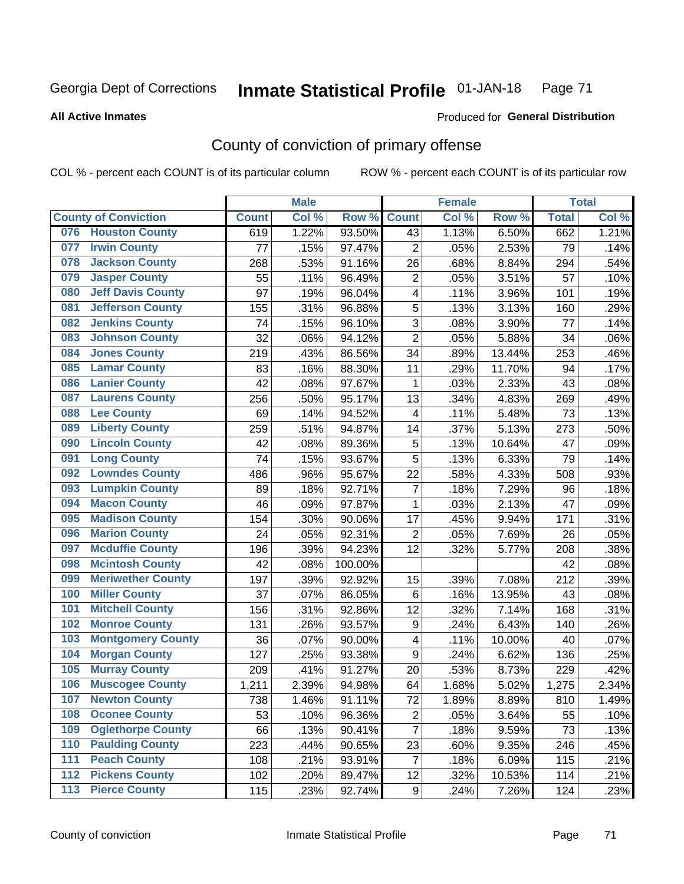Georgia Dept of Corrections **Inmate Statistical Profile** 01-JAN-18

**All Active Inmates**

Produced for **General Distribution**

## County of conviction of primary offense

COL % - percent each COUNT is of its particular column ROW % - percent each COUNT is of its particular row

| County of Conviction | Male | | | Female | | | Total | |
|---|---|---|---|---|---|---|---|---|
| | Count | Col % | Row % | Count | Col % | Row % | Total | Col % |
| 076 Houston County | 619 | 1.22% | 93.50% | 43 | 1.13% | 6.50% | 662 | 1.21% |
| 077 Irwin County | 77 | .15% | 97.47% | 2 | .05% | 2.53% | 79 | .14% |
| 078 Jackson County | 268 | .53% | 91.16% | 26 | .68% | 8.84% | 294 | .54% |
| 079 Jasper County | 55 | .11% | 96.49% | 2 | .05% | 3.51% | 57 | .10% |
| 080 Jeff Davis County | 97 | .19% | 96.04% | 4 | .11% | 3.96% | 101 | .19% |
| 081 Jefferson County | 155 | .31% | 96.88% | 5 | .13% | 3.13% | 160 | .29% |
| 082 Jenkins County | 74 | .15% | 96.10% | 3 | .08% | 3.90% | 77 | .14% |
| 083 Johnson County | 32 | .06% | 94.12% | 2 | .05% | 5.88% | 34 | .06% |
| 084 Jones County | 219 | .43% | 86.56% | 34 | .89% | 13.44% | 253 | .46% |
| 085 Lamar County | 83 | .16% | 88.30% | 11 | .29% | 11.70% | 94 | .17% |
| 086 Lanier County | 42 | .08% | 97.67% | 1 | .03% | 2.33% | 43 | .08% |
| 087 Laurens County | 256 | .50% | 95.17% | 13 | .34% | 4.83% | 269 | .49% |
| 088 Lee County | 69 | .14% | 94.52% | 4 | .11% | 5.48% | 73 | .13% |
| 089 Liberty County | 259 | .51% | 94.87% | 14 | .37% | 5.13% | 273 | .50% |
| 090 Lincoln County | 42 | .08% | 89.36% | 5 | .13% | 10.64% | 47 | .09% |
| 091 Long County | 74 | .15% | 93.67% | 5 | .13% | 6.33% | 79 | .14% |
| 092 Lowndes County | 486 | .96% | 95.67% | 22 | .58% | 4.33% | 508 | .93% |
| 093 Lumpkin County | 89 | .18% | 92.71% | 7 | .18% | 7.29% | 96 | .18% |
| 094 Macon County | 46 | .09% | 97.87% | 1 | .03% | 2.13% | 47 | .09% |
| 095 Madison County | 154 | .30% | 90.06% | 17 | .45% | 9.94% | 171 | .31% |
| 096 Marion County | 24 | .05% | 92.31% | 2 | .05% | 7.69% | 26 | .05% |
| 097 Mcduffie County | 196 | .39% | 94.23% | 12 | .32% | 5.77% | 208 | .38% |
| 098 Mcintosh County | 42 | .08% | 100.00% | | | | 42 | .08% |
| 099 Meriwether County | 197 | .39% | 92.92% | 15 | .39% | 7.08% | 212 | .39% |
| 100 Miller County | 37 | .07% | 86.05% | 6 | .16% | 13.95% | 43 | .08% |
| 101 Mitchell County | 156 | .31% | 92.86% | 12 | .32% | 7.14% | 168 | .31% |
| 102 Monroe County | 131 | .26% | 93.57% | 9 | .24% | 6.43% | 140 | .26% |
| 103 Montgomery County | 36 | .07% | 90.00% | 4 | .11% | 10.00% | 40 | .07% |
| 104 Morgan County | 127 | .25% | 93.38% | 9 | .24% | 6.62% | 136 | .25% |
| 105 Murray County | 209 | .41% | 91.27% | 20 | .53% | 8.73% | 229 | .42% |
| 106 Muscogee County | 1,211 | 2.39% | 94.98% | 64 | 1.68% | 5.02% | 1,275 | 2.34% |
| 107 Newton County | 738 | 1.46% | 91.11% | 72 | 1.89% | 8.89% | 810 | 1.49% |
| 108 Oconee County | 53 | .10% | 96.36% | 2 | .05% | 3.64% | 55 | .10% |
| 109 Oglethorpe County | 66 | .13% | 90.41% | 7 | .18% | 9.59% | 73 | .13% |
| 110 Paulding County | 223 | .44% | 90.65% | 23 | .60% | 9.35% | 246 | .45% |
| 111 Peach County | 108 | .21% | 93.91% | 7 | .18% | 6.09% | 115 | .21% |
| 112 Pickens County | 102 | .20% | 89.47% | 12 | .32% | 10.53% | 114 | .21% |
| 113 Pierce County | 115 | .23% | 92.74% | 9 | .24% | 7.26% | 124 | .23% |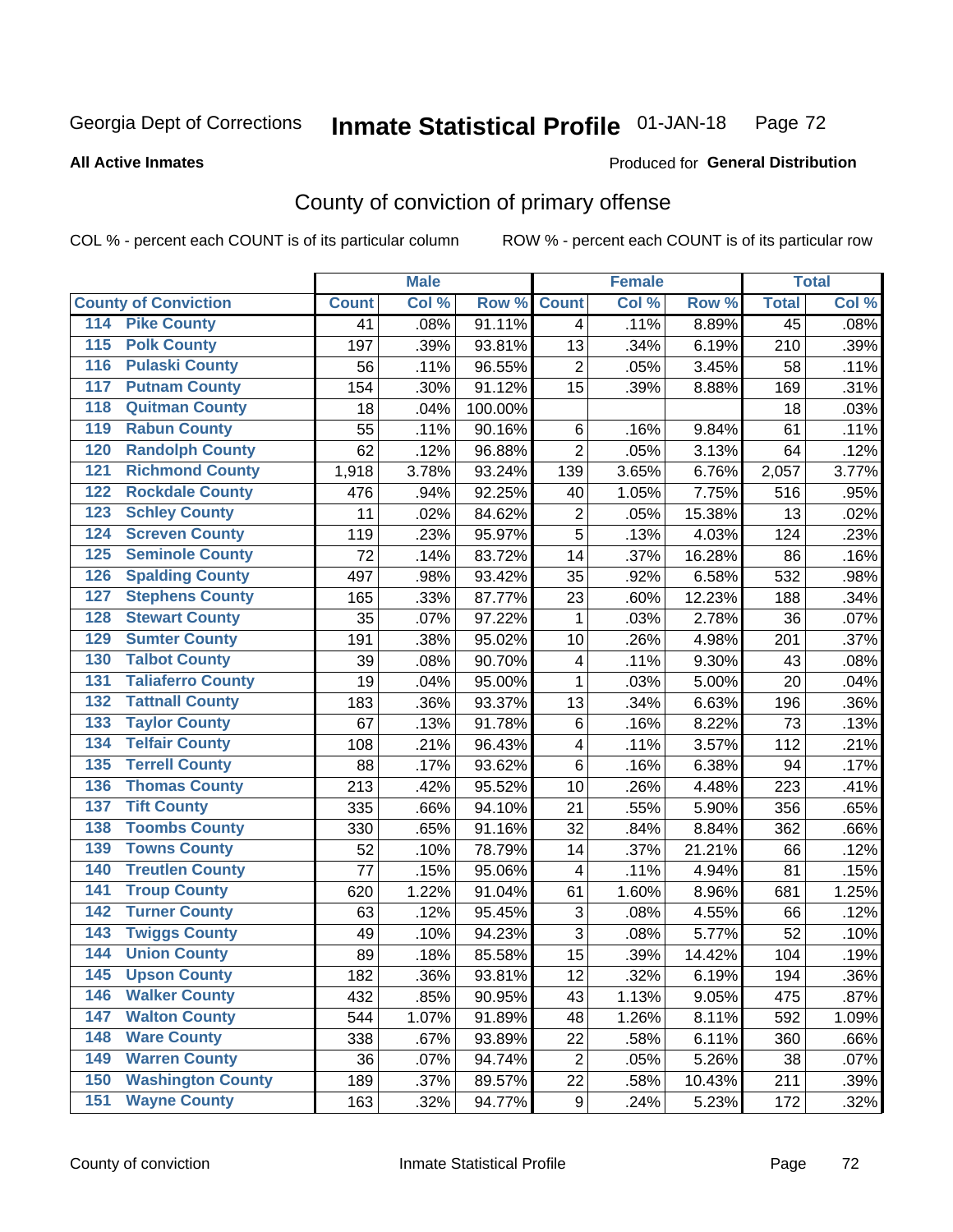Georgia Dept of Corrections **Inmate Statistical Profile** 01-JAN-18

**All Active Inmates**

Produced for **General Distribution**

## County of conviction of primary offense

COL % - percent each COUNT is of its particular column ROW % - percent each COUNT is of its particular row

| County of Conviction | Male | | | Female | | | Total | |
|---|---|---|---|---|---|---|---|---|
| | Count | Col % | Row % | Count | Col % | Row % | Total | Col % |
| 114 Pike County | 41 | .08% | 91.11% | 4 | .11% | 8.89% | 45 | .08% |
| 115 Polk County | 197 | .39% | 93.81% | 13 | .34% | 6.19% | 210 | .39% |
| 116 Pulaski County | 56 | .11% | 96.55% | 2 | .05% | 3.45% | 58 | .11% |
| 117 Putnam County | 154 | .30% | 91.12% | 15 | .39% | 8.88% | 169 | .31% |
| 118 Quitman County | 18 | .04% | 100.00% | | | | 18 | .03% |
| 119 Rabun County | 55 | .11% | 90.16% | 6 | .16% | 9.84% | 61 | .11% |
| 120 Randolph County | 62 | .12% | 96.88% | 2 | .05% | 3.13% | 64 | .12% |
| 121 Richmond County | 1,918 | 3.78% | 93.24% | 139 | 3.65% | 6.76% | 2,057 | 3.77% |
| 122 Rockdale County | 476 | .94% | 92.25% | 40 | 1.05% | 7.75% | 516 | .95% |
| 123 Schley County | 11 | .02% | 84.62% | 2 | .05% | 15.38% | 13 | .02% |
| 124 Screven County | 119 | .23% | 95.97% | 5 | .13% | 4.03% | 124 | .23% |
| 125 Seminole County | 72 | .14% | 83.72% | 14 | .37% | 16.28% | 86 | .16% |
| 126 Spalding County | 497 | .98% | 93.42% | 35 | .92% | 6.58% | 532 | .98% |
| 127 Stephens County | 165 | .33% | 87.77% | 23 | .60% | 12.23% | 188 | .34% |
| 128 Stewart County | 35 | .07% | 97.22% | 1 | .03% | 2.78% | 36 | .07% |
| 129 Sumter County | 191 | .38% | 95.02% | 10 | .26% | 4.98% | 201 | .37% |
| 130 Talbot County | 39 | .08% | 90.70% | 4 | .11% | 9.30% | 43 | .08% |
| 131 Taliaferro County | 19 | .04% | 95.00% | 1 | .03% | 5.00% | 20 | .04% |
| 132 Tattnall County | 183 | .36% | 93.37% | 13 | .34% | 6.63% | 196 | .36% |
| 133 Taylor County | 67 | .13% | 91.78% | 6 | .16% | 8.22% | 73 | .13% |
| 134 Telfair County | 108 | .21% | 96.43% | 4 | .11% | 3.57% | 112 | .21% |
| 135 Terrell County | 88 | .17% | 93.62% | 6 | .16% | 6.38% | 94 | .17% |
| 136 Thomas County | 213 | .42% | 95.52% | 10 | .26% | 4.48% | 223 | .41% |
| 137 Tift County | 335 | .66% | 94.10% | 21 | .55% | 5.90% | 356 | .65% |
| 138 Toombs County | 330 | .65% | 91.16% | 32 | .84% | 8.84% | 362 | .66% |
| 139 Towns County | 52 | .10% | 78.79% | 14 | .37% | 21.21% | 66 | .12% |
| 140 Treutlen County | 77 | .15% | 95.06% | 4 | .11% | 4.94% | 81 | .15% |
| 141 Troup County | 620 | 1.22% | 91.04% | 61 | 1.60% | 8.96% | 681 | 1.25% |
| 142 Turner County | 63 | .12% | 95.45% | 3 | .08% | 4.55% | 66 | .12% |
| 143 Twiggs County | 49 | .10% | 94.23% | 3 | .08% | 5.77% | 52 | .10% |
| 144 Union County | 89 | .18% | 85.58% | 15 | .39% | 14.42% | 104 | .19% |
| 145 Upson County | 182 | .36% | 93.81% | 12 | .32% | 6.19% | 194 | .36% |
| 146 Walker County | 432 | .85% | 90.95% | 43 | 1.13% | 9.05% | 475 | .87% |
| 147 Walton County | 544 | 1.07% | 91.89% | 48 | 1.26% | 8.11% | 592 | 1.09% |
| 148 Ware County | 338 | .67% | 93.89% | 22 | .58% | 6.11% | 360 | .66% |
| 149 Warren County | 36 | .07% | 94.74% | 2 | .05% | 5.26% | 38 | .07% |
| 150 Washington County | 189 | .37% | 89.57% | 22 | .58% | 10.43% | 211 | .39% |
| 151 Wayne County | 163 | .32% | 94.77% | 9 | .24% | 5.23% | 172 | .32% |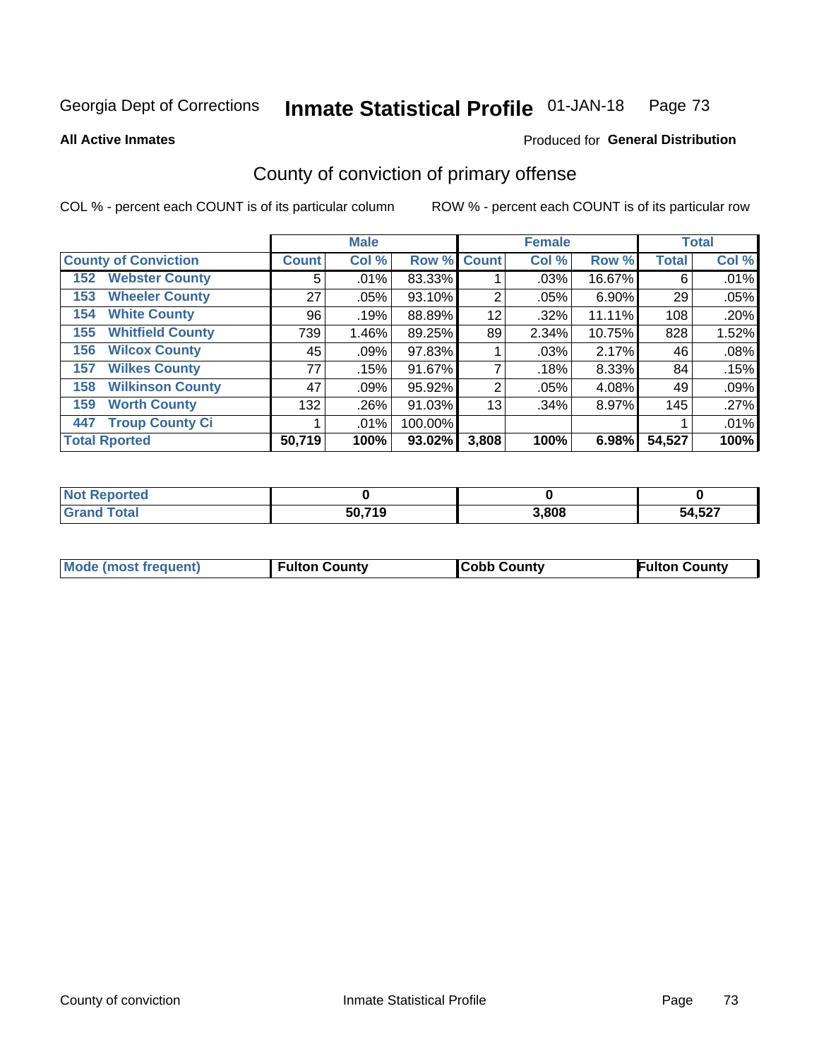Georgia Dept of Corrections **Inmate Statistical Profile** 01-JAN-18

**All Active Inmates**

Produced for **General Distribution**

## County of conviction of primary offense

COL % - percent each COUNT is of its particular column

ROW % - percent each COUNT is of its particular row

| | Male | | | Female | | | Total | |
|---|---|---|---|---|---|---|---|---|
| **County of Conviction** | **Count** | **Col %** | **Row %** | **Count** | **Col %** | **Row %** | **Total** | **Col %** |
| **152 Webster County** | 5 | .01% | 83.33% | 1 | .03% | 16.67% | 6 | .01% |
| **153 Wheeler County** | 27 | .05% | 93.10% | 2 | .05% | 6.90% | 29 | .05% |
| **154 White County** | 96 | .19% | 88.89% | 12 | .32% | 11.11% | 108 | .20% |
| **155 Whitfield County** | 739 | 1.46% | 89.25% | 89 | 2.34% | 10.75% | 828 | 1.52% |
| **156 Wilcox County** | 45 | .09% | 97.83% | 1 | .03% | 2.17% | 46 | .08% |
| **157 Wilkes County** | 77 | .15% | 91.67% | 7 | .18% | 8.33% | 84 | .15% |
| **158 Wilkinson County** | 47 | .09% | 95.92% | 2 | .05% | 4.08% | 49 | .09% |
| **159 Worth County** | 132 | .26% | 91.03% | 13 | .34% | 8.97% | 145 | .27% |
| **447 Troup County Ci** | 1 | .01% | 100.00% | | | | 1 | .01% |
| **Total Rported** | **50,719** | **100%** | **93.02%** | **3,808** | **100%** | **6.98%** | **54,527** | **100%** |

| | Male | Female | Total |
|---|---|---|---|
| **Not Reported** | **0** | **0** | **0** |
| **Grand Total** | **50,719** | **3,808** | **54,527** |

| | Male | Female | Total |
|---|---|---|---|
| **Mode (most frequent)** | **Fulton County** | **Cobb County** | **Fulton County** |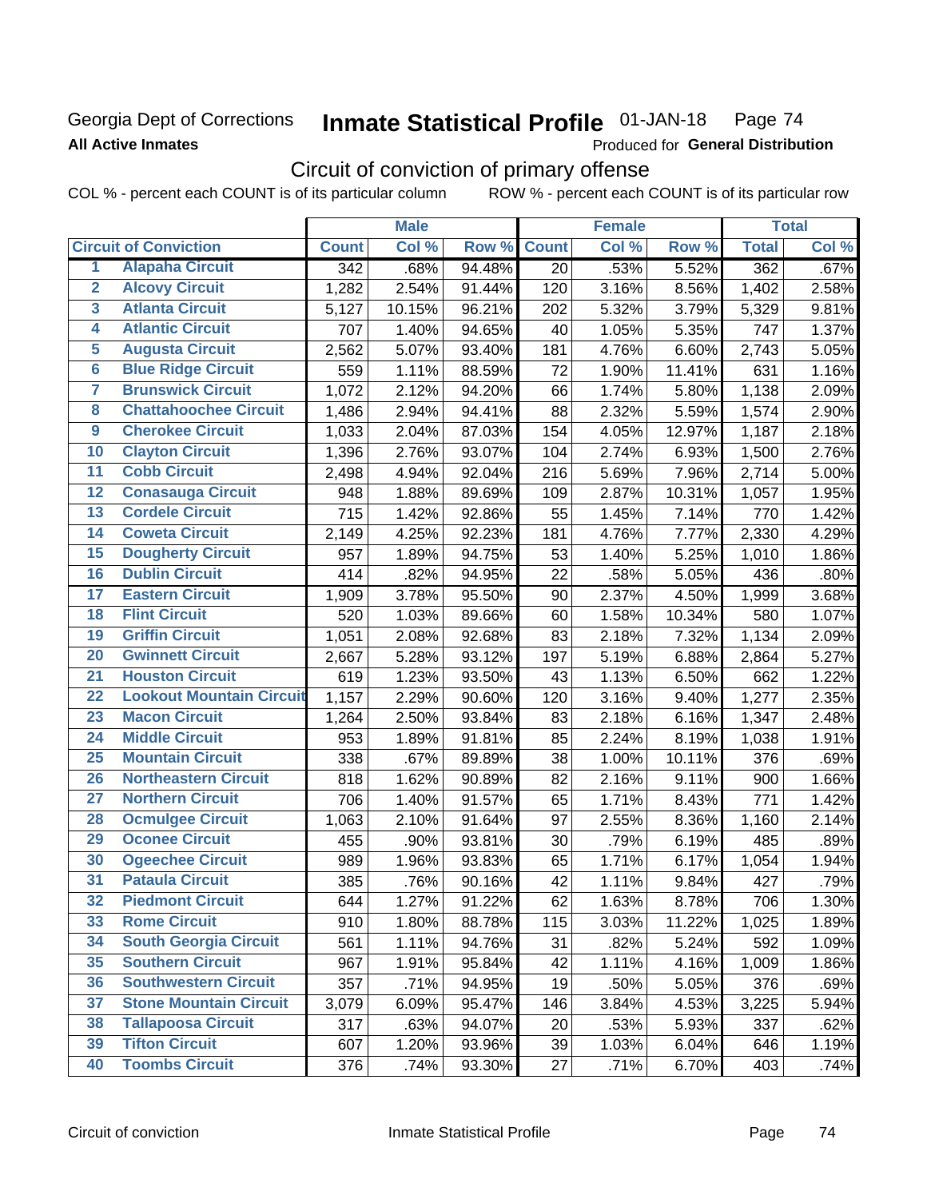Georgia Dept of Corrections
**All Active Inmates**

# Inmate Statistical Profile 01-JAN-18 Page 74

Produced for **General Distribution**

## Circuit of conviction of primary offense

COL % - percent each COUNT is of its particular column ROW % - percent each COUNT is of its particular row

| | | Male | | | Female | | | Total | |
|---|---|---|---|---|---|---|---|---|---|
| **Circuit of Conviction** | | **Count** | **Col %** | **Row %** | **Count** | **Col %** | **Row %** | **Total** | **Col %** |
| 1 | Alapaha Circuit | 342 | .68% | 94.48% | 20 | .53% | 5.52% | 362 | .67% |
| 2 | Alcovy Circuit | 1,282 | 2.54% | 91.44% | 120 | 3.16% | 8.56% | 1,402 | 2.58% |
| 3 | Atlanta Circuit | 5,127 | 10.15% | 96.21% | 202 | 5.32% | 3.79% | 5,329 | 9.81% |
| 4 | Atlantic Circuit | 707 | 1.40% | 94.65% | 40 | 1.05% | 5.35% | 747 | 1.37% |
| 5 | Augusta Circuit | 2,562 | 5.07% | 93.40% | 181 | 4.76% | 6.60% | 2,743 | 5.05% |
| 6 | Blue Ridge Circuit | 559 | 1.11% | 88.59% | 72 | 1.90% | 11.41% | 631 | 1.16% |
| 7 | Brunswick Circuit | 1,072 | 2.12% | 94.20% | 66 | 1.74% | 5.80% | 1,138 | 2.09% |
| 8 | Chattahoochee Circuit | 1,486 | 2.94% | 94.41% | 88 | 2.32% | 5.59% | 1,574 | 2.90% |
| 9 | Cherokee Circuit | 1,033 | 2.04% | 87.03% | 154 | 4.05% | 12.97% | 1,187 | 2.18% |
| 10 | Clayton Circuit | 1,396 | 2.76% | 93.07% | 104 | 2.74% | 6.93% | 1,500 | 2.76% |
| 11 | Cobb Circuit | 2,498 | 4.94% | 92.04% | 216 | 5.69% | 7.96% | 2,714 | 5.00% |
| 12 | Conasauga Circuit | 948 | 1.88% | 89.69% | 109 | 2.87% | 10.31% | 1,057 | 1.95% |
| 13 | Cordele Circuit | 715 | 1.42% | 92.86% | 55 | 1.45% | 7.14% | 770 | 1.42% |
| 14 | Coweta Circuit | 2,149 | 4.25% | 92.23% | 181 | 4.76% | 7.77% | 2,330 | 4.29% |
| 15 | Dougherty Circuit | 957 | 1.89% | 94.75% | 53 | 1.40% | 5.25% | 1,010 | 1.86% |
| 16 | Dublin Circuit | 414 | .82% | 94.95% | 22 | .58% | 5.05% | 436 | .80% |
| 17 | Eastern Circuit | 1,909 | 3.78% | 95.50% | 90 | 2.37% | 4.50% | 1,999 | 3.68% |
| 18 | Flint Circuit | 520 | 1.03% | 89.66% | 60 | 1.58% | 10.34% | 580 | 1.07% |
| 19 | Griffin Circuit | 1,051 | 2.08% | 92.68% | 83 | 2.18% | 7.32% | 1,134 | 2.09% |
| 20 | Gwinnett Circuit | 2,667 | 5.28% | 93.12% | 197 | 5.19% | 6.88% | 2,864 | 5.27% |
| 21 | Houston Circuit | 619 | 1.23% | 93.50% | 43 | 1.13% | 6.50% | 662 | 1.22% |
| 22 | Lookout Mountain Circuit | 1,157 | 2.29% | 90.60% | 120 | 3.16% | 9.40% | 1,277 | 2.35% |
| 23 | Macon Circuit | 1,264 | 2.50% | 93.84% | 83 | 2.18% | 6.16% | 1,347 | 2.48% |
| 24 | Middle Circuit | 953 | 1.89% | 91.81% | 85 | 2.24% | 8.19% | 1,038 | 1.91% |
| 25 | Mountain Circuit | 338 | .67% | 89.89% | 38 | 1.00% | 10.11% | 376 | .69% |
| 26 | Northeastern Circuit | 818 | 1.62% | 90.89% | 82 | 2.16% | 9.11% | 900 | 1.66% |
| 27 | Northern Circuit | 706 | 1.40% | 91.57% | 65 | 1.71% | 8.43% | 771 | 1.42% |
| 28 | Ocmulgee Circuit | 1,063 | 2.10% | 91.64% | 97 | 2.55% | 8.36% | 1,160 | 2.14% |
| 29 | Oconee Circuit | 455 | .90% | 93.81% | 30 | .79% | 6.19% | 485 | .89% |
| 30 | Ogeechee Circuit | 989 | 1.96% | 93.83% | 65 | 1.71% | 6.17% | 1,054 | 1.94% |
| 31 | Pataula Circuit | 385 | .76% | 90.16% | 42 | 1.11% | 9.84% | 427 | .79% |
| 32 | Piedmont Circuit | 644 | 1.27% | 91.22% | 62 | 1.63% | 8.78% | 706 | 1.30% |
| 33 | Rome Circuit | 910 | 1.80% | 88.78% | 115 | 3.03% | 11.22% | 1,025 | 1.89% |
| 34 | South Georgia Circuit | 561 | 1.11% | 94.76% | 31 | .82% | 5.24% | 592 | 1.09% |
| 35 | Southern Circuit | 967 | 1.91% | 95.84% | 42 | 1.11% | 4.16% | 1,009 | 1.86% |
| 36 | Southwestern Circuit | 357 | .71% | 94.95% | 19 | .50% | 5.05% | 376 | .69% |
| 37 | Stone Mountain Circuit | 3,079 | 6.09% | 95.47% | 146 | 3.84% | 4.53% | 3,225 | 5.94% |
| 38 | Tallapoosa Circuit | 317 | .63% | 94.07% | 20 | .53% | 5.93% | 337 | .62% |
| 39 | Tifton Circuit | 607 | 1.20% | 93.96% | 39 | 1.03% | 6.04% | 646 | 1.19% |
| 40 | Toombs Circuit | 376 | .74% | 93.30% | 27 | .71% | 6.70% | 403 | .74% |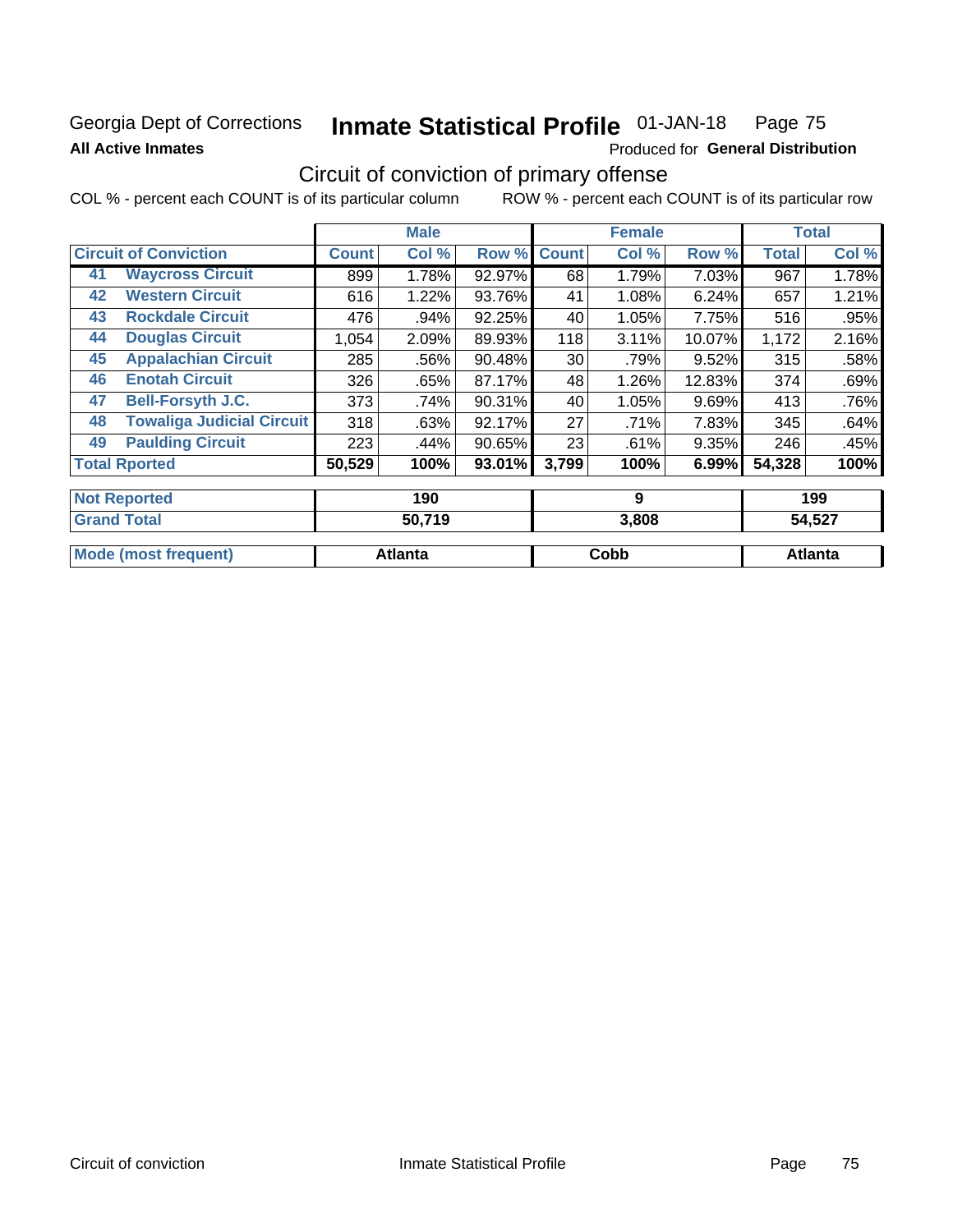Georgia Dept of Corrections **Inmate Statistical Profile** 01-JAN-18 Page 75

**All Active Inmates**

Produced for **General Distribution**

## Circuit of conviction of primary offense

COL % - percent each COUNT is of its particular column    ROW % - percent each COUNT is of its particular row

| Circuit of Conviction | | Male | | | Female | | | Total | |
|---|---|---|---|---|---|---|---|---|---|
| | | Count | Col % | Row % | Count | Col % | Row % | Total | Col % |
| 41 | Waycross Circuit | 899 | 1.78% | 92.97% | 68 | 1.79% | 7.03% | 967 | 1.78% |
| 42 | Western Circuit | 616 | 1.22% | 93.76% | 41 | 1.08% | 6.24% | 657 | 1.21% |
| 43 | Rockdale Circuit | 476 | .94% | 92.25% | 40 | 1.05% | 7.75% | 516 | .95% |
| 44 | Douglas Circuit | 1,054 | 2.09% | 89.93% | 118 | 3.11% | 10.07% | 1,172 | 2.16% |
| 45 | Appalachian Circuit | 285 | .56% | 90.48% | 30 | .79% | 9.52% | 315 | .58% |
| 46 | Enotah Circuit | 326 | .65% | 87.17% | 48 | 1.26% | 12.83% | 374 | .69% |
| 47 | Bell-Forsyth J.C. | 373 | .74% | 90.31% | 40 | 1.05% | 9.69% | 413 | .76% |
| 48 | Towaliga Judicial Circuit | 318 | .63% | 92.17% | 27 | .71% | 7.83% | 345 | .64% |
| 49 | Paulding Circuit | 223 | .44% | 90.65% | 23 | .61% | 9.35% | 246 | .45% |
| Total Rported | | 50,529 | 100% | 93.01% | 3,799 | 100% | 6.99% | 54,328 | 100% |
| Not Reported | | 190 | | | 9 | | | 199 | |
| Grand Total | | 50,719 | | | 3,808 | | | 54,527 | |
| Mode (most frequent) | | Atlanta | | | Cobb | | | Atlanta | |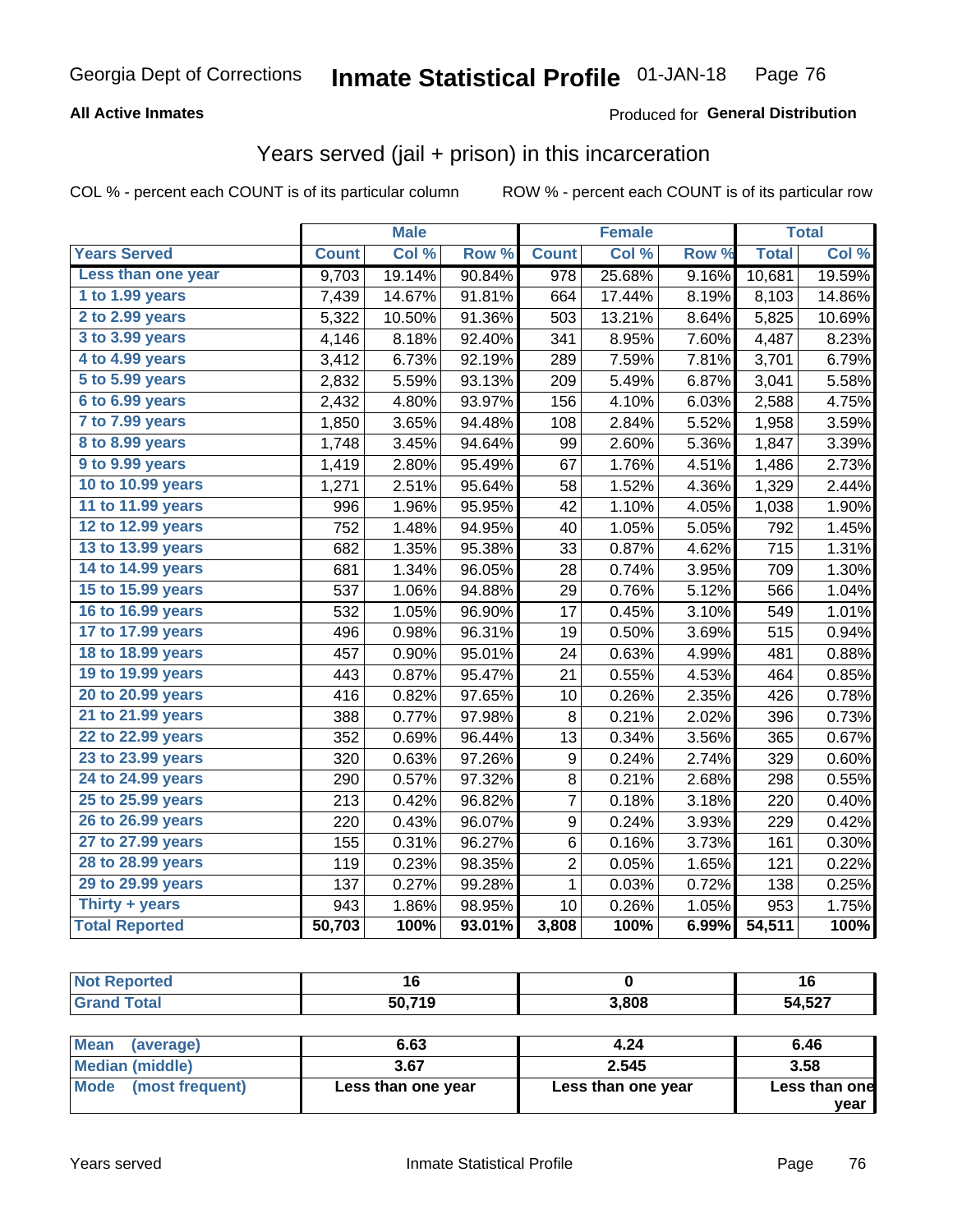Georgia Dept of Corrections **Inmate Statistical Profile** 01-JAN-18

**All Active Inmates**

Produced for **General Distribution**

## Years served (jail + prison) in this incarceration

COL % - percent each COUNT is of its particular column

ROW % - percent each COUNT is of its particular row

| | Male | | | Female | | | Total | |
|---|---|---|---|---|---|---|---|---|
| **Years Served** | **Count** | **Col %** | **Row %** | **Count** | **Col %** | **Row %** | **Total** | **Col %** |
| Less than one year | 9,703 | 19.14% | 90.84% | 978 | 25.68% | 9.16% | 10,681 | 19.59% |
| 1 to 1.99 years | 7,439 | 14.67% | 91.81% | 664 | 17.44% | 8.19% | 8,103 | 14.86% |
| 2 to 2.99 years | 5,322 | 10.50% | 91.36% | 503 | 13.21% | 8.64% | 5,825 | 10.69% |
| 3 to 3.99 years | 4,146 | 8.18% | 92.40% | 341 | 8.95% | 7.60% | 4,487 | 8.23% |
| 4 to 4.99 years | 3,412 | 6.73% | 92.19% | 289 | 7.59% | 7.81% | 3,701 | 6.79% |
| 5 to 5.99 years | 2,832 | 5.59% | 93.13% | 209 | 5.49% | 6.87% | 3,041 | 5.58% |
| 6 to 6.99 years | 2,432 | 4.80% | 93.97% | 156 | 4.10% | 6.03% | 2,588 | 4.75% |
| 7 to 7.99 years | 1,850 | 3.65% | 94.48% | 108 | 2.84% | 5.52% | 1,958 | 3.59% |
| 8 to 8.99 years | 1,748 | 3.45% | 94.64% | 99 | 2.60% | 5.36% | 1,847 | 3.39% |
| 9 to 9.99 years | 1,419 | 2.80% | 95.49% | 67 | 1.76% | 4.51% | 1,486 | 2.73% |
| 10 to 10.99 years | 1,271 | 2.51% | 95.64% | 58 | 1.52% | 4.36% | 1,329 | 2.44% |
| 11 to 11.99 years | 996 | 1.96% | 95.95% | 42 | 1.10% | 4.05% | 1,038 | 1.90% |
| 12 to 12.99 years | 752 | 1.48% | 94.95% | 40 | 1.05% | 5.05% | 792 | 1.45% |
| 13 to 13.99 years | 682 | 1.35% | 95.38% | 33 | 0.87% | 4.62% | 715 | 1.31% |
| 14 to 14.99 years | 681 | 1.34% | 96.05% | 28 | 0.74% | 3.95% | 709 | 1.30% |
| 15 to 15.99 years | 537 | 1.06% | 94.88% | 29 | 0.76% | 5.12% | 566 | 1.04% |
| 16 to 16.99 years | 532 | 1.05% | 96.90% | 17 | 0.45% | 3.10% | 549 | 1.01% |
| 17 to 17.99 years | 496 | 0.98% | 96.31% | 19 | 0.50% | 3.69% | 515 | 0.94% |
| 18 to 18.99 years | 457 | 0.90% | 95.01% | 24 | 0.63% | 4.99% | 481 | 0.88% |
| 19 to 19.99 years | 443 | 0.87% | 95.47% | 21 | 0.55% | 4.53% | 464 | 0.85% |
| 20 to 20.99 years | 416 | 0.82% | 97.65% | 10 | 0.26% | 2.35% | 426 | 0.78% |
| 21 to 21.99 years | 388 | 0.77% | 97.98% | 8 | 0.21% | 2.02% | 396 | 0.73% |
| 22 to 22.99 years | 352 | 0.69% | 96.44% | 13 | 0.34% | 3.56% | 365 | 0.67% |
| 23 to 23.99 years | 320 | 0.63% | 97.26% | 9 | 0.24% | 2.74% | 329 | 0.60% |
| 24 to 24.99 years | 290 | 0.57% | 97.32% | 8 | 0.21% | 2.68% | 298 | 0.55% |
| 25 to 25.99 years | 213 | 0.42% | 96.82% | 7 | 0.18% | 3.18% | 220 | 0.40% |
| 26 to 26.99 years | 220 | 0.43% | 96.07% | 9 | 0.24% | 3.93% | 229 | 0.42% |
| 27 to 27.99 years | 155 | 0.31% | 96.27% | 6 | 0.16% | 3.73% | 161 | 0.30% |
| 28 to 28.99 years | 119 | 0.23% | 98.35% | 2 | 0.05% | 1.65% | 121 | 0.22% |
| 29 to 29.99 years | 137 | 0.27% | 99.28% | 1 | 0.03% | 0.72% | 138 | 0.25% |
| Thirty + years | 943 | 1.86% | 98.95% | 10 | 0.26% | 1.05% | 953 | 1.75% |
| **Total Reported** | **50,703** | **100%** | **93.01%** | **3,808** | **100%** | **6.99%** | **54,511** | **100%** |

| | Male | Female | Total |
|---|---|---|---|
| Not Reported | **16** | **0** | **16** |
| Grand Total | **50,719** | **3,808** | **54,527** |

| | Male | Female | Total |
|---|---|---|---|
| Mean (average) | **6.63** | **4.24** | **6.46** |
| Median (middle) | **3.67** | **2.545** | **3.58** |
| Mode (most frequent) | **Less than one year** | **Less than one year** | **Less than one year** |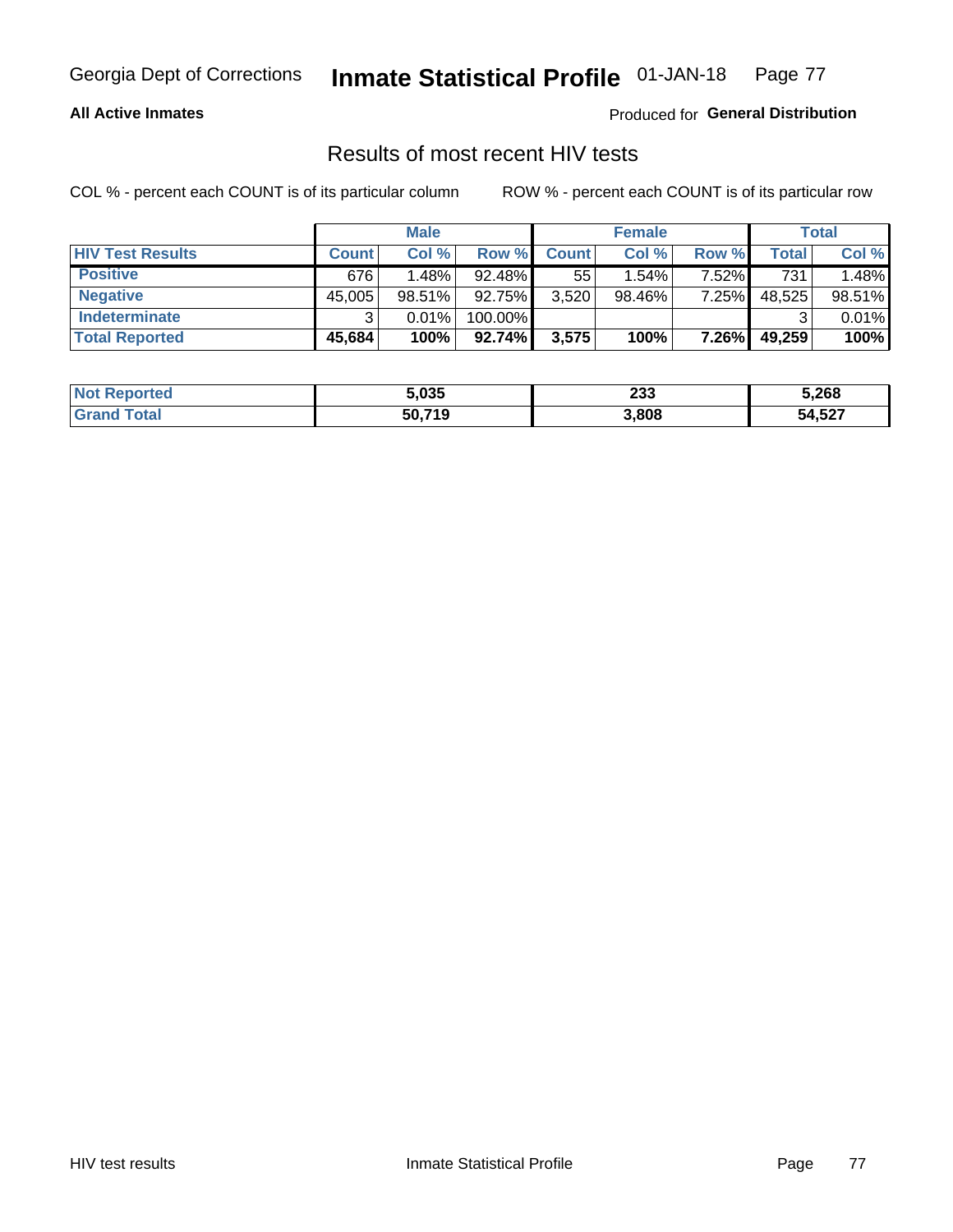Georgia Dept of Corrections **Inmate Statistical Profile** 01-JAN-18

**All Active Inmates**

Produced for **General Distribution**

## Results of most recent HIV tests

COL % - percent each COUNT is of its particular column ROW % - percent each COUNT is of its particular row

| | Male | | | Female | | | Total | |
|---|---|---|---|---|---|---|---|---|
| **HIV Test Results** | **Count** | **Col %** | **Row %** | **Count** | **Col %** | **Row %** | **Total** | **Col %** |
| **Positive** | 676 | 1.48% | 92.48% | 55 | 1.54% | 7.52% | 731 | 1.48% |
| **Negative** | 45,005 | 98.51% | 92.75% | 3,520 | 98.46% | 7.25% | 48,525 | 98.51% |
| **Indeterminate** | 3 | 0.01% | 100.00% | | | | 3 | 0.01% |
| **Total Reported** | **45,684** | **100%** | **92.74%** | **3,575** | **100%** | **7.26%** | **49,259** | **100%** |

| | Male | Female | Total |
|---|---|---|---|
| **Not Reported** | **5,035** | **233** | **5,268** |
| **Grand Total** | **50,719** | **3,808** | **54,527** |

HIV test results Inmate Statistical Profile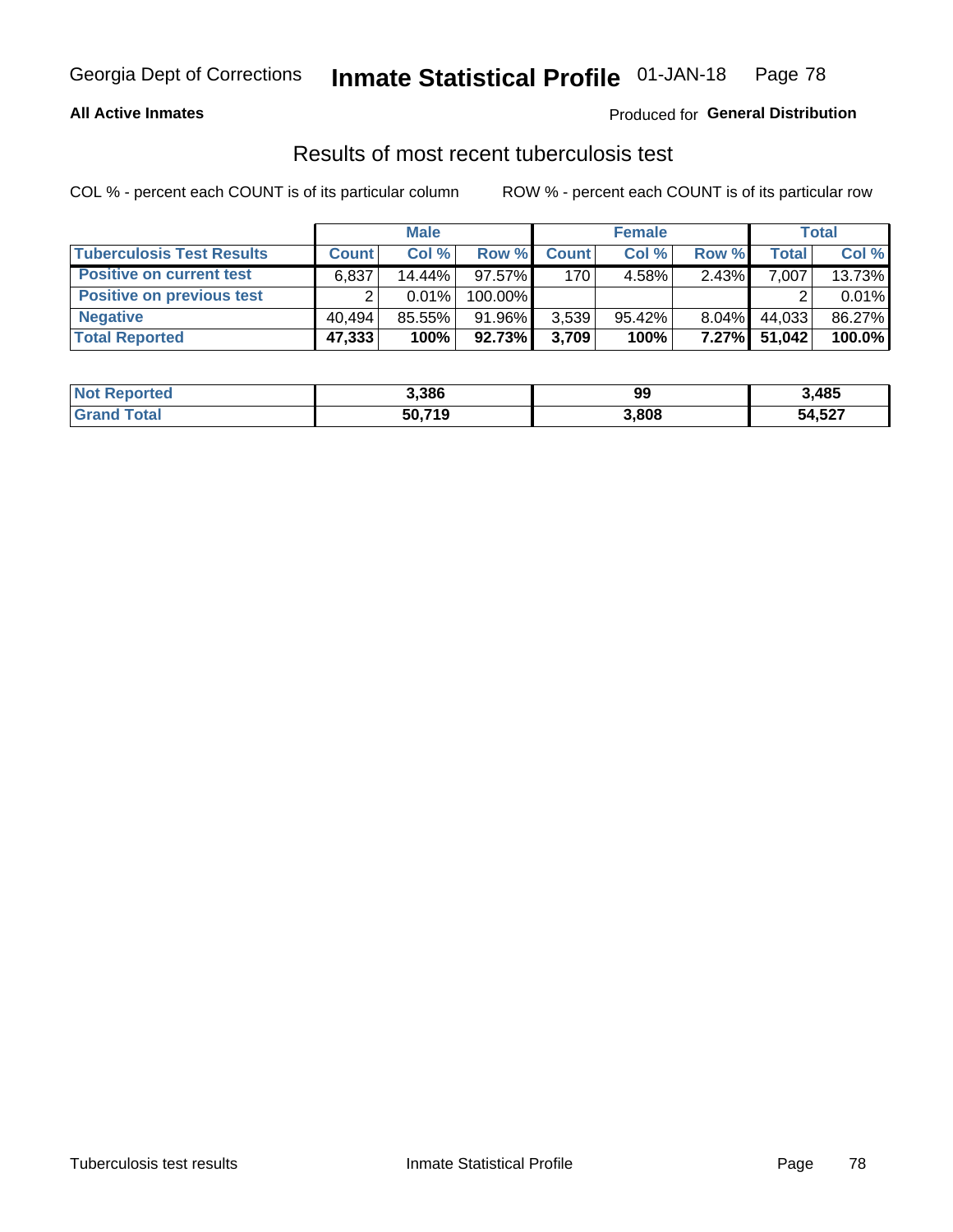**All Active Inmates**

Produced for **General Distribution**

## Results of most recent tuberculosis test

COL % - percent each COUNT is of its particular column

ROW % - percent each COUNT is of its particular row

| | Male | | | Female | | | Total | |
|---|---|---|---|---|---|---|---|---|
| **Tuberculosis Test Results** | **Count** | **Col %** | **Row %** | **Count** | **Col %** | **Row %** | **Total** | **Col %** |
| **Positive on current test** | 6,837 | 14.44% | 97.57% | 170 | 4.58% | 2.43% | 7,007 | 13.73% |
| **Positive on previous test** | 2 | 0.01% | 100.00% | | | | 2 | 0.01% |
| **Negative** | 40,494 | 85.55% | 91.96% | 3,539 | 95.42% | 8.04% | 44,033 | 86.27% |
| **Total Reported** | **47,333** | **100%** | **92.73%** | **3,709** | **100%** | **7.27%** | **51,042** | **100.0%** |

| | Male | Female | Total |
|---|---|---|---|
| **Not Reported** | **3,386** | **99** | **3,485** |
| **Grand Total** | **50,719** | **3,808** | **54,527** |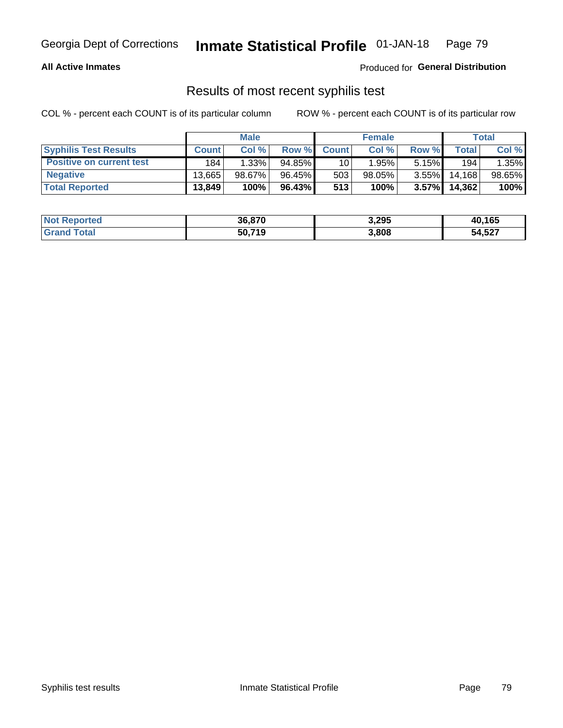Georgia Dept of Corrections **Inmate Statistical Profile** 01-JAN-18

**All Active Inmates**

Produced for **General Distribution**

## Results of most recent syphilis test

COL % - percent each COUNT is of its particular column

ROW % - percent each COUNT is of its particular row

| | Male | | | Female | | | Total | |
|---|---|---|---|---|---|---|---|---|
| **Syphilis Test Results** | **Count** | **Col %** | **Row %** | **Count** | **Col %** | **Row %** | **Total** | **Col %** |
| **Positive on current test** | 184 | 1.33% | 94.85% | 10 | 1.95% | 5.15% | 194 | 1.35% |
| **Negative** | 13,665 | 98.67% | 96.45% | 503 | 98.05% | 3.55% | 14,168 | 98.65% |
| **Total Reported** | **13,849** | **100%** | **96.43%** | **513** | **100%** | **3.57%** | **14,362** | **100%** |

| | Male | Female | Total |
|---|---|---|---|
| **Not Reported** | **36,870** | **3,295** | **40,165** |
| **Grand Total** | **50,719** | **3,808** | **54,527** |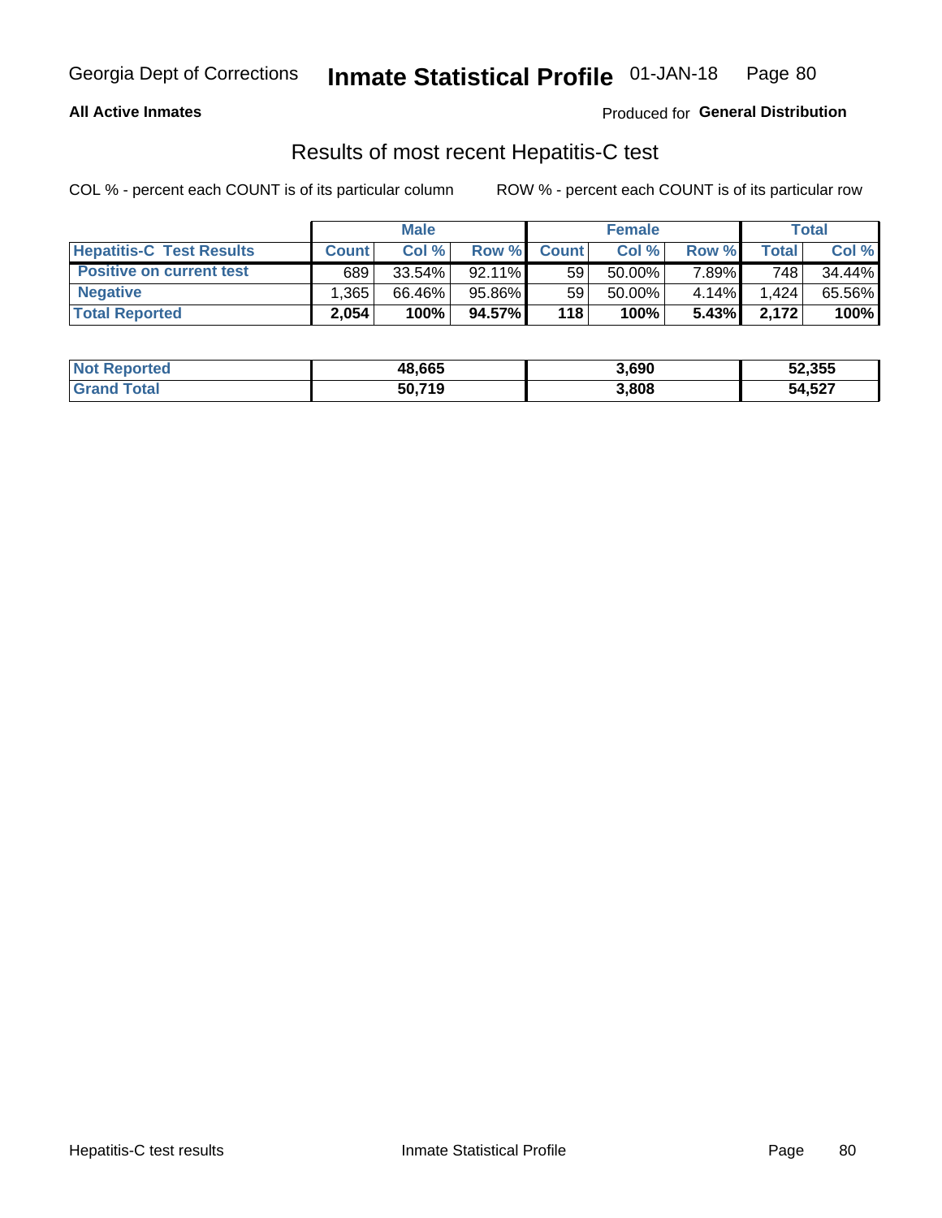Georgia Dept of Corrections **Inmate Statistical Profile** 01-JAN-18

**All Active Inmates**

Produced for **General Distribution**

## Results of most recent Hepatitis-C test

COL % - percent each COUNT is of its particular column ROW % - percent each COUNT is of its particular row

| | Male | | | Female | | | Total | |
|---|---|---|---|---|---|---|---|---|
| **Hepatitis-C Test Results** | **Count** | **Col %** | **Row %** | **Count** | **Col %** | **Row %** | **Total** | **Col %** |
| **Positive on current test** | 689 | 33.54% | 92.11% | 59 | 50.00% | 7.89% | 748 | 34.44% |
| **Negative** | 1,365 | 66.46% | 95.86% | 59 | 50.00% | 4.14% | 1,424 | 65.56% |
| **Total Reported** | **2,054** | **100%** | **94.57%** | **118** | **100%** | **5.43%** | **2,172** | **100%** |

| | Male | Female | Total |
|---|---|---|---|
| **Not Reported** | **48,665** | **3,690** | **52,355** |
| **Grand Total** | **50,719** | **3,808** | **54,527** |

Hepatitis-C test results